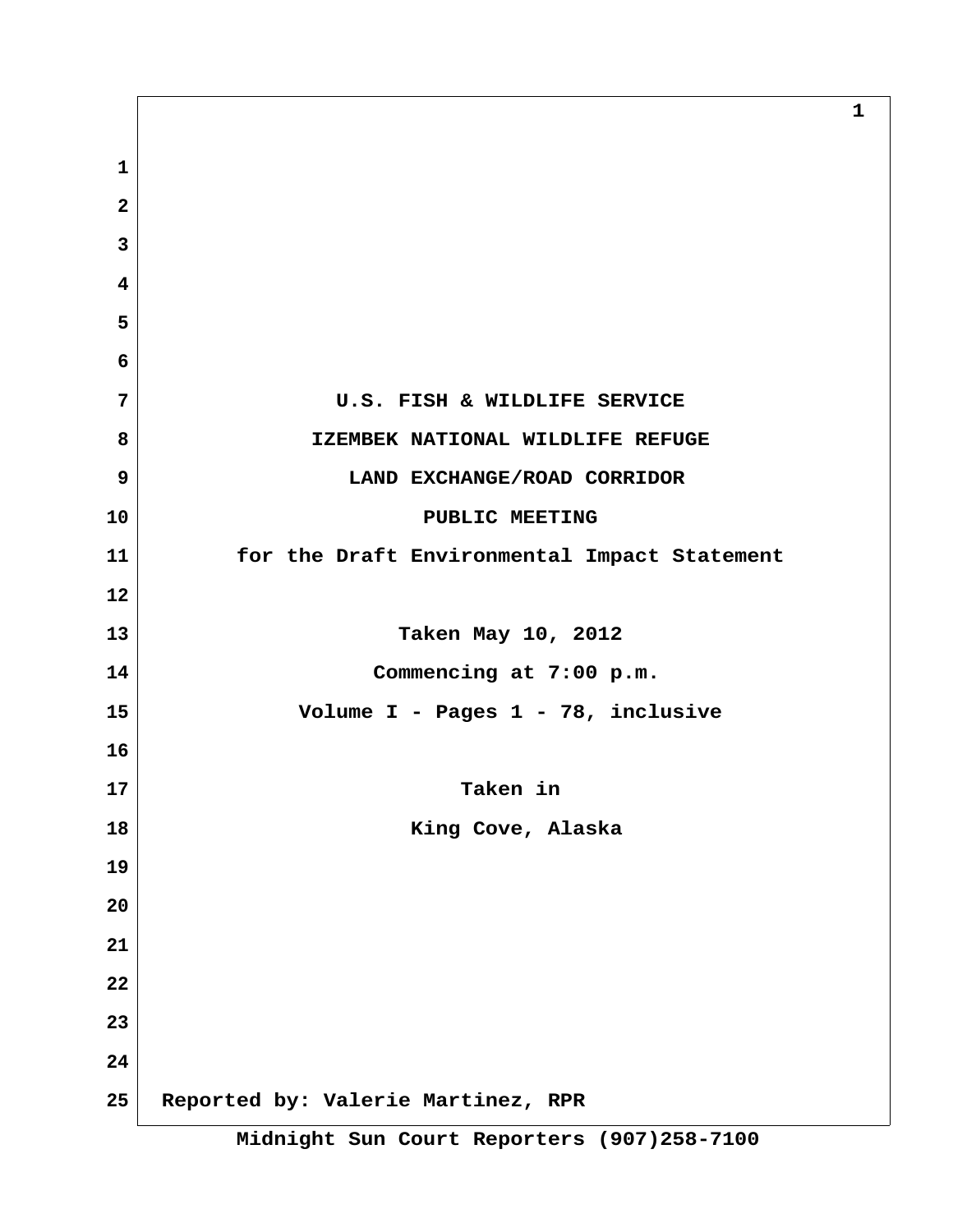U.S. FISH & WILDLIFE SERVICE

IZEMBEK NATIONAL WILDLIFE REFUGE

LAND EXCHANGE/ROAD CORRIDOR

PUBLIC MEETING

for the Draft Environmental Impact Statement

Taken May 10, 2012

Commencing at 7:00 p.m.

Volume I - Pages 1 - 78, inclusive

Taken in

King Cove, Alaska

Reported by: Valerie Martinez, RPR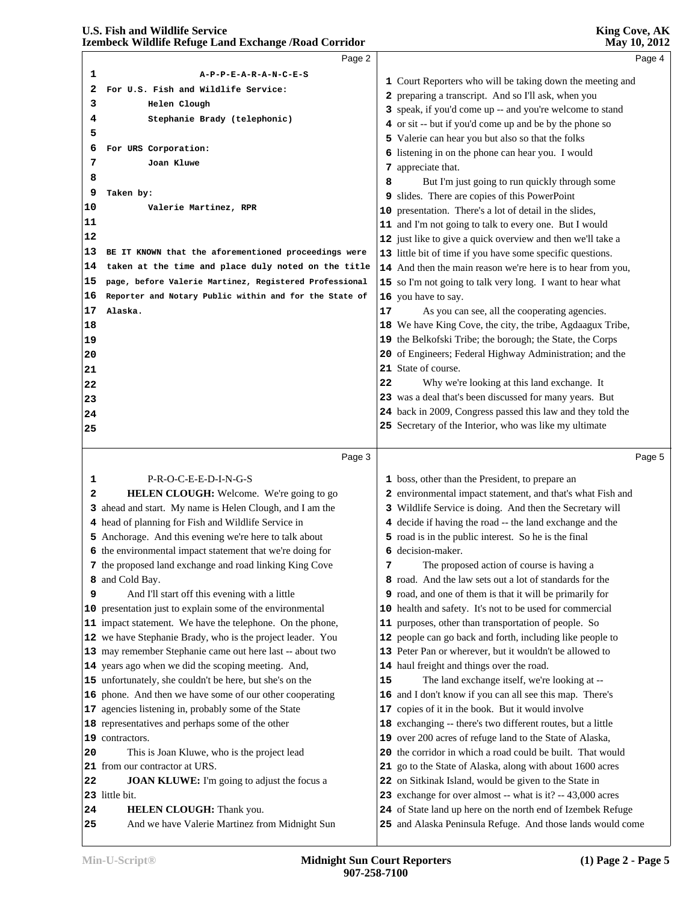A-P-P-E-A-R-A-N-C-E-S

For U.S. Fish and Wildlife Service:
Helen Clough
Stephanie Brady (telephonic)

For URS Corporation:
Joan Kluwe

Taken by:
Valerie Martinez, RPR

BE IT KNOWN that the aforementioned proceedings were taken at the time and place duly noted on the title page, before Valerie Martinez, Registered Professional Reporter and Notary Public within and for the State of Alaska.

P-R-O-C-E-E-D-I-N-G-S

**HELEN CLOUGH:** Welcome. We're going to go ahead and start. My name is Helen Clough, and I am the head of planning for Fish and Wildlife Service in Anchorage. And this evening we're here to talk about the environmental impact statement that we're doing for the proposed land exchange and road linking King Cove and Cold Bay.

And I'll start off this evening with a little presentation just to explain some of the environmental impact statement. We have the telephone. On the phone, we have Stephanie Brady, who is the project leader. You may remember Stephanie came out here last -- about two years ago when we did the scoping meeting. And, unfortunately, she couldn't be here, but she's on the phone. And then we have some of our other cooperating agencies listening in, probably some of the State representatives and perhaps some of the other contractors.

This is Joan Kluwe, who is the project lead from our contractor at URS.

**JOAN KLUWE:** I'm going to adjust the focus a little bit.

**HELEN CLOUGH:** Thank you.

And we have Valerie Martinez from Midnight Sun Court Reporters who will be taking down the meeting and preparing a transcript. And so I'll ask, when you speak, if you'd come up -- and you're welcome to stand or sit -- but if you'd come up and be by the phone so Valerie can hear you but also so that the folks listening in on the phone can hear you. I would appreciate that.

But I'm just going to run quickly through some slides. There are copies of this PowerPoint presentation. There's a lot of detail in the slides, and I'm not going to talk to every one. But I would just like to give a quick overview and then we'll take a little bit of time if you have some specific questions. And then the main reason we're here is to hear from you, so I'm not going to talk very long. I want to hear what you have to say.

As you can see, all the cooperating agencies. We have King Cove, the city, the tribe, Agdaagux Tribe, the Belkofski Tribe; the borough; the State, the Corps of Engineers; Federal Highway Administration; and the State of course.

Why we're looking at this land exchange. It was a deal that's been discussed for many years. But back in 2009, Congress passed this law and they told the Secretary of the Interior, who was like my ultimate boss, other than the President, to prepare an environmental impact statement, and that's what Fish and Wildlife Service is doing. And then the Secretary will decide if having the road -- the land exchange and the road is in the public interest. So he is the final decision-maker.

The proposed action of course is having a road. And the law sets out a lot of standards for the road, and one of them is that it will be primarily for health and safety. It's not to be used for commercial purposes, other than transportation of people. So people can go back and forth, including like people to Peter Pan or wherever, but it wouldn't be allowed to haul freight and things over the road.

The land exchange itself, we're looking at -- and I don't know if you can all see this map. There's copies of it in the book. But it would involve exchanging -- there's two different routes, but a little over 200 acres of refuge land to the State of Alaska, the corridor in which a road could be built. That would go to the State of Alaska, along with about 1600 acres on Sitkinak Island, would be given to the State in exchange for over almost -- what is it? -- 43,000 acres of State land up here on the north end of Izembek Refuge and Alaska Peninsula Refuge. And those lands would come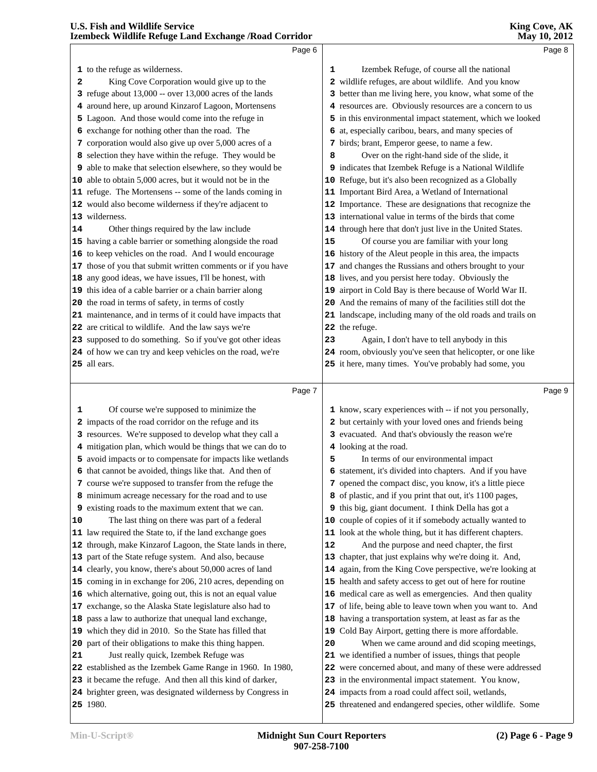Page 6

1 to the refuge as wilderness.
2 King Cove Corporation would give up to the
3 refuge about 13,000 -- over 13,000 acres of the lands
4 around here, up around Kinzarof Lagoon, Mortensens
5 Lagoon. And those would come into the refuge in
6 exchange for nothing other than the road. The
7 corporation would also give up over 5,000 acres of a
8 selection they have within the refuge. They would be
9 able to make that selection elsewhere, so they would be
10 able to obtain 5,000 acres, but it would not be in the
11 refuge. The Mortensens -- some of the lands coming in
12 would also become wilderness if they're adjacent to
13 wilderness.
14 Other things required by the law include
15 having a cable barrier or something alongside the road
16 to keep vehicles on the road. And I would encourage
17 those of you that submit written comments or if you have
18 any good ideas, we have issues, I'll be honest, with
19 this idea of a cable barrier or a chain barrier along
20 the road in terms of safety, in terms of costly
21 maintenance, and in terms of it could have impacts that
22 are critical to wildlife. And the law says we're
23 supposed to do something. So if you've got other ideas
24 of how we can try and keep vehicles on the road, we're
25 all ears.

Page 7

1 Of course we're supposed to minimize the
2 impacts of the road corridor on the refuge and its
3 resources. We're supposed to develop what they call a
4 mitigation plan, which would be things that we can do to
5 avoid impacts or to compensate for impacts like wetlands
6 that cannot be avoided, things like that. And then of
7 course we're supposed to transfer from the refuge the
8 minimum acreage necessary for the road and to use
9 existing roads to the maximum extent that we can.
10 The last thing on there was part of a federal
11 law required the State to, if the land exchange goes
12 through, make Kinzarof Lagoon, the State lands in there,
13 part of the State refuge system. And also, because
14 clearly, you know, there's about 50,000 acres of land
15 coming in in exchange for 206, 210 acres, depending on
16 which alternative, going out, this is not an equal value
17 exchange, so the Alaska State legislature also had to
18 pass a law to authorize that unequal land exchange,
19 which they did in 2010. So the State has filled that
20 part of their obligations to make this thing happen.
21 Just really quick, Izembek Refuge was
22 established as the Izembek Game Range in 1960. In 1980,
23 it became the refuge. And then all this kind of darker,
24 brighter green, was designated wilderness by Congress in
25 1980.

Page 8

1 Izembek Refuge, of course all the national
2 wildlife refuges, are about wildlife. And you know
3 better than me living here, you know, what some of the
4 resources are. Obviously resources are a concern to us
5 in this environmental impact statement, which we looked
6 at, especially caribou, bears, and many species of
7 birds; brant, Emperor geese, to name a few.
8 Over on the right-hand side of the slide, it
9 indicates that Izembek Refuge is a National Wildlife
10 Refuge, but it's also been recognized as a Globally
11 Important Bird Area, a Wetland of International
12 Importance. These are designations that recognize the
13 international value in terms of the birds that come
14 through here that don't just live in the United States.
15 Of course you are familiar with your long
16 history of the Aleut people in this area, the impacts
17 and changes the Russians and others brought to your
18 lives, and you persist here today. Obviously the
19 airport in Cold Bay is there because of World War II.
20 And the remains of many of the facilities still dot the
21 landscape, including many of the old roads and trails on
22 the refuge.
23 Again, I don't have to tell anybody in this
24 room, obviously you've seen that helicopter, or one like
25 it here, many times. You've probably had some, you

Page 9

1 know, scary experiences with -- if not you personally,
2 but certainly with your loved ones and friends being
3 evacuated. And that's obviously the reason we're
4 looking at the road.
5 In terms of our environmental impact
6 statement, it's divided into chapters. And if you have
7 opened the compact disc, you know, it's a little piece
8 of plastic, and if you print that out, it's 1100 pages,
9 this big, giant document. I think Della has got a
10 couple of copies of it if somebody actually wanted to
11 look at the whole thing, but it has different chapters.
12 And the purpose and need chapter, the first
13 chapter, that just explains why we're doing it. And,
14 again, from the King Cove perspective, we're looking at
15 health and safety access to get out of here for routine
16 medical care as well as emergencies. And then quality
17 of life, being able to leave town when you want to. And
18 having a transportation system, at least as far as the
19 Cold Bay Airport, getting there is more affordable.
20 When we came around and did scoping meetings,
21 we identified a number of issues, things that people
22 were concerned about, and many of these were addressed
23 in the environmental impact statement. You know,
24 impacts from a road could affect soil, wetlands,
25 threatened and endangered species, other wildlife. Some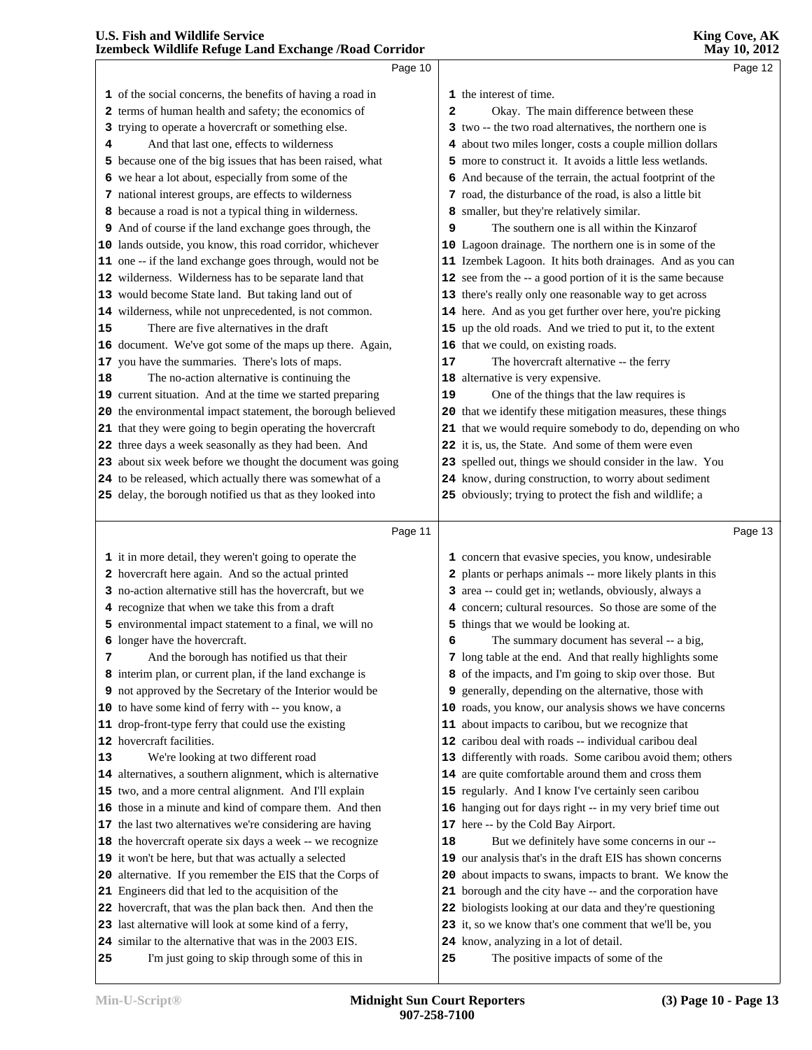Page 10

1 of the social concerns, the benefits of having a road in
2 terms of human health and safety; the economics of
3 trying to operate a hovercraft or something else.
4 And that last one, effects to wilderness
5 because one of the big issues that has been raised, what
6 we hear a lot about, especially from some of the
7 national interest groups, are effects to wilderness
8 because a road is not a typical thing in wilderness.
9 And of course if the land exchange goes through, the
10 lands outside, you know, this road corridor, whichever
11 one -- if the land exchange goes through, would not be
12 wilderness. Wilderness has to be separate land that
13 would become State land. But taking land out of
14 wilderness, while not unprecedented, is not common.
15 There are five alternatives in the draft
16 document. We've got some of the maps up there. Again,
17 you have the summaries. There's lots of maps.
18 The no-action alternative is continuing the
19 current situation. And at the time we started preparing
20 the environmental impact statement, the borough believed
21 that they were going to begin operating the hovercraft
22 three days a week seasonally as they had been. And
23 about six week before we thought the document was going
24 to be released, which actually there was somewhat of a
25 delay, the borough notified us that as they looked into

Page 11

1 it in more detail, they weren't going to operate the
2 hovercraft here again. And so the actual printed
3 no-action alternative still has the hovercraft, but we
4 recognize that when we take this from a draft
5 environmental impact statement to a final, we will no
6 longer have the hovercraft.
7 And the borough has notified us that their
8 interim plan, or current plan, if the land exchange is
9 not approved by the Secretary of the Interior would be
10 to have some kind of ferry with -- you know, a
11 drop-front-type ferry that could use the existing
12 hovercraft facilities.
13 We're looking at two different road
14 alternatives, a southern alignment, which is alternative
15 two, and a more central alignment. And I'll explain
16 those in a minute and kind of compare them. And then
17 the last two alternatives we're considering are having
18 the hovercraft operate six days a week -- we recognize
19 it won't be here, but that was actually a selected
20 alternative. If you remember the EIS that the Corps of
21 Engineers did that led to the acquisition of the
22 hovercraft, that was the plan back then. And then the
23 last alternative will look at some kind of a ferry,
24 similar to the alternative that was in the 2003 EIS.
25 I'm just going to skip through some of this in

Page 12

1 the interest of time.
2 Okay. The main difference between these
3 two -- the two road alternatives, the northern one is
4 about two miles longer, costs a couple million dollars
5 more to construct it. It avoids a little less wetlands.
6 And because of the terrain, the actual footprint of the
7 road, the disturbance of the road, is also a little bit
8 smaller, but they're relatively similar.
9 The southern one is all within the Kinzarof
10 Lagoon drainage. The northern one is in some of the
11 Izembek Lagoon. It hits both drainages. And as you can
12 see from the -- a good portion of it is the same because
13 there's really only one reasonable way to get across
14 here. And as you get further over here, you're picking
15 up the old roads. And we tried to put it, to the extent
16 that we could, on existing roads.
17 The hovercraft alternative -- the ferry
18 alternative is very expensive.
19 One of the things that the law requires is
20 that we identify these mitigation measures, these things
21 that we would require somebody to do, depending on who
22 it is, us, the State. And some of them were even
23 spelled out, things we should consider in the law. You
24 know, during construction, to worry about sediment
25 obviously; trying to protect the fish and wildlife; a

Page 13

1 concern that evasive species, you know, undesirable
2 plants or perhaps animals -- more likely plants in this
3 area -- could get in; wetlands, obviously, always a
4 concern; cultural resources. So those are some of the
5 things that we would be looking at.
6 The summary document has several -- a big,
7 long table at the end. And that really highlights some
8 of the impacts, and I'm going to skip over those. But
9 generally, depending on the alternative, those with
10 roads, you know, our analysis shows we have concerns
11 about impacts to caribou, but we recognize that
12 caribou deal with roads -- individual caribou deal
13 differently with roads. Some caribou avoid them; others
14 are quite comfortable around them and cross them
15 regularly. And I know I've certainly seen caribou
16 hanging out for days right -- in my very brief time out
17 here -- by the Cold Bay Airport.
18 But we definitely have some concerns in our --
19 our analysis that's in the draft EIS has shown concerns
20 about impacts to swans, impacts to brant. We know the
21 borough and the city have -- and the corporation have
22 biologists looking at our data and they're questioning
23 it, so we know that's one comment that we'll be, you
24 know, analyzing in a lot of detail.
25 The positive impacts of some of the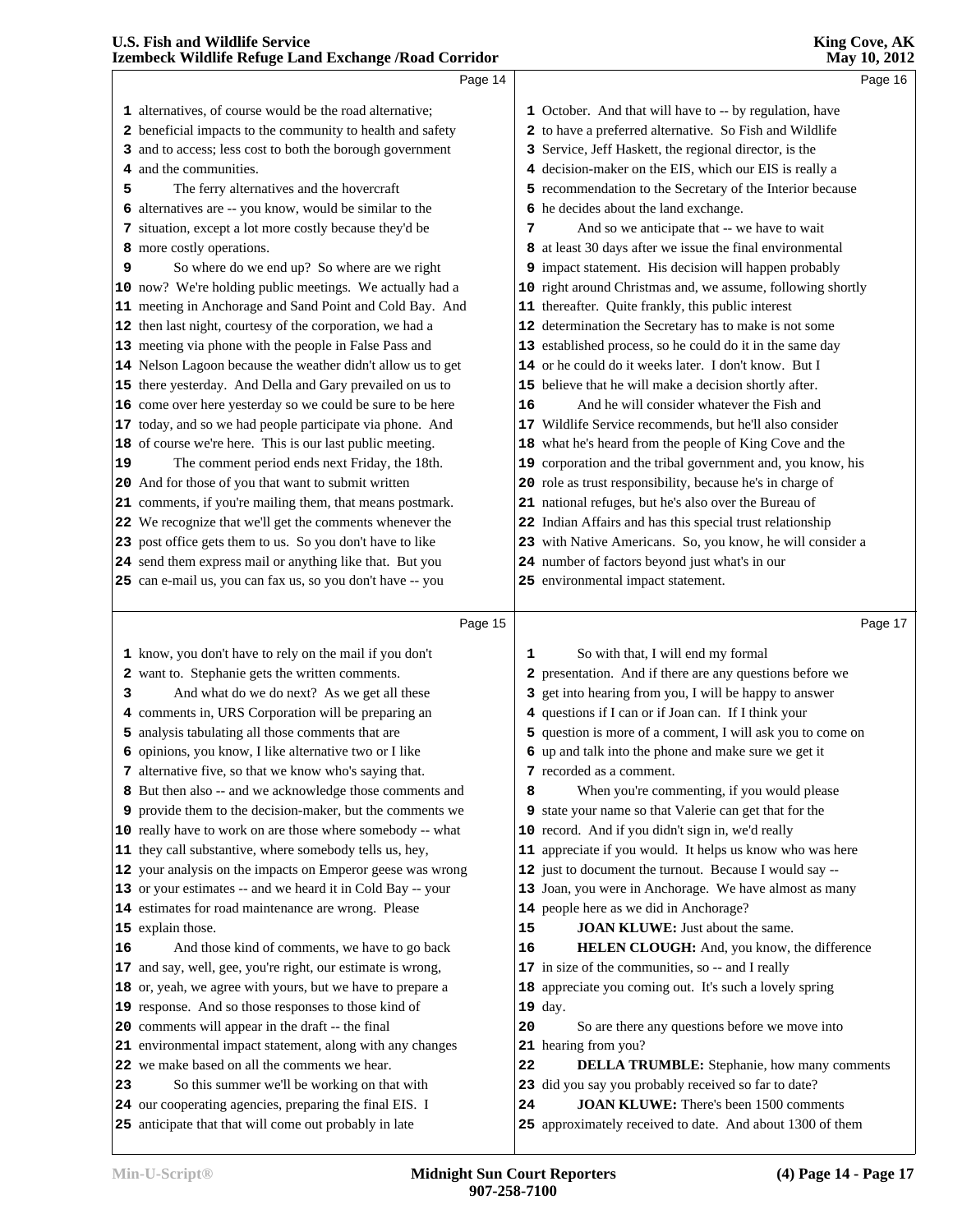Page 14

1 alternatives, of course would be the road alternative;
2 beneficial impacts to the community to health and safety
3 and to access; less cost to both the borough government
4 and the communities.
5 The ferry alternatives and the hovercraft
6 alternatives are -- you know, would be similar to the
7 situation, except a lot more costly because they'd be
8 more costly operations.
9 So where do we end up? So where are we right
10 now? We're holding public meetings. We actually had a
11 meeting in Anchorage and Sand Point and Cold Bay. And
12 then last night, courtesy of the corporation, we had a
13 meeting via phone with the people in False Pass and
14 Nelson Lagoon because the weather didn't allow us to get
15 there yesterday. And Della and Gary prevailed on us to
16 come over here yesterday so we could be sure to be here
17 today, and so we had people participate via phone. And
18 of course we're here. This is our last public meeting.
19 The comment period ends next Friday, the 18th.
20 And for those of you that want to submit written
21 comments, if you're mailing them, that means postmark.
22 We recognize that we'll get the comments whenever the
23 post office gets them to us. So you don't have to like
24 send them express mail or anything like that. But you
25 can e-mail us, you can fax us, so you don't have -- you

Page 15

1 know, you don't have to rely on the mail if you don't
2 want to. Stephanie gets the written comments.
3 And what do we do next? As we get all these
4 comments in, URS Corporation will be preparing an
5 analysis tabulating all those comments that are
6 opinions, you know, I like alternative two or I like
7 alternative five, so that we know who's saying that.
8 But then also -- and we acknowledge those comments and
9 provide them to the decision-maker, but the comments we
10 really have to work on are those where somebody -- what
11 they call substantive, where somebody tells us, hey,
12 your analysis on the impacts on Emperor geese was wrong
13 or your estimates -- and we heard it in Cold Bay -- your
14 estimates for road maintenance are wrong. Please
15 explain those.
16 And those kind of comments, we have to go back
17 and say, well, gee, you're right, our estimate is wrong,
18 or, yeah, we agree with yours, but we have to prepare a
19 response. And so those responses to those kind of
20 comments will appear in the draft -- the final
21 environmental impact statement, along with any changes
22 we make based on all the comments we hear.
23 So this summer we'll be working on that with
24 our cooperating agencies, preparing the final EIS. I
25 anticipate that that will come out probably in late

Page 16

1 October. And that will have to -- by regulation, have
2 to have a preferred alternative. So Fish and Wildlife
3 Service, Jeff Haskett, the regional director, is the
4 decision-maker on the EIS, which our EIS is really a
5 recommendation to the Secretary of the Interior because
6 he decides about the land exchange.
7 And so we anticipate that -- we have to wait
8 at least 30 days after we issue the final environmental
9 impact statement. His decision will happen probably
10 right around Christmas and, we assume, following shortly
11 thereafter. Quite frankly, this public interest
12 determination the Secretary has to make is not some
13 established process, so he could do it in the same day
14 or he could do it weeks later. I don't know. But I
15 believe that he will make a decision shortly after.
16 And he will consider whatever the Fish and
17 Wildlife Service recommends, but he'll also consider
18 what he's heard from the people of King Cove and the
19 corporation and the tribal government and, you know, his
20 role as trust responsibility, because he's in charge of
21 national refuges, but he's also over the Bureau of
22 Indian Affairs and has this special trust relationship
23 with Native Americans. So, you know, he will consider a
24 number of factors beyond just what's in our
25 environmental impact statement.

Page 17

1 So with that, I will end my formal
2 presentation. And if there are any questions before we
3 get into hearing from you, I will be happy to answer
4 questions if I can or if Joan can. If I think your
5 question is more of a comment, I will ask you to come on
6 up and talk into the phone and make sure we get it
7 recorded as a comment.
8 When you're commenting, if you would please
9 state your name so that Valerie can get that for the
10 record. And if you didn't sign in, we'd really
11 appreciate if you would. It helps us know who was here
12 just to document the turnout. Because I would say --
13 Joan, you were in Anchorage. We have almost as many
14 people here as we did in Anchorage?
15 **JOAN KLUWE:** Just about the same.
16 **HELEN CLOUGH:** And, you know, the difference
17 in size of the communities, so -- and I really
18 appreciate you coming out. It's such a lovely spring
19 day.
20 So are there any questions before we move into
21 hearing from you?
22 **DELLA TRUMBLE:** Stephanie, how many comments
23 did you say you probably received so far to date?
24 **JOAN KLUWE:** There's been 1500 comments
25 approximately received to date. And about 1300 of them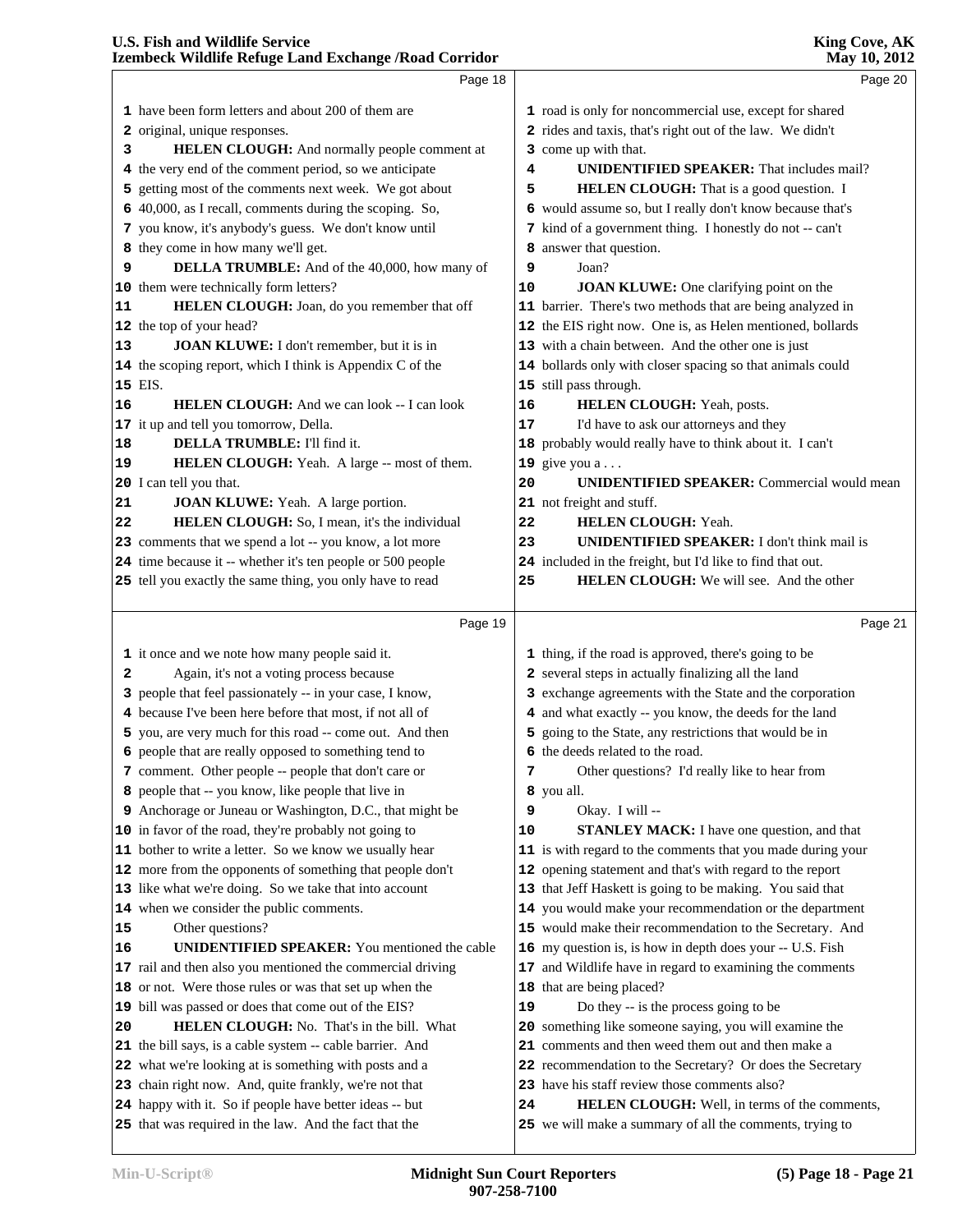have been form letters and about 200 of them are original, unique responses.

**HELEN CLOUGH:** And normally people comment at the very end of the comment period, so we anticipate getting most of the comments next week. We got about 40,000, as I recall, comments during the scoping. So, you know, it's anybody's guess. We don't know until they come in how many we'll get.

**DELLA TRUMBLE:** And of the 40,000, how many of them were technically form letters?

**HELEN CLOUGH:** Joan, do you remember that off the top of your head?

**JOAN KLUWE:** I don't remember, but it is in the scoping report, which I think is Appendix C of the EIS.

**HELEN CLOUGH:** And we can look -- I can look it up and tell you tomorrow, Della.

**DELLA TRUMBLE:** I'll find it.

**HELEN CLOUGH:** Yeah. A large -- most of them. I can tell you that.

**JOAN KLUWE:** Yeah. A large portion.

**HELEN CLOUGH:** So, I mean, it's the individual comments that we spend a lot -- you know, a lot more time because it -- whether it's ten people or 500 people tell you exactly the same thing, you only have to read it once and we note how many people said it.

Again, it's not a voting process because people that feel passionately -- in your case, I know, because I've been here before that most, if not all of you, are very much for this road -- come out. And then people that are really opposed to something tend to comment. Other people -- people that don't care or people that -- you know, like people that live in Anchorage or Juneau or Washington, D.C., that might be in favor of the road, they're probably not going to bother to write a letter. So we know we usually hear more from the opponents of something that people don't like what we're doing. So we take that into account when we consider the public comments.

Other questions?

**UNIDENTIFIED SPEAKER:** You mentioned the cable rail and then also you mentioned the commercial driving or not. Were those rules or was that set up when the bill was passed or does that come out of the EIS?

**HELEN CLOUGH:** No. That's in the bill. What the bill says, is a cable system -- cable barrier. And what we're looking at is something with posts and a chain right now. And, quite frankly, we're not that happy with it. So if people have better ideas -- but that was required in the law. And the fact that the road is only for noncommercial use, except for shared rides and taxis, that's right out of the law. We didn't come up with that.

**UNIDENTIFIED SPEAKER:** That includes mail?

**HELEN CLOUGH:** That is a good question. I would assume so, but I really don't know because that's kind of a government thing. I honestly do not -- can't answer that question.

Joan?

**JOAN KLUWE:** One clarifying point on the barrier. There's two methods that are being analyzed in the EIS right now. One is, as Helen mentioned, bollards with a chain between. And the other one is just bollards only with closer spacing so that animals could still pass through.

**HELEN CLOUGH:** Yeah, posts.

I'd have to ask our attorneys and they probably would really have to think about it. I can't give you a . . .

**UNIDENTIFIED SPEAKER:** Commercial would mean not freight and stuff.

**HELEN CLOUGH:** Yeah.

**UNIDENTIFIED SPEAKER:** I don't think mail is included in the freight, but I'd like to find that out.

**HELEN CLOUGH:** We will see. And the other thing, if the road is approved, there's going to be several steps in actually finalizing all the land exchange agreements with the State and the corporation and what exactly -- you know, the deeds for the land going to the State, any restrictions that would be in the deeds related to the road.

Other questions? I'd really like to hear from you all.

Okay. I will --

**STANLEY MACK:** I have one question, and that is with regard to the comments that you made during your opening statement and that's with regard to the report that Jeff Haskett is going to be making. You said that you would make your recommendation or the department would make their recommendation to the Secretary. And my question is, is how in depth does your -- U.S. Fish and Wildlife have in regard to examining the comments that are being placed?

Do they -- is the process going to be something like someone saying, you will examine the comments and then weed them out and then make a recommendation to the Secretary? Or does the Secretary have his staff review those comments also?

**HELEN CLOUGH:** Well, in terms of the comments, we will make a summary of all the comments, trying to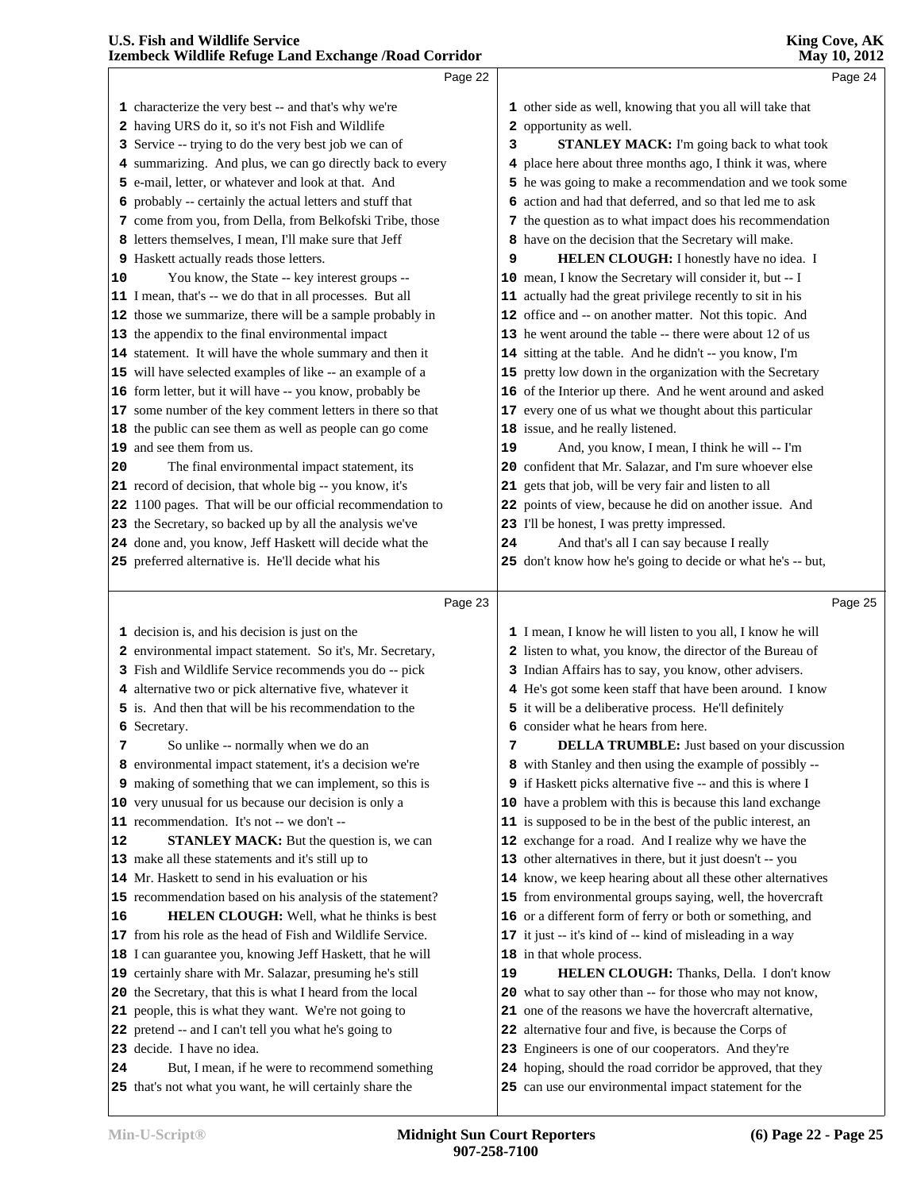characterize the very best -- and that's why we're having URS do it, so it's not Fish and Wildlife Service -- trying to do the very best job we can of summarizing. And plus, we can go directly back to every e-mail, letter, or whatever and look at that. And probably -- certainly the actual letters and stuff that come from you, from Della, from Belkofski Tribe, those letters themselves, I mean, I'll make sure that Jeff Haskett actually reads those letters.

You know, the State -- key interest groups -- I mean, that's -- we do that in all processes. But all those we summarize, there will be a sample probably in the appendix to the final environmental impact statement. It will have the whole summary and then it will have selected examples of like -- an example of a form letter, but it will have -- you know, probably be some number of the key comment letters in there so that the public can see them as well as people can go come and see them from us.

The final environmental impact statement, its record of decision, that whole big -- you know, it's 1100 pages. That will be our official recommendation to the Secretary, so backed up by all the analysis we've done and, you know, Jeff Haskett will decide what the preferred alternative is. He'll decide what his decision is, and his decision is just on the environmental impact statement. So it's, Mr. Secretary, Fish and Wildlife Service recommends you do -- pick alternative two or pick alternative five, whatever it is. And then that will be his recommendation to the Secretary.

So unlike -- normally when we do an environmental impact statement, it's a decision we're making of something that we can implement, so this is very unusual for us because our decision is only a recommendation. It's not -- we don't --

**STANLEY MACK:** But the question is, we can make all these statements and it's still up to Mr. Haskett to send in his evaluation or his recommendation based on his analysis of the statement?

**HELEN CLOUGH:** Well, what he thinks is best from his role as the head of Fish and Wildlife Service. I can guarantee you, knowing Jeff Haskett, that he will certainly share with Mr. Salazar, presuming he's still the Secretary, that this is what I heard from the local people, this is what they want. We're not going to pretend -- and I can't tell you what he's going to decide. I have no idea.

But, I mean, if he were to recommend something that's not what you want, he will certainly share the other side as well, knowing that you all will take that opportunity as well.

**STANLEY MACK:** I'm going back to what took place here about three months ago, I think it was, where he was going to make a recommendation and we took some action and had that deferred, and so that led me to ask the question as to what impact does his recommendation have on the decision that the Secretary will make.

**HELEN CLOUGH:** I honestly have no idea. I mean, I know the Secretary will consider it, but -- I actually had the great privilege recently to sit in his office and -- on another matter. Not this topic. And he went around the table -- there were about 12 of us sitting at the table. And he didn't -- you know, I'm pretty low down in the organization with the Secretary of the Interior up there. And he went around and asked every one of us what we thought about this particular issue, and he really listened.

And, you know, I mean, I think he will -- I'm confident that Mr. Salazar, and I'm sure whoever else gets that job, will be very fair and listen to all points of view, because he did on another issue. And I'll be honest, I was pretty impressed.

And that's all I can say because I really don't know how he's going to decide or what he's -- but, I mean, I know he will listen to you all, I know he will listen to what, you know, the director of the Bureau of Indian Affairs has to say, you know, other advisers. He's got some keen staff that have been around. I know it will be a deliberative process. He'll definitely consider what he hears from here.

**DELLA TRUMBLE:** Just based on your discussion with Stanley and then using the example of possibly -- if Haskett picks alternative five -- and this is where I have a problem with this is because this land exchange is supposed to be in the best of the public interest, an exchange for a road. And I realize why we have the other alternatives in there, but it just doesn't -- you know, we keep hearing about all these other alternatives from environmental groups saying, well, the hovercraft or a different form of ferry or both or something, and it just -- it's kind of -- kind of misleading in a way in that whole process.

**HELEN CLOUGH:** Thanks, Della. I don't know what to say other than -- for those who may not know, one of the reasons we have the hovercraft alternative, alternative four and five, is because the Corps of Engineers is one of our cooperators. And they're hoping, should the road corridor be approved, that they can use our environmental impact statement for the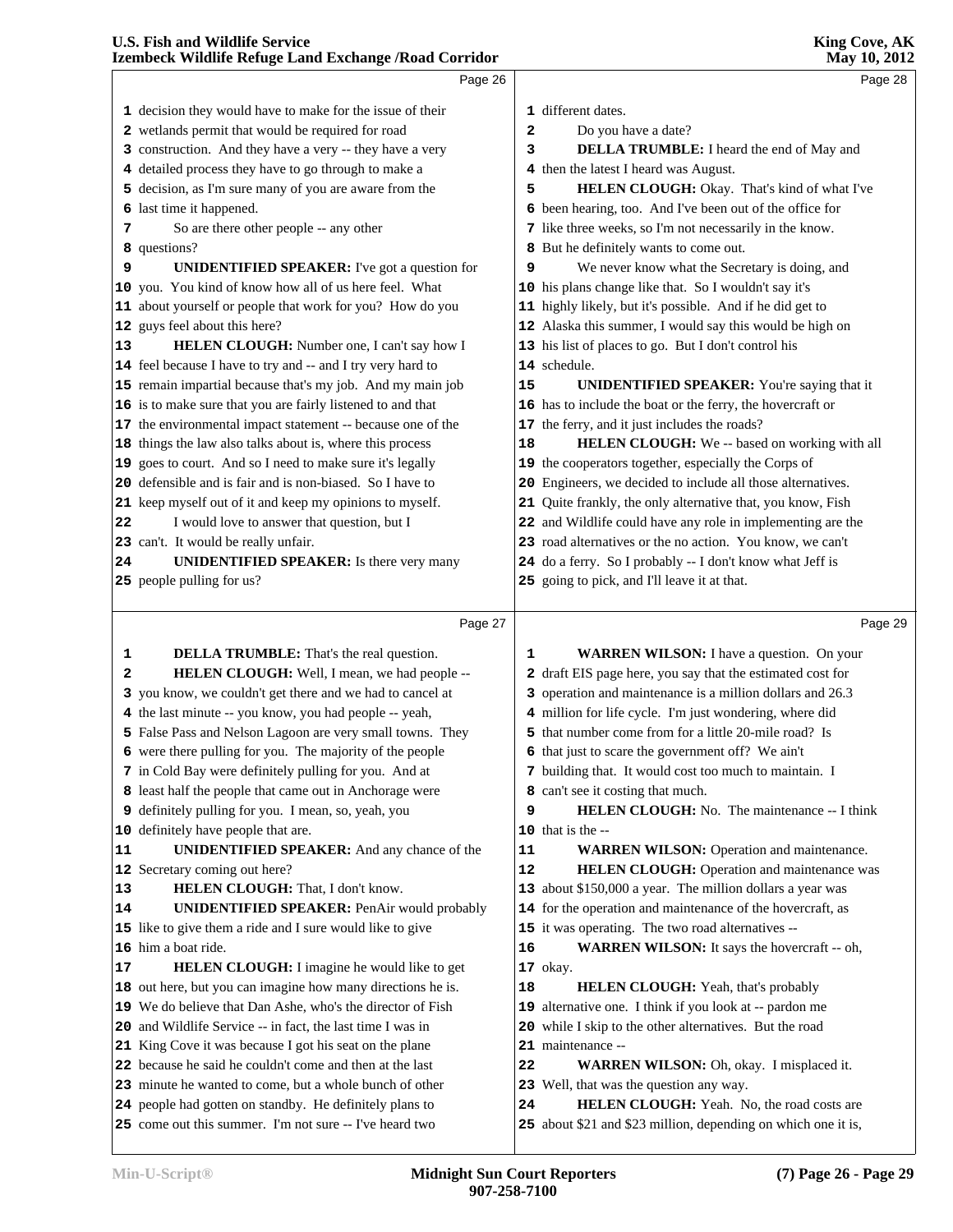Page 26

decision they would have to make for the issue of their wetlands permit that would be required for road construction. And they have a very -- they have a very detailed process they have to go through to make a decision, as I'm sure many of you are aware from the last time it happened.

So are there other people -- any other questions?

**UNIDENTIFIED SPEAKER:** I've got a question for you. You kind of know how all of us here feel. What about yourself or people that work for you? How do you guys feel about this here?

**HELEN CLOUGH:** Number one, I can't say how I feel because I have to try and -- and I try very hard to remain impartial because that's my job. And my main job is to make sure that you are fairly listened to and that the environmental impact statement -- because one of the things the law also talks about is, where this process goes to court. And so I need to make sure it's legally defensible and is fair and is non-biased. So I have to keep myself out of it and keep my opinions to myself.

I would love to answer that question, but I can't. It would be really unfair.

**UNIDENTIFIED SPEAKER:** Is there very many people pulling for us?

Page 27

**DELLA TRUMBLE:** That's the real question.

**HELEN CLOUGH:** Well, I mean, we had people -- you know, we couldn't get there and we had to cancel at the last minute -- you know, you had people -- yeah, False Pass and Nelson Lagoon are very small towns. They were there pulling for you. The majority of the people in Cold Bay were definitely pulling for you. And at least half the people that came out in Anchorage were definitely pulling for you. I mean, so, yeah, you definitely have people that are.

**UNIDENTIFIED SPEAKER:** And any chance of the Secretary coming out here?

**HELEN CLOUGH:** That, I don't know.

**UNIDENTIFIED SPEAKER:** PenAir would probably like to give them a ride and I sure would like to give him a boat ride.

**HELEN CLOUGH:** I imagine he would like to get out here, but you can imagine how many directions he is. We do believe that Dan Ashe, who's the director of Fish and Wildlife Service -- in fact, the last time I was in King Cove it was because I got his seat on the plane because he said he couldn't come and then at the last minute he wanted to come, but a whole bunch of other people had gotten on standby. He definitely plans to come out this summer. I'm not sure -- I've heard two

Page 28

different dates.

Do you have a date?

**DELLA TRUMBLE:** I heard the end of May and then the latest I heard was August.

**HELEN CLOUGH:** Okay. That's kind of what I've been hearing, too. And I've been out of the office for like three weeks, so I'm not necessarily in the know. But he definitely wants to come out.

We never know what the Secretary is doing, and his plans change like that. So I wouldn't say it's highly likely, but it's possible. And if he did get to Alaska this summer, I would say this would be high on his list of places to go. But I don't control his schedule.

**UNIDENTIFIED SPEAKER:** You're saying that it has to include the boat or the ferry, the hovercraft or the ferry, and it just includes the roads?

**HELEN CLOUGH:** We -- based on working with all the cooperators together, especially the Corps of Engineers, we decided to include all those alternatives. Quite frankly, the only alternative that, you know, Fish and Wildlife could have any role in implementing are the road alternatives or the no action. You know, we can't do a ferry. So I probably -- I don't know what Jeff is going to pick, and I'll leave it at that.

Page 29

**WARREN WILSON:** I have a question. On your draft EIS page here, you say that the estimated cost for operation and maintenance is a million dollars and 26.3 million for life cycle. I'm just wondering, where did that number come from for a little 20-mile road? Is that just to scare the government off? We ain't building that. It would cost too much to maintain. I can't see it costing that much.

**HELEN CLOUGH:** No. The maintenance -- I think that is the --

**WARREN WILSON:** Operation and maintenance.

**HELEN CLOUGH:** Operation and maintenance was about $150,000 a year. The million dollars a year was for the operation and maintenance of the hovercraft, as it was operating. The two road alternatives --

**WARREN WILSON:** It says the hovercraft -- oh, okay.

**HELEN CLOUGH:** Yeah, that's probably alternative one. I think if you look at -- pardon me while I skip to the other alternatives. But the road maintenance --

**WARREN WILSON:** Oh, okay. I misplaced it. Well, that was the question any way.

**HELEN CLOUGH:** Yeah. No, the road costs are about $21 and $23 million, depending on which one it is,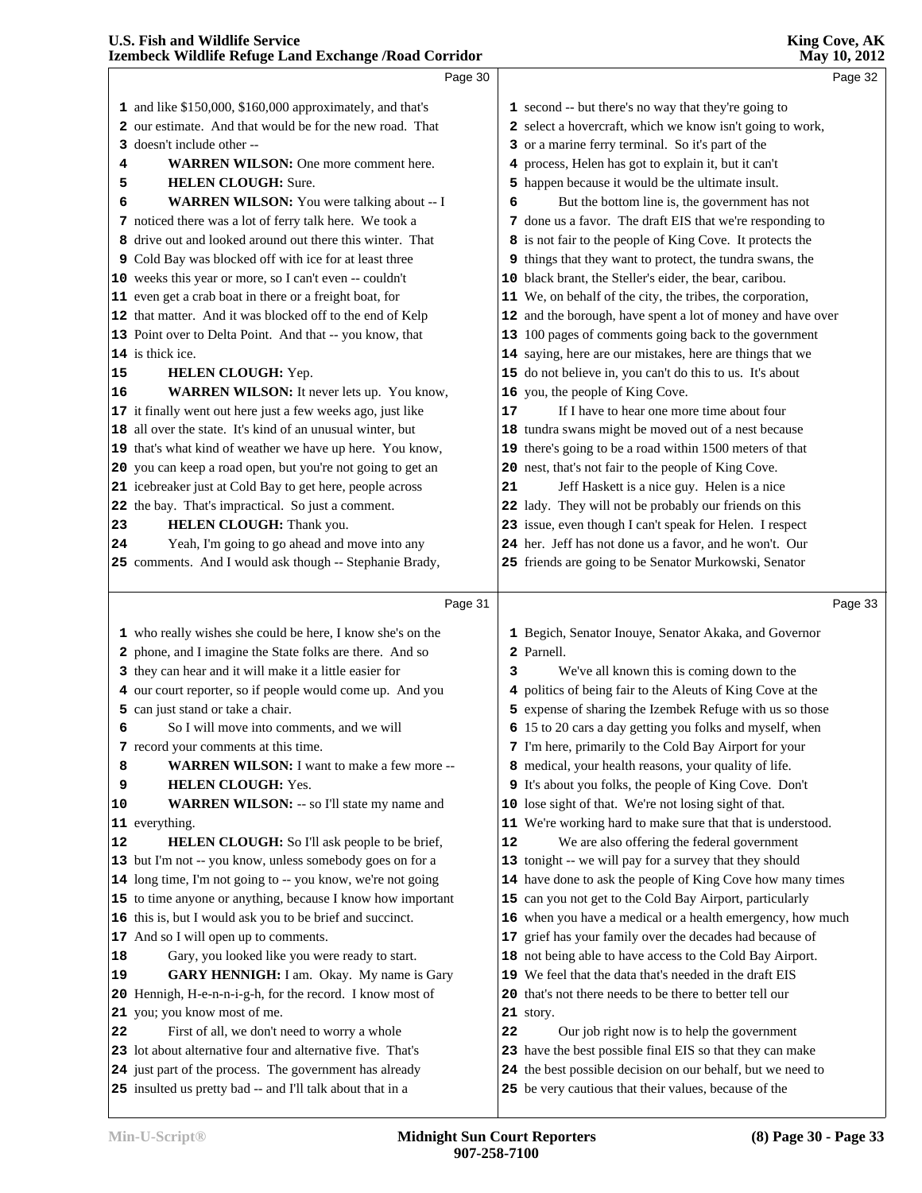Page 30

1 and like $150,000, $160,000 approximately, and that's
2 our estimate. And that would be for the new road. That
3 doesn't include other --
4 **WARREN WILSON:** One more comment here.
5 **HELEN CLOUGH:** Sure.
6 **WARREN WILSON:** You were talking about -- I
7 noticed there was a lot of ferry talk here. We took a
8 drive out and looked around out there this winter. That
9 Cold Bay was blocked off with ice for at least three
10 weeks this year or more, so I can't even -- couldn't
11 even get a crab boat in there or a freight boat, for
12 that matter. And it was blocked off to the end of Kelp
13 Point over to Delta Point. And that -- you know, that
14 is thick ice.
15 **HELEN CLOUGH:** Yep.
16 **WARREN WILSON:** It never lets up. You know,
17 it finally went out here just a few weeks ago, just like
18 all over the state. It's kind of an unusual winter, but
19 that's what kind of weather we have up here. You know,
20 you can keep a road open, but you're not going to get an
21 icebreaker just at Cold Bay to get here, people across
22 the bay. That's impractical. So just a comment.
23 **HELEN CLOUGH:** Thank you.
24 Yeah, I'm going to go ahead and move into any
25 comments. And I would ask though -- Stephanie Brady,

Page 31

1 who really wishes she could be here, I know she's on the
2 phone, and I imagine the State folks are there. And so
3 they can hear and it will make it a little easier for
4 our court reporter, so if people would come up. And you
5 can just stand or take a chair.
6 So I will move into comments, and we will
7 record your comments at this time.
8 **WARREN WILSON:** I want to make a few more --
9 **HELEN CLOUGH:** Yes.
10 **WARREN WILSON:** -- so I'll state my name and
11 everything.
12 **HELEN CLOUGH:** So I'll ask people to be brief,
13 but I'm not -- you know, unless somebody goes on for a
14 long time, I'm not going to -- you know, we're not going
15 to time anyone or anything, because I know how important
16 this is, but I would ask you to be brief and succinct.
17 And so I will open up to comments.
18 Gary, you looked like you were ready to start.
19 **GARY HENNIGH:** I am. Okay. My name is Gary
20 Hennigh, H-e-n-n-i-g-h, for the record. I know most of
21 you; you know most of me.
22 First of all, we don't need to worry a whole
23 lot about alternative four and alternative five. That's
24 just part of the process. The government has already
25 insulted us pretty bad -- and I'll talk about that in a

Page 32

1 second -- but there's no way that they're going to
2 select a hovercraft, which we know isn't going to work,
3 or a marine ferry terminal. So it's part of the
4 process, Helen has got to explain it, but it can't
5 happen because it would be the ultimate insult.
6 But the bottom line is, the government has not
7 done us a favor. The draft EIS that we're responding to
8 is not fair to the people of King Cove. It protects the
9 things that they want to protect, the tundra swans, the
10 black brant, the Steller's eider, the bear, caribou.
11 We, on behalf of the city, the tribes, the corporation,
12 and the borough, have spent a lot of money and have over
13 100 pages of comments going back to the government
14 saying, here are our mistakes, here are things that we
15 do not believe in, you can't do this to us. It's about
16 you, the people of King Cove.
17 If I have to hear one more time about four
18 tundra swans might be moved out of a nest because
19 there's going to be a road within 1500 meters of that
20 nest, that's not fair to the people of King Cove.
21 Jeff Haskett is a nice guy. Helen is a nice
22 lady. They will not be probably our friends on this
23 issue, even though I can't speak for Helen. I respect
24 her. Jeff has not done us a favor, and he won't. Our
25 friends are going to be Senator Murkowski, Senator

Page 33

1 Begich, Senator Inouye, Senator Akaka, and Governor
2 Parnell.
3 We've all known this is coming down to the
4 politics of being fair to the Aleuts of King Cove at the
5 expense of sharing the Izembek Refuge with us so those
6 15 to 20 cars a day getting you folks and myself, when
7 I'm here, primarily to the Cold Bay Airport for your
8 medical, your health reasons, your quality of life.
9 It's about you folks, the people of King Cove. Don't
10 lose sight of that. We're not losing sight of that.
11 We're working hard to make sure that that is understood.
12 We are also offering the federal government
13 tonight -- we will pay for a survey that they should
14 have done to ask the people of King Cove how many times
15 can you not get to the Cold Bay Airport, particularly
16 when you have a medical or a health emergency, how much
17 grief has your family over the decades had because of
18 not being able to have access to the Cold Bay Airport.
19 We feel that the data that's needed in the draft EIS
20 that's not there needs to be there to better tell our
21 story.
22 Our job right now is to help the government
23 have the best possible final EIS so that they can make
24 the best possible decision on our behalf, but we need to
25 be very cautious that their values, because of the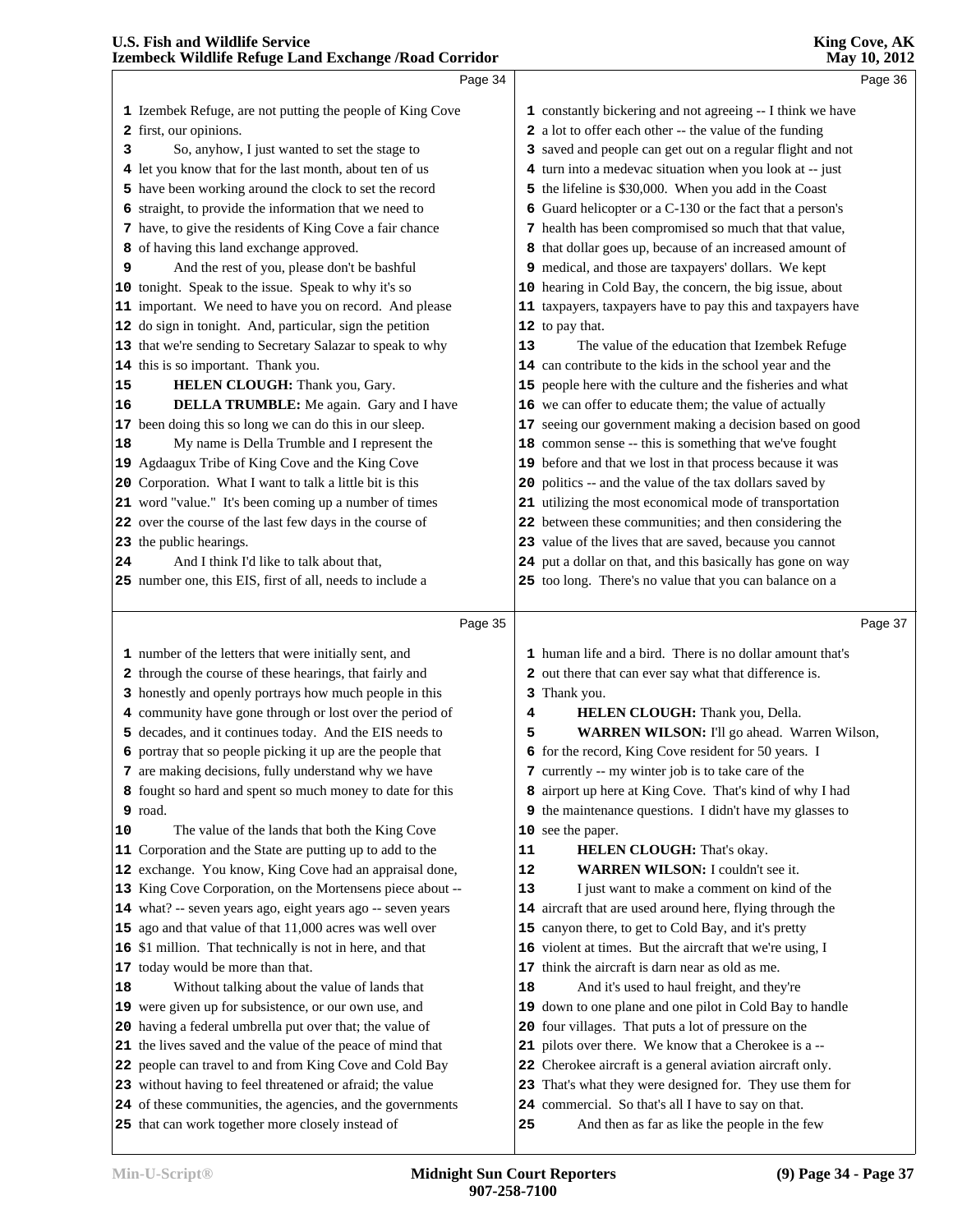Page 34

Izembek Refuge, are not putting the people of King Cove first, our opinions.

So, anyhow, I just wanted to set the stage to let you know that for the last month, about ten of us have been working around the clock to set the record straight, to provide the information that we need to have, to give the residents of King Cove a fair chance of having this land exchange approved.

And the rest of you, please don't be bashful tonight. Speak to the issue. Speak to why it's so important. We need to have you on record. And please do sign in tonight. And, particular, sign the petition that we're sending to Secretary Salazar to speak to why this is so important. Thank you.

**HELEN CLOUGH:** Thank you, Gary.

**DELLA TRUMBLE:** Me again. Gary and I have been doing this so long we can do this in our sleep.

My name is Della Trumble and I represent the Agdaagux Tribe of King Cove and the King Cove Corporation. What I want to talk a little bit is this word "value." It's been coming up a number of times over the course of the last few days in the course of the public hearings.

And I think I'd like to talk about that, number one, this EIS, first of all, needs to include a

Page 35

number of the letters that were initially sent, and through the course of these hearings, that fairly and honestly and openly portrays how much people in this community have gone through or lost over the period of decades, and it continues today. And the EIS needs to portray that so people picking it up are the people that are making decisions, fully understand why we have fought so hard and spent so much money to date for this road.

The value of the lands that both the King Cove Corporation and the State are putting up to add to the exchange. You know, King Cove had an appraisal done, King Cove Corporation, on the Mortensens piece about -- what? -- seven years ago, eight years ago -- seven years ago and that value of that 11,000 acres was well over $1 million. That technically is not in here, and that today would be more than that.

Without talking about the value of lands that were given up for subsistence, or our own use, and having a federal umbrella put over that; the value of the lives saved and the value of the peace of mind that people can travel to and from King Cove and Cold Bay without having to feel threatened or afraid; the value of these communities, the agencies, and the governments that can work together more closely instead of

Page 36

constantly bickering and not agreeing -- I think we have a lot to offer each other -- the value of the funding saved and people can get out on a regular flight and not turn into a medevac situation when you look at -- just the lifeline is $30,000. When you add in the Coast Guard helicopter or a C-130 or the fact that a person's health has been compromised so much that that value, that dollar goes up, because of an increased amount of medical, and those are taxpayers' dollars. We kept hearing in Cold Bay, the concern, the big issue, about taxpayers, taxpayers have to pay this and taxpayers have to pay that.

The value of the education that Izembek Refuge can contribute to the kids in the school year and the people here with the culture and the fisheries and what we can offer to educate them; the value of actually seeing our government making a decision based on good common sense -- this is something that we've fought before and that we lost in that process because it was politics -- and the value of the tax dollars saved by utilizing the most economical mode of transportation between these communities; and then considering the value of the lives that are saved, because you cannot put a dollar on that, and this basically has gone on way too long. There's no value that you can balance on a

Page 37

human life and a bird. There is no dollar amount that's out there that can ever say what that difference is. Thank you.

**HELEN CLOUGH:** Thank you, Della.

**WARREN WILSON:** I'll go ahead. Warren Wilson, for the record, King Cove resident for 50 years. I currently -- my winter job is to take care of the airport up here at King Cove. That's kind of why I had the maintenance questions. I didn't have my glasses to see the paper.

**HELEN CLOUGH:** That's okay.

**WARREN WILSON:** I couldn't see it.

I just want to make a comment on kind of the aircraft that are used around here, flying through the canyon there, to get to Cold Bay, and it's pretty violent at times. But the aircraft that we're using, I think the aircraft is darn near as old as me.

And it's used to haul freight, and they're down to one plane and one pilot in Cold Bay to handle four villages. That puts a lot of pressure on the pilots over there. We know that a Cherokee is a -- Cherokee aircraft is a general aviation aircraft only. That's what they were designed for. They use them for commercial. So that's all I have to say on that.

And then as far as like the people in the few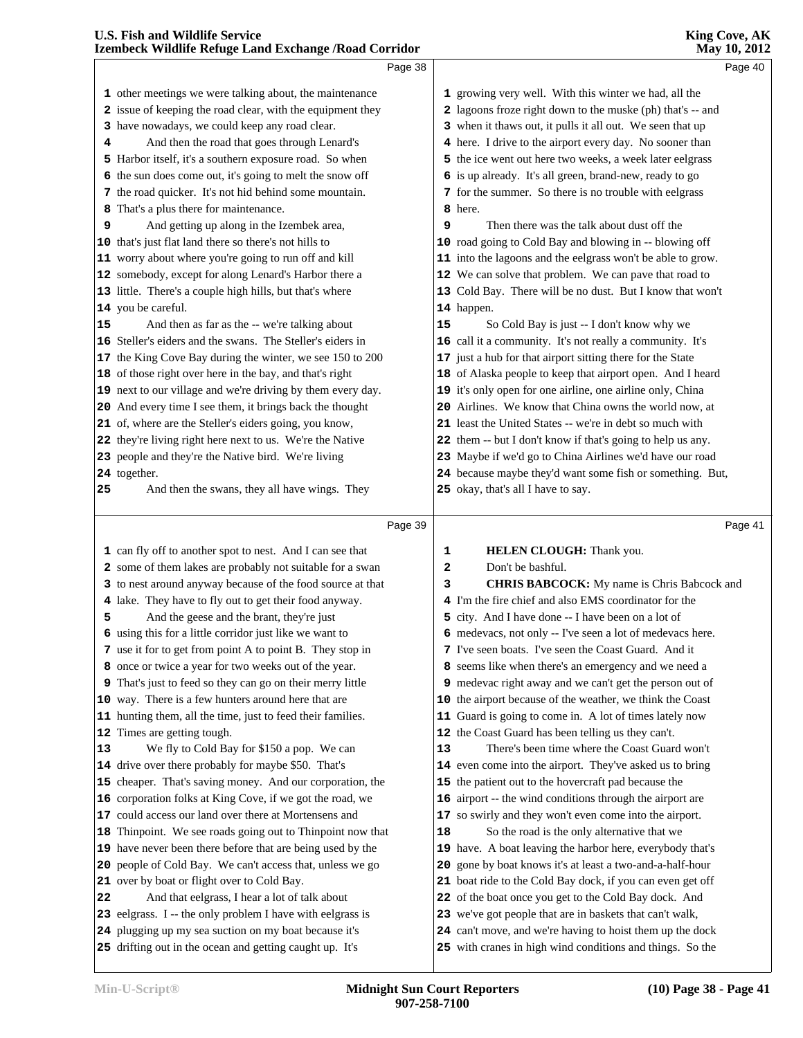Page 38

1 other meetings we were talking about, the maintenance
2 issue of keeping the road clear, with the equipment they
3 have nowadays, we could keep any road clear.
4 And then the road that goes through Lenard's
5 Harbor itself, it's a southern exposure road. So when
6 the sun does come out, it's going to melt the snow off
7 the road quicker. It's not hid behind some mountain.
8 That's a plus there for maintenance.
9 And getting up along in the Izembek area,
10 that's just flat land there so there's not hills to
11 worry about where you're going to run off and kill
12 somebody, except for along Lenard's Harbor there a
13 little. There's a couple high hills, but that's where
14 you be careful.
15 And then as far as the -- we're talking about
16 Steller's eiders and the swans. The Steller's eiders in
17 the King Cove Bay during the winter, we see 150 to 200
18 of those right over here in the bay, and that's right
19 next to our village and we're driving by them every day.
20 And every time I see them, it brings back the thought
21 of, where are the Steller's eiders going, you know,
22 they're living right here next to us. We're the Native
23 people and they're the Native bird. We're living
24 together.
25 And then the swans, they all have wings. They

Page 39

1 can fly off to another spot to nest. And I can see that
2 some of them lakes are probably not suitable for a swan
3 to nest around anyway because of the food source at that
4 lake. They have to fly out to get their food anyway.
5 And the geese and the brant, they're just
6 using this for a little corridor just like we want to
7 use it for to get from point A to point B. They stop in
8 once or twice a year for two weeks out of the year.
9 That's just to feed so they can go on their merry little
10 way. There is a few hunters around here that are
11 hunting them, all the time, just to feed their families.
12 Times are getting tough.
13 We fly to Cold Bay for $150 a pop. We can
14 drive over there probably for maybe $50. That's
15 cheaper. That's saving money. And our corporation, the
16 corporation folks at King Cove, if we got the road, we
17 could access our land over there at Mortensens and
18 Thinpoint. We see roads going out to Thinpoint now that
19 have never been there before that are being used by the
20 people of Cold Bay. We can't access that, unless we go
21 over by boat or flight over to Cold Bay.
22 And that eelgrass, I hear a lot of talk about
23 eelgrass. I -- the only problem I have with eelgrass is
24 plugging up my sea suction on my boat because it's
25 drifting out in the ocean and getting caught up. It's

Page 40

1 growing very well. With this winter we had, all the
2 lagoons froze right down to the muske (ph) that's -- and
3 when it thaws out, it pulls it all out. We seen that up
4 here. I drive to the airport every day. No sooner than
5 the ice went out here two weeks, a week later eelgrass
6 is up already. It's all green, brand-new, ready to go
7 for the summer. So there is no trouble with eelgrass
8 here.
9 Then there was the talk about dust off the
10 road going to Cold Bay and blowing in -- blowing off
11 into the lagoons and the eelgrass won't be able to grow.
12 We can solve that problem. We can pave that road to
13 Cold Bay. There will be no dust. But I know that won't
14 happen.
15 So Cold Bay is just -- I don't know why we
16 call it a community. It's not really a community. It's
17 just a hub for that airport sitting there for the State
18 of Alaska people to keep that airport open. And I heard
19 it's only open for one airline, one airline only, China
20 Airlines. We know that China owns the world now, at
21 least the United States -- we're in debt so much with
22 them -- but I don't know if that's going to help us any.
23 Maybe if we'd go to China Airlines we'd have our road
24 because maybe they'd want some fish or something. But,
25 okay, that's all I have to say.

Page 41

1 **HELEN CLOUGH:** Thank you.
2 Don't be bashful.
3 **CHRIS BABCOCK:** My name is Chris Babcock and
4 I'm the fire chief and also EMS coordinator for the
5 city. And I have done -- I have been on a lot of
6 medevacs, not only -- I've seen a lot of medevacs here.
7 I've seen boats. I've seen the Coast Guard. And it
8 seems like when there's an emergency and we need a
9 medevac right away and we can't get the person out of
10 the airport because of the weather, we think the Coast
11 Guard is going to come in. A lot of times lately now
12 the Coast Guard has been telling us they can't.
13 There's been time where the Coast Guard won't
14 even come into the airport. They've asked us to bring
15 the patient out to the hovercraft pad because the
16 airport -- the wind conditions through the airport are
17 so swirly and they won't even come into the airport.
18 So the road is the only alternative that we
19 have. A boat leaving the harbor here, everybody that's
20 gone by boat knows it's at least a two-and-a-half-hour
21 boat ride to the Cold Bay dock, if you can even get off
22 of the boat once you get to the Cold Bay dock. And
23 we've got people that are in baskets that can't walk,
24 can't move, and we're having to hoist them up the dock
25 with cranes in high wind conditions and things. So the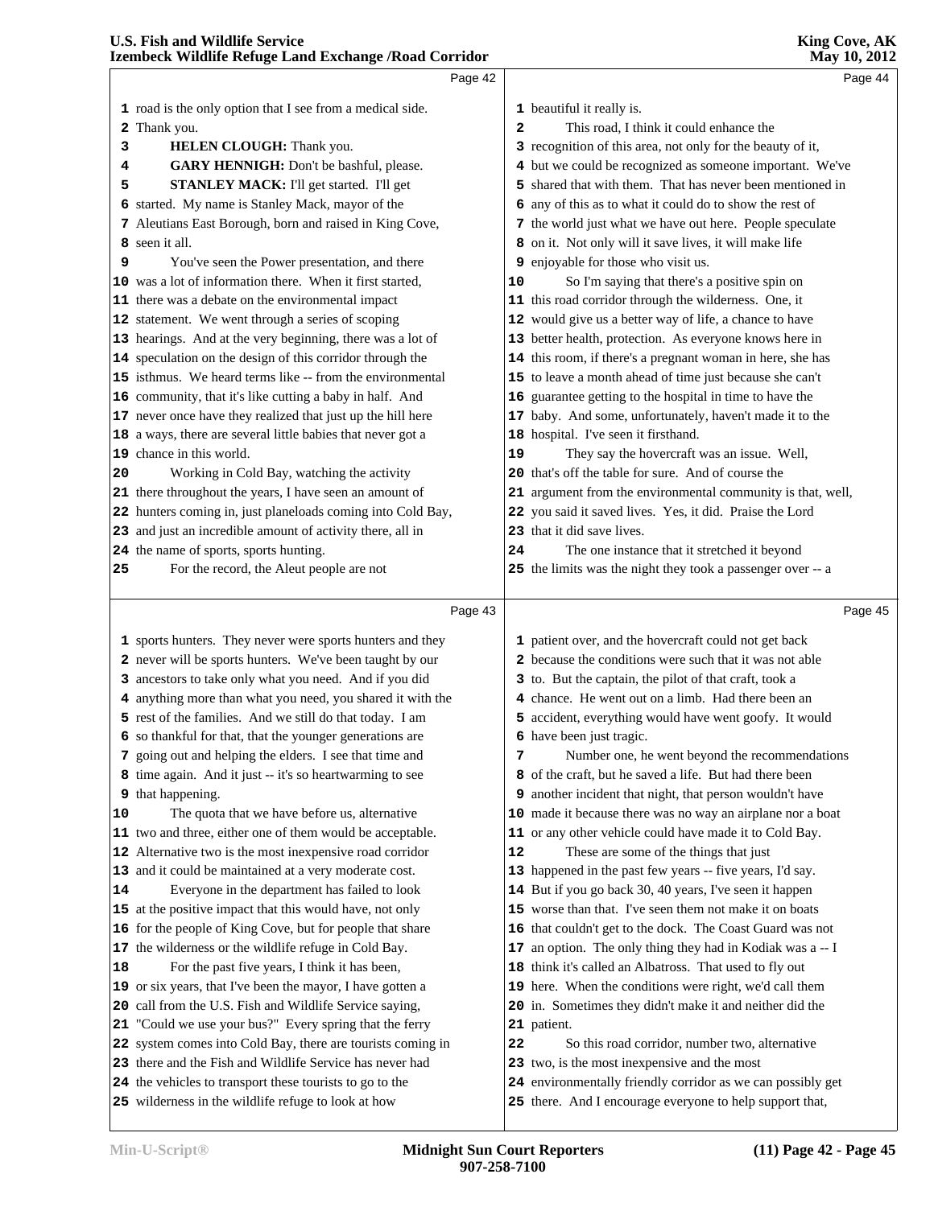Page 42

1 road is the only option that I see from a medical side.
2 Thank you.
3 **HELEN CLOUGH:** Thank you.
4 **GARY HENNIGH:** Don't be bashful, please.
5 **STANLEY MACK:** I'll get started. I'll get
6 started. My name is Stanley Mack, mayor of the
7 Aleutians East Borough, born and raised in King Cove,
8 seen it all.
9 You've seen the Power presentation, and there
10 was a lot of information there. When it first started,
11 there was a debate on the environmental impact
12 statement. We went through a series of scoping
13 hearings. And at the very beginning, there was a lot of
14 speculation on the design of this corridor through the
15 isthmus. We heard terms like -- from the environmental
16 community, that it's like cutting a baby in half. And
17 never once have they realized that just up the hill here
18 a ways, there are several little babies that never got a
19 chance in this world.
20 Working in Cold Bay, watching the activity
21 there throughout the years, I have seen an amount of
22 hunters coming in, just planeloads coming into Cold Bay,
23 and just an incredible amount of activity there, all in
24 the name of sports, sports hunting.
25 For the record, the Aleut people are not

Page 43

1 sports hunters. They never were sports hunters and they
2 never will be sports hunters. We've been taught by our
3 ancestors to take only what you need. And if you did
4 anything more than what you need, you shared it with the
5 rest of the families. And we still do that today. I am
6 so thankful for that, that the younger generations are
7 going out and helping the elders. I see that time and
8 time again. And it just -- it's so heartwarming to see
9 that happening.
10 The quota that we have before us, alternative
11 two and three, either one of them would be acceptable.
12 Alternative two is the most inexpensive road corridor
13 and it could be maintained at a very moderate cost.
14 Everyone in the department has failed to look
15 at the positive impact that this would have, not only
16 for the people of King Cove, but for people that share
17 the wilderness or the wildlife refuge in Cold Bay.
18 For the past five years, I think it has been,
19 or six years, that I've been the mayor, I have gotten a
20 call from the U.S. Fish and Wildlife Service saying,
21 "Could we use your bus?" Every spring that the ferry
22 system comes into Cold Bay, there are tourists coming in
23 there and the Fish and Wildlife Service has never had
24 the vehicles to transport these tourists to go to the
25 wilderness in the wildlife refuge to look at how

Page 44

1 beautiful it really is.
2 This road, I think it could enhance the
3 recognition of this area, not only for the beauty of it,
4 but we could be recognized as someone important. We've
5 shared that with them. That has never been mentioned in
6 any of this as to what it could do to show the rest of
7 the world just what we have out here. People speculate
8 on it. Not only will it save lives, it will make life
9 enjoyable for those who visit us.
10 So I'm saying that there's a positive spin on
11 this road corridor through the wilderness. One, it
12 would give us a better way of life, a chance to have
13 better health, protection. As everyone knows here in
14 this room, if there's a pregnant woman in here, she has
15 to leave a month ahead of time just because she can't
16 guarantee getting to the hospital in time to have the
17 baby. And some, unfortunately, haven't made it to the
18 hospital. I've seen it firsthand.
19 They say the hovercraft was an issue. Well,
20 that's off the table for sure. And of course the
21 argument from the environmental community is that, well,
22 you said it saved lives. Yes, it did. Praise the Lord
23 that it did save lives.
24 The one instance that it stretched it beyond
25 the limits was the night they took a passenger over -- a

Page 45

1 patient over, and the hovercraft could not get back
2 because the conditions were such that it was not able
3 to. But the captain, the pilot of that craft, took a
4 chance. He went out on a limb. Had there been an
5 accident, everything would have went goofy. It would
6 have been just tragic.
7 Number one, he went beyond the recommendations
8 of the craft, but he saved a life. But had there been
9 another incident that night, that person wouldn't have
10 made it because there was no way an airplane nor a boat
11 or any other vehicle could have made it to Cold Bay.
12 These are some of the things that just
13 happened in the past few years -- five years, I'd say.
14 But if you go back 30, 40 years, I've seen it happen
15 worse than that. I've seen them not make it on boats
16 that couldn't get to the dock. The Coast Guard was not
17 an option. The only thing they had in Kodiak was a -- I
18 think it's called an Albatross. That used to fly out
19 here. When the conditions were right, we'd call them
20 in. Sometimes they didn't make it and neither did the
21 patient.
22 So this road corridor, number two, alternative
23 two, is the most inexpensive and the most
24 environmentally friendly corridor as we can possibly get
25 there. And I encourage everyone to help support that,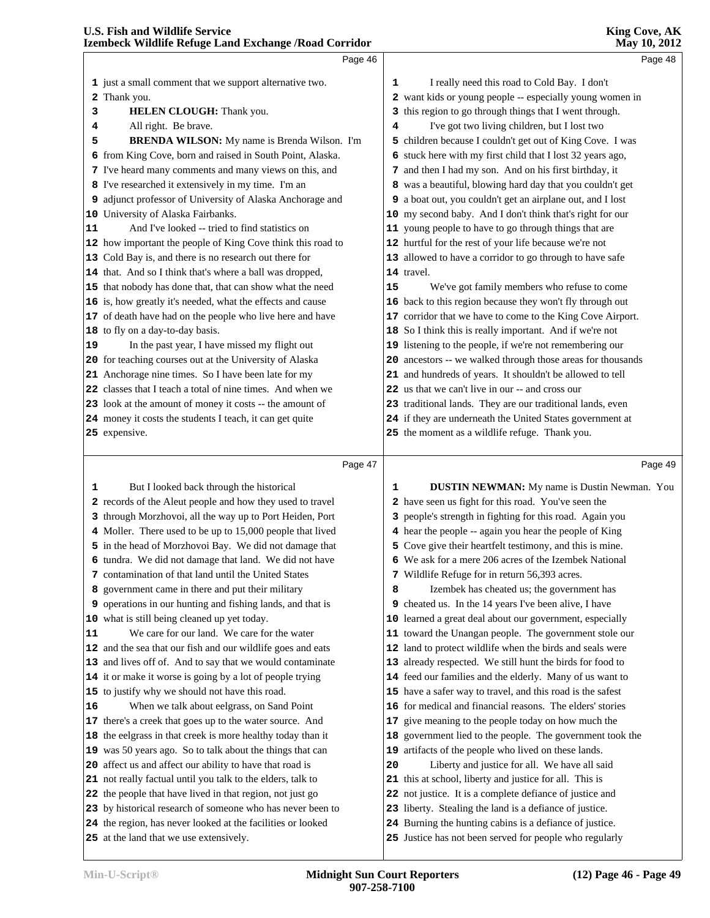just a small comment that we support alternative two. Thank you.

**HELEN CLOUGH:** Thank you.

All right. Be brave.

**BRENDA WILSON:** My name is Brenda Wilson. I'm from King Cove, born and raised in South Point, Alaska. I've heard many comments and many views on this, and I've researched it extensively in my time. I'm an adjunct professor of University of Alaska Anchorage and University of Alaska Fairbanks.

And I've looked -- tried to find statistics on how important the people of King Cove think this road to Cold Bay is, and there is no research out there for that. And so I think that's where a ball was dropped, that nobody has done that, that can show what the need is, how greatly it's needed, what the effects and cause of death have had on the people who live here and have to fly on a day-to-day basis.

In the past year, I have missed my flight out for teaching courses out at the University of Alaska Anchorage nine times. So I have been late for my classes that I teach a total of nine times. And when we look at the amount of money it costs -- the amount of money it costs the students I teach, it can get quite expensive.

But I looked back through the historical records of the Aleut people and how they used to travel through Morzhovoi, all the way up to Port Heiden, Port Moller. There used to be up to 15,000 people that lived in the head of Morzhovoi Bay. We did not damage that tundra. We did not damage that land. We did not have contamination of that land until the United States government came in there and put their military operations in our hunting and fishing lands, and that is what is still being cleaned up yet today.

We care for our land. We care for the water and the sea that our fish and our wildlife goes and eats and lives off of. And to say that we would contaminate it or make it worse is going by a lot of people trying to justify why we should not have this road.

When we talk about eelgrass, on Sand Point there's a creek that goes up to the water source. And the eelgrass in that creek is more healthy today than it was 50 years ago. So to talk about the things that can affect us and affect our ability to have that road is not really factual until you talk to the elders, talk to the people that have lived in that region, not just go by historical research of someone who has never been to the region, has never looked at the facilities or looked at the land that we use extensively.

I really need this road to Cold Bay. I don't want kids or young people -- especially young women in this region to go through things that I went through.

I've got two living children, but I lost two children because I couldn't get out of King Cove. I was stuck here with my first child that I lost 32 years ago, and then I had my son. And on his first birthday, it was a beautiful, blowing hard day that you couldn't get a boat out, you couldn't get an airplane out, and I lost my second baby. And I don't think that's right for our young people to have to go through things that are hurtful for the rest of your life because we're not allowed to have a corridor to go through to have safe travel.

We've got family members who refuse to come back to this region because they won't fly through out corridor that we have to come to the King Cove Airport. So I think this is really important. And if we're not listening to the people, if we're not remembering our ancestors -- we walked through those areas for thousands and hundreds of years. It shouldn't be allowed to tell us that we can't live in our -- and cross our traditional lands. They are our traditional lands, even if they are underneath the United States government at the moment as a wildlife refuge. Thank you.

**DUSTIN NEWMAN:** My name is Dustin Newman. You have seen us fight for this road. You've seen the people's strength in fighting for this road. Again you hear the people -- again you hear the people of King Cove give their heartfelt testimony, and this is mine. We ask for a mere 206 acres of the Izembek National Wildlife Refuge for in return 56,393 acres.

Izembek has cheated us; the government has cheated us. In the 14 years I've been alive, I have learned a great deal about our government, especially toward the Unangan people. The government stole our land to protect wildlife when the birds and seals were already respected. We still hunt the birds for food to feed our families and the elderly. Many of us want to have a safer way to travel, and this road is the safest for medical and financial reasons. The elders' stories give meaning to the people today on how much the government lied to the people. The government took the artifacts of the people who lived on these lands.

Liberty and justice for all. We have all said this at school, liberty and justice for all. This is not justice. It is a complete defiance of justice and liberty. Stealing the land is a defiance of justice. Burning the hunting cabins is a defiance of justice. Justice has not been served for people who regularly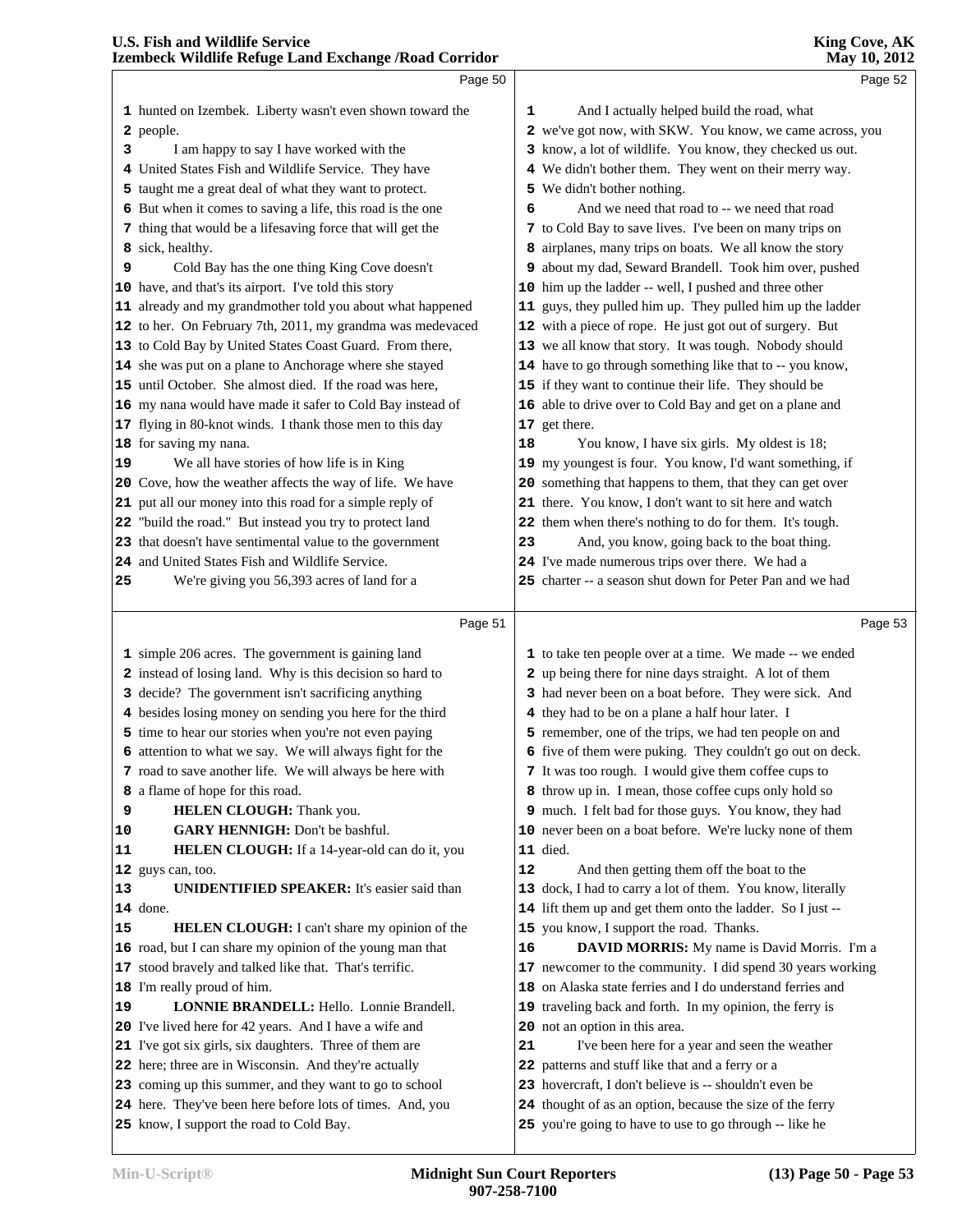Page 50

hunted on Izembek. Liberty wasn't even shown toward the people.

I am happy to say I have worked with the United States Fish and Wildlife Service. They have taught me a great deal of what they want to protect. But when it comes to saving a life, this road is the one thing that would be a lifesaving force that will get the sick, healthy.

Cold Bay has the one thing King Cove doesn't have, and that's its airport. I've told this story already and my grandmother told you about what happened to her. On February 7th, 2011, my grandma was medevaced to Cold Bay by United States Coast Guard. From there, she was put on a plane to Anchorage where she stayed until October. She almost died. If the road was here, my nana would have made it safer to Cold Bay instead of flying in 80-knot winds. I thank those men to this day for saving my nana.

We all have stories of how life is in King Cove, how the weather affects the way of life. We have put all our money into this road for a simple reply of "build the road." But instead you try to protect land that doesn't have sentimental value to the government and United States Fish and Wildlife Service.

We're giving you 56,393 acres of land for a

Page 51

simple 206 acres. The government is gaining land instead of losing land. Why is this decision so hard to decide? The government isn't sacrificing anything besides losing money on sending you here for the third time to hear our stories when you're not even paying attention to what we say. We will always fight for the road to save another life. We will always be here with a flame of hope for this road.

**HELEN CLOUGH:** Thank you.

**GARY HENNIGH:** Don't be bashful.

**HELEN CLOUGH:** If a 14-year-old can do it, you guys can, too.

**UNIDENTIFIED SPEAKER:** It's easier said than done.

**HELEN CLOUGH:** I can't share my opinion of the road, but I can share my opinion of the young man that stood bravely and talked like that. That's terrific. I'm really proud of him.

**LONNIE BRANDELL:** Hello. Lonnie Brandell. I've lived here for 42 years. And I have a wife and I've got six girls, six daughters. Three of them are here; three are in Wisconsin. And they're actually coming up this summer, and they want to go to school here. They've been here before lots of times. And, you know, I support the road to Cold Bay.

Page 52

And I actually helped build the road, what we've got now, with SKW. You know, we came across, you know, a lot of wildlife. You know, they checked us out. We didn't bother them. They went on their merry way. We didn't bother nothing.

And we need that road to -- we need that road to Cold Bay to save lives. I've been on many trips on airplanes, many trips on boats. We all know the story about my dad, Seward Brandell. Took him over, pushed him up the ladder -- well, I pushed and three other guys, they pulled him up. They pulled him up the ladder with a piece of rope. He just got out of surgery. But we all know that story. It was tough. Nobody should have to go through something like that to -- you know, if they want to continue their life. They should be able to drive over to Cold Bay and get on a plane and get there.

You know, I have six girls. My oldest is 18; my youngest is four. You know, I'd want something, if something that happens to them, that they can get over there. You know, I don't want to sit here and watch them when there's nothing to do for them. It's tough.

And, you know, going back to the boat thing. I've made numerous trips over there. We had a charter -- a season shut down for Peter Pan and we had

Page 53

to take ten people over at a time. We made -- we ended up being there for nine days straight. A lot of them had never been on a boat before. They were sick. And they had to be on a plane a half hour later. I remember, one of the trips, we had ten people on and five of them were puking. They couldn't go out on deck. It was too rough. I would give them coffee cups to throw up in. I mean, those coffee cups only hold so much. I felt bad for those guys. You know, they had never been on a boat before. We're lucky none of them died.

And then getting them off the boat to the dock, I had to carry a lot of them. You know, literally lift them up and get them onto the ladder. So I just -- you know, I support the road. Thanks.

**DAVID MORRIS:** My name is David Morris. I'm a newcomer to the community. I did spend 30 years working on Alaska state ferries and I do understand ferries and traveling back and forth. In my opinion, the ferry is not an option in this area.

I've been here for a year and seen the weather patterns and stuff like that and a ferry or a hovercraft, I don't believe is -- shouldn't even be thought of as an option, because the size of the ferry you're going to have to use to go through -- like he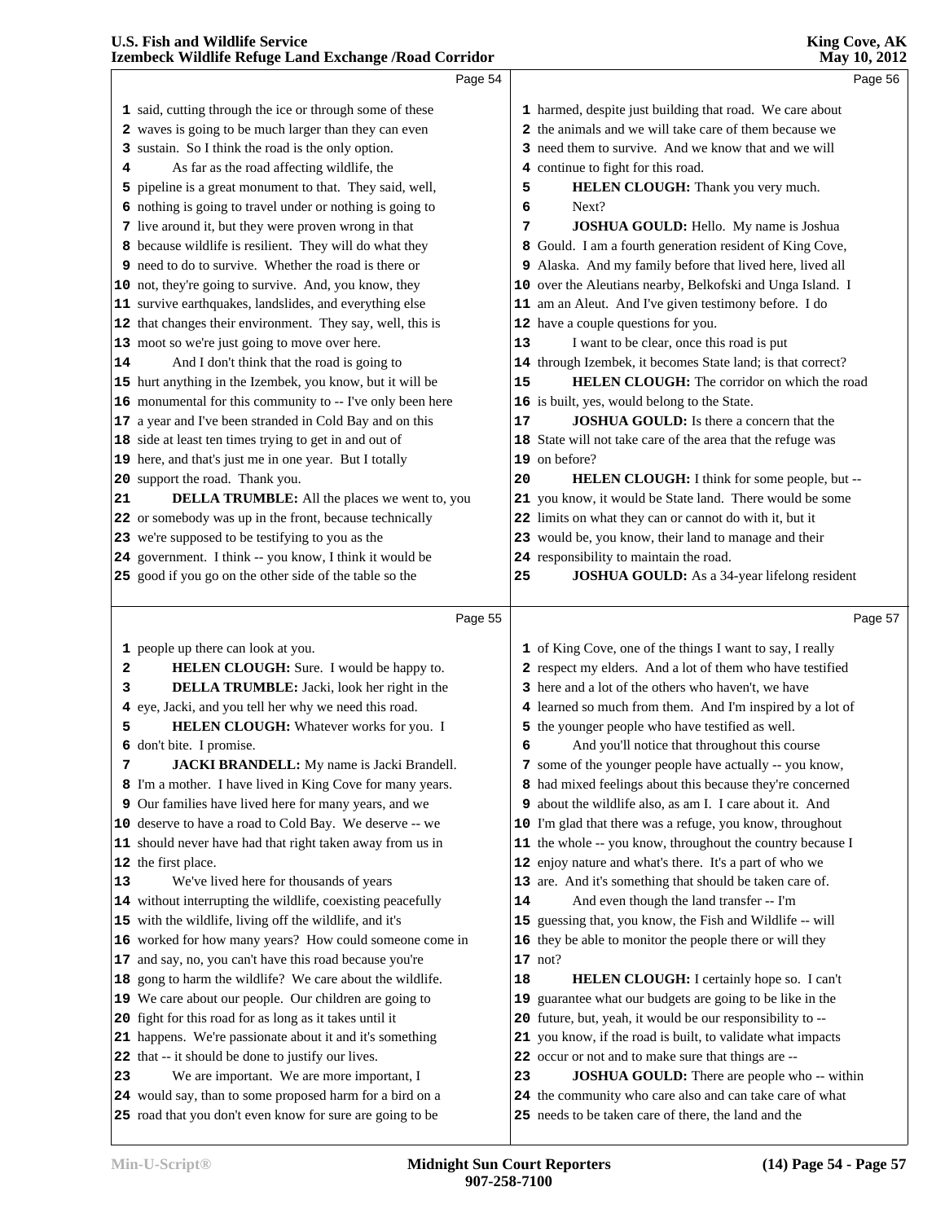Page 54

1 said, cutting through the ice or through some of these
2 waves is going to be much larger than they can even
3 sustain. So I think the road is the only option.
4 As far as the road affecting wildlife, the
5 pipeline is a great monument to that. They said, well,
6 nothing is going to travel under or nothing is going to
7 live around it, but they were proven wrong in that
8 because wildlife is resilient. They will do what they
9 need to do to survive. Whether the road is there or
10 not, they're going to survive. And, you know, they
11 survive earthquakes, landslides, and everything else
12 that changes their environment. They say, well, this is
13 moot so we're just going to move over here.
14 And I don't think that the road is going to
15 hurt anything in the Izembek, you know, but it will be
16 monumental for this community to -- I've only been here
17 a year and I've been stranded in Cold Bay and on this
18 side at least ten times trying to get in and out of
19 here, and that's just me in one year. But I totally
20 support the road. Thank you.
21 **DELLA TRUMBLE:** All the places we went to, you
22 or somebody was up in the front, because technically
23 we're supposed to be testifying to you as the
24 government. I think -- you know, I think it would be
25 good if you go on the other side of the table so the

Page 55

1 people up there can look at you.
2 **HELEN CLOUGH:** Sure. I would be happy to.
3 **DELLA TRUMBLE:** Jacki, look her right in the
4 eye, Jacki, and you tell her why we need this road.
5 **HELEN CLOUGH:** Whatever works for you. I
6 don't bite. I promise.
7 **JACKI BRANDELL:** My name is Jacki Brandell.
8 I'm a mother. I have lived in King Cove for many years.
9 Our families have lived here for many years, and we
10 deserve to have a road to Cold Bay. We deserve -- we
11 should never have had that right taken away from us in
12 the first place.
13 We've lived here for thousands of years
14 without interrupting the wildlife, coexisting peacefully
15 with the wildlife, living off the wildlife, and it's
16 worked for how many years? How could someone come in
17 and say, no, you can't have this road because you're
18 gong to harm the wildlife? We care about the wildlife.
19 We care about our people. Our children are going to
20 fight for this road for as long as it takes until it
21 happens. We're passionate about it and it's something
22 that -- it should be done to justify our lives.
23 We are important. We are more important, I
24 would say, than to some proposed harm for a bird on a
25 road that you don't even know for sure are going to be

Page 56

1 harmed, despite just building that road. We care about
2 the animals and we will take care of them because we
3 need them to survive. And we know that and we will
4 continue to fight for this road.
5 **HELEN CLOUGH:** Thank you very much.
6 Next?
7 **JOSHUA GOULD:** Hello. My name is Joshua
8 Gould. I am a fourth generation resident of King Cove,
9 Alaska. And my family before that lived here, lived all
10 over the Aleutians nearby, Belkofski and Unga Island. I
11 am an Aleut. And I've given testimony before. I do
12 have a couple questions for you.
13 I want to be clear, once this road is put
14 through Izembek, it becomes State land; is that correct?
15 **HELEN CLOUGH:** The corridor on which the road
16 is built, yes, would belong to the State.
17 **JOSHUA GOULD:** Is there a concern that the
18 State will not take care of the area that the refuge was
19 on before?
20 **HELEN CLOUGH:** I think for some people, but --
21 you know, it would be State land. There would be some
22 limits on what they can or cannot do with it, but it
23 would be, you know, their land to manage and their
24 responsibility to maintain the road.
25 **JOSHUA GOULD:** As a 34-year lifelong resident

Page 57

1 of King Cove, one of the things I want to say, I really
2 respect my elders. And a lot of them who have testified
3 here and a lot of the others who haven't, we have
4 learned so much from them. And I'm inspired by a lot of
5 the younger people who have testified as well.
6 And you'll notice that throughout this course
7 some of the younger people have actually -- you know,
8 had mixed feelings about this because they're concerned
9 about the wildlife also, as am I. I care about it. And
10 I'm glad that there was a refuge, you know, throughout
11 the whole -- you know, throughout the country because I
12 enjoy nature and what's there. It's a part of who we
13 are. And it's something that should be taken care of.
14 And even though the land transfer -- I'm
15 guessing that, you know, the Fish and Wildlife -- will
16 they be able to monitor the people there or will they
17 not?
18 **HELEN CLOUGH:** I certainly hope so. I can't
19 guarantee what our budgets are going to be like in the
20 future, but, yeah, it would be our responsibility to --
21 you know, if the road is built, to validate what impacts
22 occur or not and to make sure that things are --
23 **JOSHUA GOULD:** There are people who -- within
24 the community who care also and can take care of what
25 needs to be taken care of there, the land and the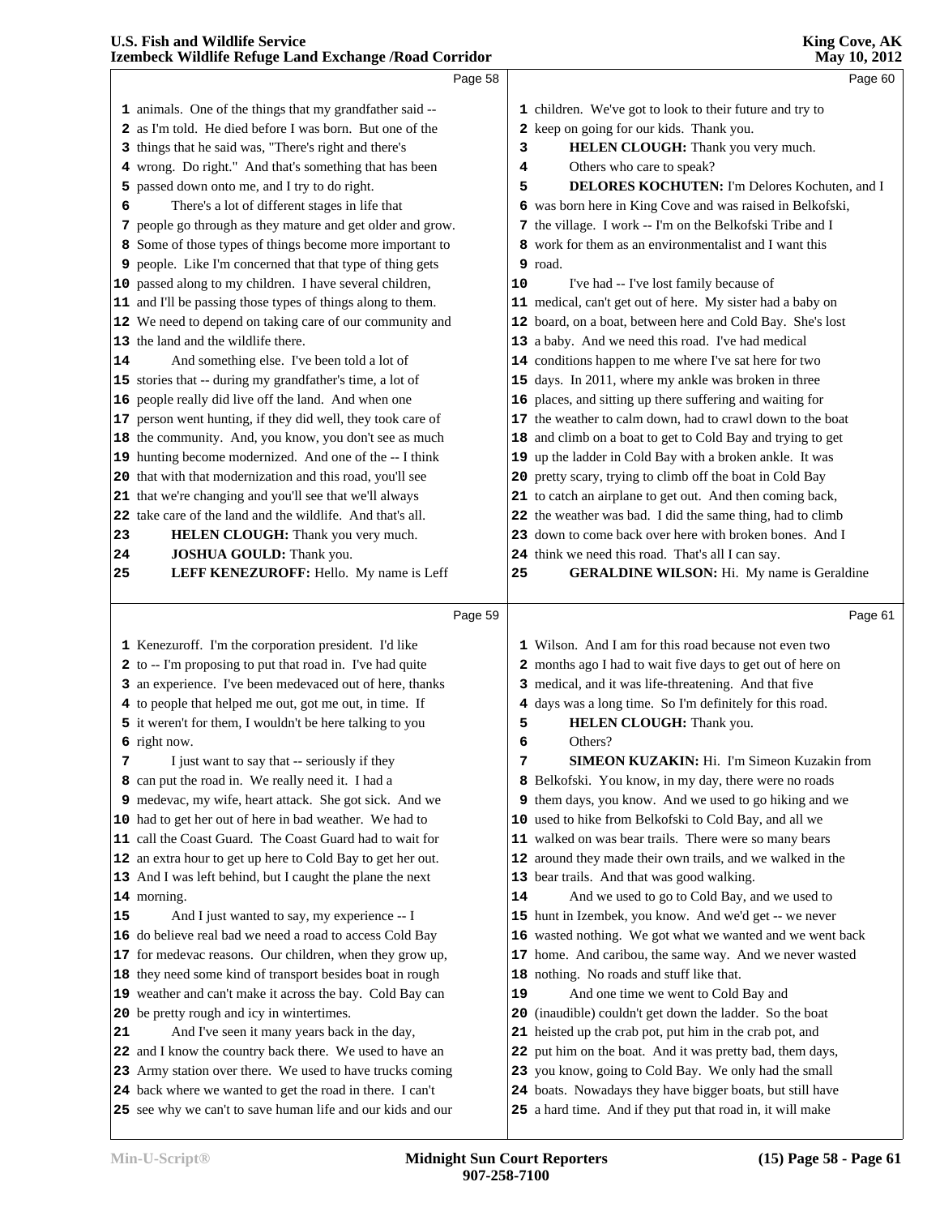Page 58

1 animals. One of the things that my grandfather said --
2 as I'm told. He died before I was born. But one of the
3 things that he said was, "There's right and there's
4 wrong. Do right." And that's something that has been
5 passed down onto me, and I try to do right.
6 There's a lot of different stages in life that
7 people go through as they mature and get older and grow.
8 Some of those types of things become more important to
9 people. Like I'm concerned that that type of thing gets
10 passed along to my children. I have several children,
11 and I'll be passing those types of things along to them.
12 We need to depend on taking care of our community and
13 the land and the wildlife there.
14 And something else. I've been told a lot of
15 stories that -- during my grandfather's time, a lot of
16 people really did live off the land. And when one
17 person went hunting, if they did well, they took care of
18 the community. And, you know, you don't see as much
19 hunting become modernized. And one of the -- I think
20 that with that modernization and this road, you'll see
21 that we're changing and you'll see that we'll always
22 take care of the land and the wildlife. And that's all.
23 **HELEN CLOUGH:** Thank you very much.
24 **JOSHUA GOULD:** Thank you.
25 **LEFF KENEZUROFF:** Hello. My name is Leff

Page 59

1 Kenezuroff. I'm the corporation president. I'd like
2 to -- I'm proposing to put that road in. I've had quite
3 an experience. I've been medevaced out of here, thanks
4 to people that helped me out, got me out, in time. If
5 it weren't for them, I wouldn't be here talking to you
6 right now.
7 I just want to say that -- seriously if they
8 can put the road in. We really need it. I had a
9 medevac, my wife, heart attack. She got sick. And we
10 had to get her out of here in bad weather. We had to
11 call the Coast Guard. The Coast Guard had to wait for
12 an extra hour to get up here to Cold Bay to get her out.
13 And I was left behind, but I caught the plane the next
14 morning.
15 And I just wanted to say, my experience -- I
16 do believe real bad we need a road to access Cold Bay
17 for medevac reasons. Our children, when they grow up,
18 they need some kind of transport besides boat in rough
19 weather and can't make it across the bay. Cold Bay can
20 be pretty rough and icy in wintertimes.
21 And I've seen it many years back in the day,
22 and I know the country back there. We used to have an
23 Army station over there. We used to have trucks coming
24 back where we wanted to get the road in there. I can't
25 see why we can't to save human life and our kids and our

Page 60

1 children. We've got to look to their future and try to
2 keep on going for our kids. Thank you.
3 **HELEN CLOUGH:** Thank you very much.
4 Others who care to speak?
5 **DELORES KOCHUTEN:** I'm Delores Kochuten, and I
6 was born here in King Cove and was raised in Belkofski,
7 the village. I work -- I'm on the Belkofski Tribe and I
8 work for them as an environmentalist and I want this
9 road.
10 I've had -- I've lost family because of
11 medical, can't get out of here. My sister had a baby on
12 board, on a boat, between here and Cold Bay. She's lost
13 a baby. And we need this road. I've had medical
14 conditions happen to me where I've sat here for two
15 days. In 2011, where my ankle was broken in three
16 places, and sitting up there suffering and waiting for
17 the weather to calm down, had to crawl down to the boat
18 and climb on a boat to get to Cold Bay and trying to get
19 up the ladder in Cold Bay with a broken ankle. It was
20 pretty scary, trying to climb off the boat in Cold Bay
21 to catch an airplane to get out. And then coming back,
22 the weather was bad. I did the same thing, had to climb
23 down to come back over here with broken bones. And I
24 think we need this road. That's all I can say.
25 **GERALDINE WILSON:** Hi. My name is Geraldine

Page 61

1 Wilson. And I am for this road because not even two
2 months ago I had to wait five days to get out of here on
3 medical, and it was life-threatening. And that five
4 days was a long time. So I'm definitely for this road.
5 **HELEN CLOUGH:** Thank you.
6 Others?
7 **SIMEON KUZAKIN:** Hi. I'm Simeon Kuzakin from
8 Belkofski. You know, in my day, there were no roads
9 them days, you know. And we used to go hiking and we
10 used to hike from Belkofski to Cold Bay, and all we
11 walked on was bear trails. There were so many bears
12 around they made their own trails, and we walked in the
13 bear trails. And that was good walking.
14 And we used to go to Cold Bay, and we used to
15 hunt in Izembek, you know. And we'd get -- we never
16 wasted nothing. We got what we wanted and we went back
17 home. And caribou, the same way. And we never wasted
18 nothing. No roads and stuff like that.
19 And one time we went to Cold Bay and
20 (inaudible) couldn't get down the ladder. So the boat
21 heisted up the crab pot, put him in the crab pot, and
22 put him on the boat. And it was pretty bad, them days,
23 you know, going to Cold Bay. We only had the small
24 boats. Nowadays they have bigger boats, but still have
25 a hard time. And if they put that road in, it will make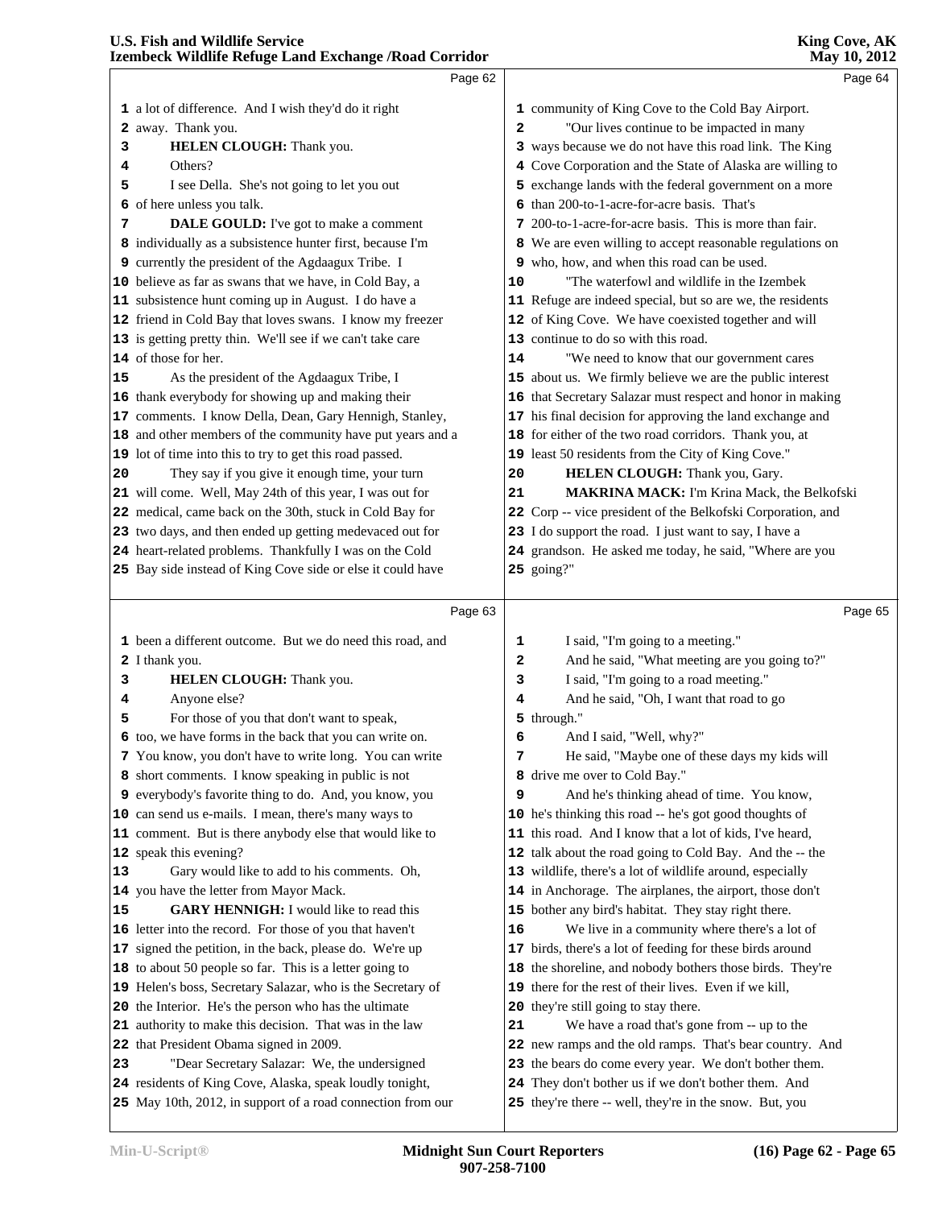a lot of difference. And I wish they'd do it right away. Thank you.

**HELEN CLOUGH:** Thank you.

Others?

I see Della. She's not going to let you out of here unless you talk.

**DALE GOULD:** I've got to make a comment individually as a subsistence hunter first, because I'm currently the president of the Agdaagux Tribe. I believe as far as swans that we have, in Cold Bay, a subsistence hunt coming up in August. I do have a friend in Cold Bay that loves swans. I know my freezer is getting pretty thin. We'll see if we can't take care of those for her.

As the president of the Agdaagux Tribe, I thank everybody for showing up and making their comments. I know Della, Dean, Gary Hennigh, Stanley, and other members of the community have put years and a lot of time into this to try to get this road passed.

They say if you give it enough time, your turn will come. Well, May 24th of this year, I was out for medical, came back on the 30th, stuck in Cold Bay for two days, and then ended up getting medevaced out for heart-related problems. Thankfully I was on the Cold Bay side instead of King Cove side or else it could have been a different outcome. But we do need this road, and I thank you.

**HELEN CLOUGH:** Thank you.

Anyone else?

For those of you that don't want to speak, too, we have forms in the back that you can write on. You know, you don't have to write long. You can write short comments. I know speaking in public is not everybody's favorite thing to do. And, you know, you can send us e-mails. I mean, there's many ways to comment. But is there anybody else that would like to speak this evening?

Gary would like to add to his comments. Oh, you have the letter from Mayor Mack.

**GARY HENNIGH:** I would like to read this letter into the record. For those of you that haven't signed the petition, in the back, please do. We're up to about 50 people so far. This is a letter going to Helen's boss, Secretary Salazar, who is the Secretary of the Interior. He's the person who has the ultimate authority to make this decision. That was in the law that President Obama signed in 2009.

"Dear Secretary Salazar: We, the undersigned residents of King Cove, Alaska, speak loudly tonight, May 10th, 2012, in support of a road connection from our community of King Cove to the Cold Bay Airport.

"Our lives continue to be impacted in many ways because we do not have this road link. The King Cove Corporation and the State of Alaska are willing to exchange lands with the federal government on a more than 200-to-1-acre-for-acre basis. That's 200-to-1-acre-for-acre basis. This is more than fair. We are even willing to accept reasonable regulations on who, how, and when this road can be used.

"The waterfowl and wildlife in the Izembek Refuge are indeed special, but so are we, the residents of King Cove. We have coexisted together and will continue to do so with this road.

"We need to know that our government cares about us. We firmly believe we are the public interest that Secretary Salazar must respect and honor in making his final decision for approving the land exchange and for either of the two road corridors. Thank you, at least 50 residents from the City of King Cove."

**HELEN CLOUGH:** Thank you, Gary.

**MAKRINA MACK:** I'm Krina Mack, the Belkofski Corp -- vice president of the Belkofski Corporation, and I do support the road. I just want to say, I have a grandson. He asked me today, he said, "Where are you going?"

I said, "I'm going to a meeting."

And he said, "What meeting are you going to?"

I said, "I'm going to a road meeting."

And he said, "Oh, I want that road to go through."

And I said, "Well, why?"

He said, "Maybe one of these days my kids will drive me over to Cold Bay."

And he's thinking ahead of time. You know, he's thinking this road -- he's got good thoughts of this road. And I know that a lot of kids, I've heard, talk about the road going to Cold Bay. And the -- the wildlife, there's a lot of wildlife around, especially in Anchorage. The airplanes, the airport, those don't bother any bird's habitat. They stay right there.

We live in a community where there's a lot of birds, there's a lot of feeding for these birds around the shoreline, and nobody bothers those birds. They're there for the rest of their lives. Even if we kill, they're still going to stay there.

We have a road that's gone from -- up to the new ramps and the old ramps. That's bear country. And the bears do come every year. We don't bother them. They don't bother us if we don't bother them. And they're there -- well, they're in the snow. But, you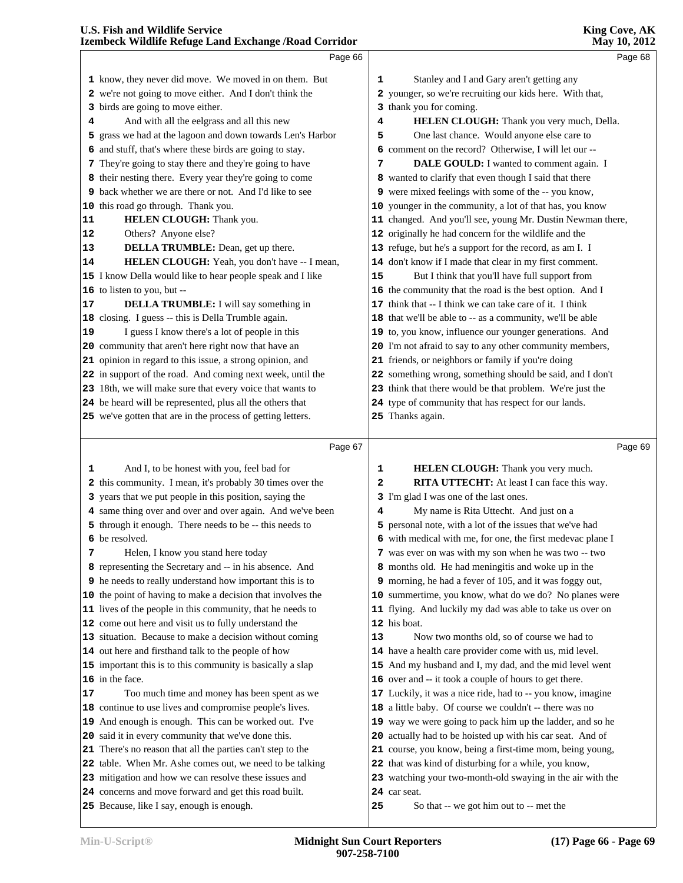know, they never did move. We moved in on them. But we're not going to move either. And I don't think the birds are going to move either.

And with all the eelgrass and all this new grass we had at the lagoon and down towards Len's Harbor and stuff, that's where these birds are going to stay. They're going to stay there and they're going to have their nesting there. Every year they're going to come back whether we are there or not. And I'd like to see this road go through. Thank you.

**HELEN CLOUGH:** Thank you.

Others? Anyone else?

**DELLA TRUMBLE:** Dean, get up there.

**HELEN CLOUGH:** Yeah, you don't have -- I mean, I know Della would like to hear people speak and I like to listen to you, but --

**DELLA TRUMBLE:** I will say something in closing. I guess -- this is Della Trumble again.

I guess I know there's a lot of people in this community that aren't here right now that have an opinion in regard to this issue, a strong opinion, and in support of the road. And coming next week, until the 18th, we will make sure that every voice that wants to be heard will be represented, plus all the others that we've gotten that are in the process of getting letters.

And I, to be honest with you, feel bad for this community. I mean, it's probably 30 times over the years that we put people in this position, saying the same thing over and over and over again. And we've been through it enough. There needs to be -- this needs to be resolved.

Helen, I know you stand here today representing the Secretary and -- in his absence. And he needs to really understand how important this is to the point of having to make a decision that involves the lives of the people in this community, that he needs to come out here and visit us to fully understand the situation. Because to make a decision without coming out here and firsthand talk to the people of how important this is to this community is basically a slap in the face.

Too much time and money has been spent as we continue to use lives and compromise people's lives. And enough is enough. This can be worked out. I've said it in every community that we've done this. There's no reason that all the parties can't step to the table. When Mr. Ashe comes out, we need to be talking mitigation and how we can resolve these issues and concerns and move forward and get this road built. Because, like I say, enough is enough.

Stanley and I and Gary aren't getting any younger, so we're recruiting our kids here. With that, thank you for coming.

**HELEN CLOUGH:** Thank you very much, Della.

One last chance. Would anyone else care to comment on the record? Otherwise, I will let our --

**DALE GOULD:** I wanted to comment again. I wanted to clarify that even though I said that there were mixed feelings with some of the -- you know, younger in the community, a lot of that has, you know changed. And you'll see, young Mr. Dustin Newman there, originally he had concern for the wildlife and the refuge, but he's a support for the record, as am I. I don't know if I made that clear in my first comment.

But I think that you'll have full support from the community that the road is the best option. And I think that -- I think we can take care of it. I think that we'll be able to -- as a community, we'll be able to, you know, influence our younger generations. And I'm not afraid to say to any other community members, friends, or neighbors or family if you're doing something wrong, something should be said, and I don't think that there would be that problem. We're just the type of community that has respect for our lands. Thanks again.

**HELEN CLOUGH:** Thank you very much.

**RITA UTTECHT:** At least I can face this way. I'm glad I was one of the last ones.

My name is Rita Uttecht. And just on a personal note, with a lot of the issues that we've had with medical with me, for one, the first medevac plane I was ever on was with my son when he was two -- two months old. He had meningitis and woke up in the morning, he had a fever of 105, and it was foggy out, summertime, you know, what do we do? No planes were flying. And luckily my dad was able to take us over on his boat.

Now two months old, so of course we had to have a health care provider come with us, mid level. And my husband and I, my dad, and the mid level went over and -- it took a couple of hours to get there. Luckily, it was a nice ride, had to -- you know, imagine a little baby. Of course we couldn't -- there was no way we were going to pack him up the ladder, and so he actually had to be hoisted up with his car seat. And of course, you know, being a first-time mom, being young, that was kind of disturbing for a while, you know, watching your two-month-old swaying in the air with the car seat.

So that -- we got him out to -- met the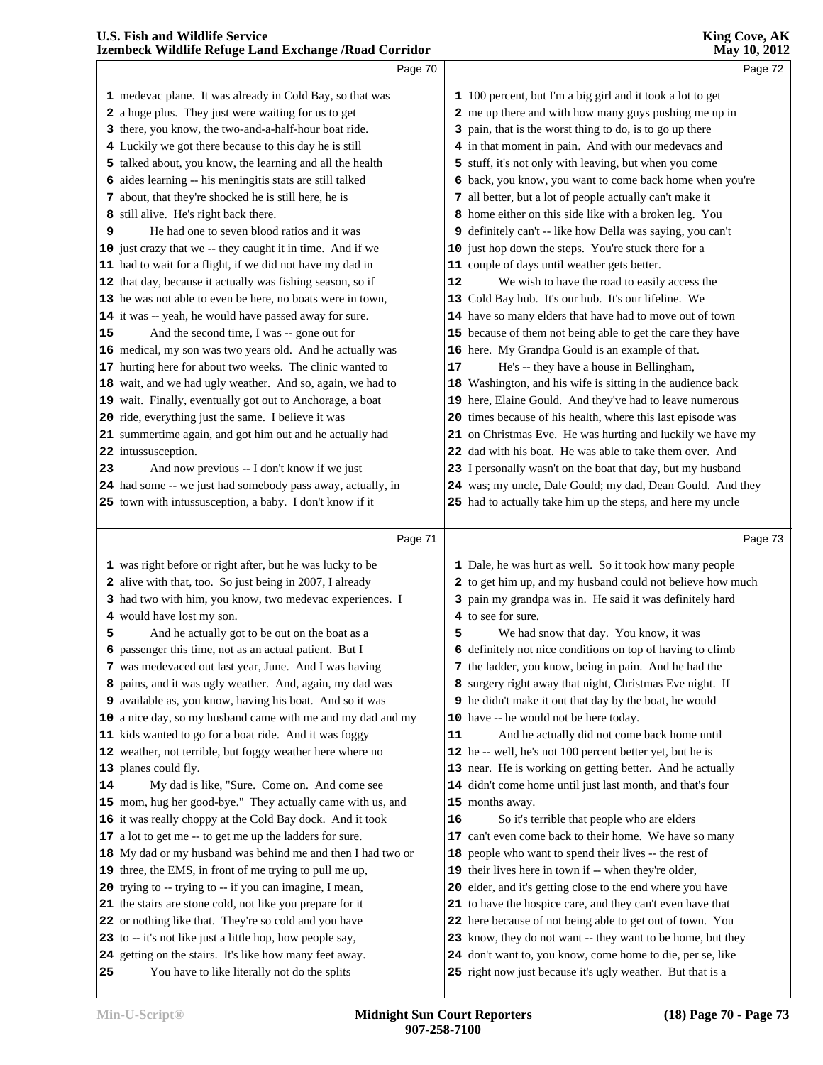medevac plane. It was already in Cold Bay, so that was a huge plus. They just were waiting for us to get there, you know, the two-and-a-half-hour boat ride. Luckily we got there because to this day he is still talked about, you know, the learning and all the health aides learning -- his meningitis stats are still talked about, that they're shocked he is still here, he is still alive. He's right back there.

He had one to seven blood ratios and it was just crazy that we -- they caught it in time. And if we had to wait for a flight, if we did not have my dad in that day, because it actually was fishing season, so if he was not able to even be here, no boats were in town, it was -- yeah, he would have passed away for sure.

And the second time, I was -- gone out for medical, my son was two years old. And he actually was hurting here for about two weeks. The clinic wanted to wait, and we had ugly weather. And so, again, we had to wait. Finally, eventually got out to Anchorage, a boat ride, everything just the same. I believe it was summertime again, and got him out and he actually had intussusception.

And now previous -- I don't know if we just had some -- we just had somebody pass away, actually, in town with intussusception, a baby. I don't know if it was right before or right after, but he was lucky to be alive with that, too. So just being in 2007, I already had two with him, you know, two medevac experiences. I would have lost my son.

And he actually got to be out on the boat as a passenger this time, not as an actual patient. But I was medevaced out last year, June. And I was having pains, and it was ugly weather. And, again, my dad was available as, you know, having his boat. And so it was a nice day, so my husband came with me and my dad and my kids wanted to go for a boat ride. And it was foggy weather, not terrible, but foggy weather here where no planes could fly.

My dad is like, "Sure. Come on. And come see mom, hug her good-bye." They actually came with us, and it was really choppy at the Cold Bay dock. And it took a lot to get me -- to get me up the ladders for sure. My dad or my husband was behind me and then I had two or three, the EMS, in front of me trying to pull me up, trying to -- trying to -- if you can imagine, I mean, the stairs are stone cold, not like you prepare for it or nothing like that. They're so cold and you have to -- it's not like just a little hop, how people say, getting on the stairs. It's like how many feet away.

You have to like literally not do the splits 100 percent, but I'm a big girl and it took a lot to get me up there and with how many guys pushing me up in pain, that is the worst thing to do, is to go up there in that moment in pain. And with our medevacs and stuff, it's not only with leaving, but when you come back, you know, you want to come back home when you're all better, but a lot of people actually can't make it home either on this side like with a broken leg. You definitely can't -- like how Della was saying, you can't just hop down the steps. You're stuck there for a couple of days until weather gets better.

We wish to have the road to easily access the Cold Bay hub. It's our hub. It's our lifeline. We have so many elders that have had to move out of town because of them not being able to get the care they have here. My Grandpa Gould is an example of that.

He's -- they have a house in Bellingham, Washington, and his wife is sitting in the audience back here, Elaine Gould. And they've had to leave numerous times because of his health, where this last episode was on Christmas Eve. He was hurting and luckily we have my dad with his boat. He was able to take them over. And I personally wasn't on the boat that day, but my husband was; my uncle, Dale Gould; my dad, Dean Gould. And they had to actually take him up the steps, and here my uncle Dale, he was hurt as well. So it took how many people to get him up, and my husband could not believe how much pain my grandpa was in. He said it was definitely hard to see for sure.

We had snow that day. You know, it was definitely not nice conditions on top of having to climb the ladder, you know, being in pain. And he had the surgery right away that night, Christmas Eve night. If he didn't make it out that day by the boat, he would have -- he would not be here today.

And he actually did not come back home until he -- well, he's not 100 percent better yet, but he is near. He is working on getting better. And he actually didn't come home until just last month, and that's four months away.

So it's terrible that people who are elders can't even come back to their home. We have so many people who want to spend their lives -- the rest of their lives here in town if -- when they're older, elder, and it's getting close to the end where you have to have the hospice care, and they can't even have that here because of not being able to get out of town. You know, they do not want -- they want to be home, but they don't want to, you know, come home to die, per se, like right now just because it's ugly weather. But that is a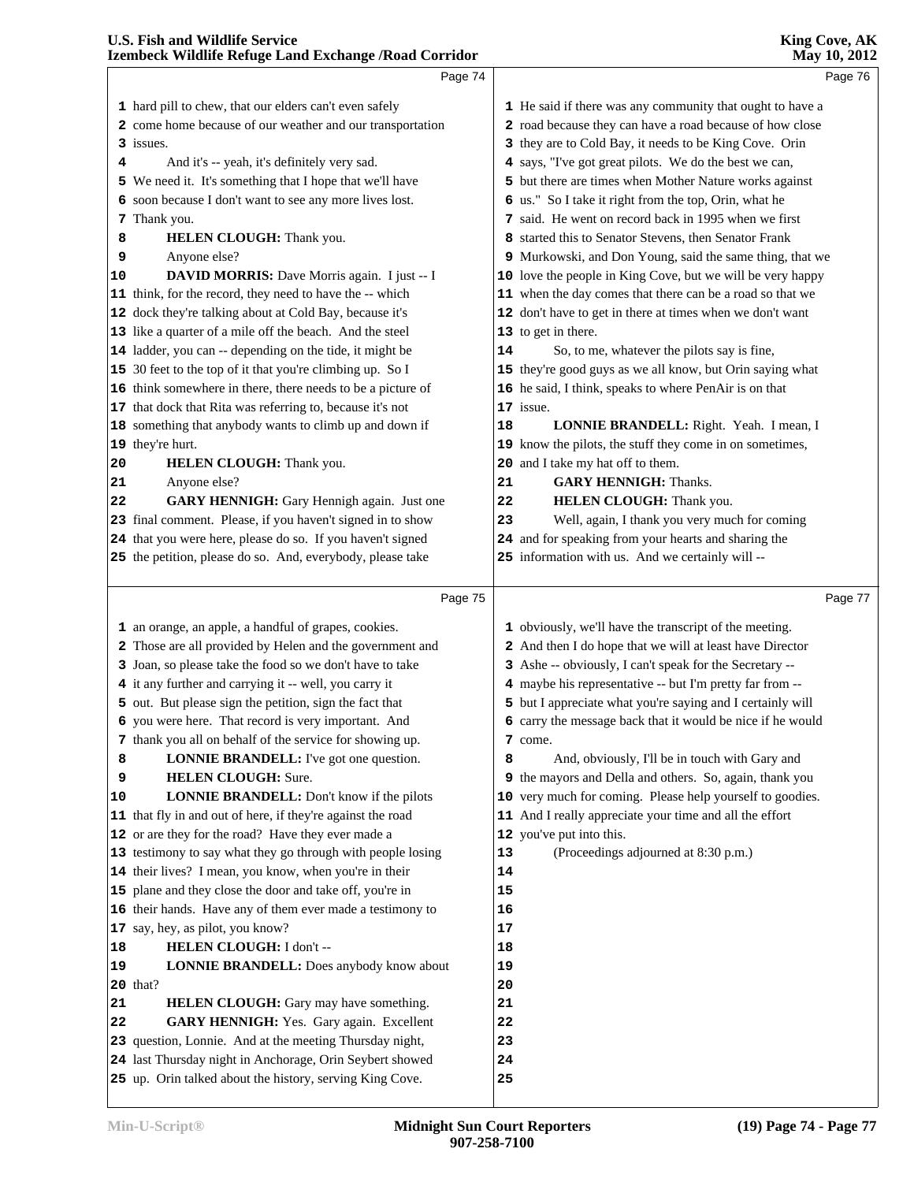hard pill to chew, that our elders can't even safely come home because of our weather and our transportation issues.

And it's -- yeah, it's definitely very sad. We need it. It's something that I hope that we'll have soon because I don't want to see any more lives lost. Thank you.

**HELEN CLOUGH:** Thank you.

Anyone else?

**DAVID MORRIS:** Dave Morris again. I just -- I think, for the record, they need to have the -- which dock they're talking about at Cold Bay, because it's like a quarter of a mile off the beach. And the steel ladder, you can -- depending on the tide, it might be 30 feet to the top of it that you're climbing up. So I think somewhere in there, there needs to be a picture of that dock that Rita was referring to, because it's not something that anybody wants to climb up and down if they're hurt.

**HELEN CLOUGH:** Thank you.

Anyone else?

**GARY HENNIGH:** Gary Hennigh again. Just one final comment. Please, if you haven't signed in to show that you were here, please do so. If you haven't signed the petition, please do so. And, everybody, please take an orange, an apple, a handful of grapes, cookies. Those are all provided by Helen and the government and Joan, so please take the food so we don't have to take it any further and carrying it -- well, you carry it out. But please sign the petition, sign the fact that you were here. That record is very important. And thank you all on behalf of the service for showing up.

**LONNIE BRANDELL:** I've got one question.

**HELEN CLOUGH:** Sure.

**LONNIE BRANDELL:** Don't know if the pilots that fly in and out of here, if they're against the road or are they for the road? Have they ever made a testimony to say what they go through with people losing their lives? I mean, you know, when you're in their plane and they close the door and take off, you're in their hands. Have any of them ever made a testimony to say, hey, as pilot, you know?

**HELEN CLOUGH:** I don't --

**LONNIE BRANDELL:** Does anybody know about that?

**HELEN CLOUGH:** Gary may have something.

**GARY HENNIGH:** Yes. Gary again. Excellent question, Lonnie. And at the meeting Thursday night, last Thursday night in Anchorage, Orin Seybert showed up. Orin talked about the history, serving King Cove. He said if there was any community that ought to have a road because they can have a road because of how close they are to Cold Bay, it needs to be King Cove. Orin says, "I've got great pilots. We do the best we can, but there are times when Mother Nature works against us." So I take it right from the top, Orin, what he said. He went on record back in 1995 when we first started this to Senator Stevens, then Senator Frank Murkowski, and Don Young, said the same thing, that we love the people in King Cove, but we will be very happy when the day comes that there can be a road so that we don't have to get in there at times when we don't want to get in there.

So, to me, whatever the pilots say is fine, they're good guys as we all know, but Orin saying what he said, I think, speaks to where PenAir is on that issue.

**LONNIE BRANDELL:** Right. Yeah. I mean, I know the pilots, the stuff they come in on sometimes, and I take my hat off to them.

**GARY HENNIGH:** Thanks.

**HELEN CLOUGH:** Thank you.

Well, again, I thank you very much for coming and for speaking from your hearts and sharing the information with us. And we certainly will -- obviously, we'll have the transcript of the meeting. And then I do hope that we will at least have Director Ashe -- obviously, I can't speak for the Secretary -- maybe his representative -- but I'm pretty far from -- but I appreciate what you're saying and I certainly will carry the message back that it would be nice if he would come.

And, obviously, I'll be in touch with Gary and the mayors and Della and others. So, again, thank you very much for coming. Please help yourself to goodies. And I really appreciate your time and all the effort you've put into this.

(Proceedings adjourned at 8:30 p.m.)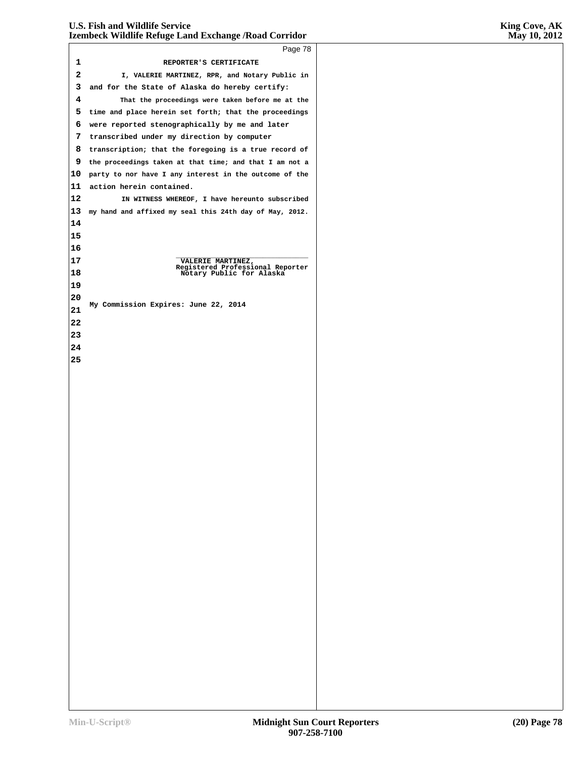Page 78

REPORTER'S CERTIFICATE

I, VALERIE MARTINEZ, RPR, and Notary Public in and for the State of Alaska do hereby certify:

That the proceedings were taken before me at the time and place herein set forth; that the proceedings were reported stenographically by me and later transcribed under my direction by computer transcription; that the foregoing is a true record of the proceedings taken at that time; and that I am not a party to nor have I any interest in the outcome of the action herein contained.

IN WITNESS WHEREOF, I have hereunto subscribed my hand and affixed my seal this 24th day of May, 2012.

\_\_\_\_\_\_\_\_\_\_\_\_\_\_\_\_\_\_\_\_\_\_\_\_\_\_\_\_\_\_

VALERIE MARTINEZ,
Registered Professional Reporter
Notary Public for Alaska

My Commission Expires: June 22, 2014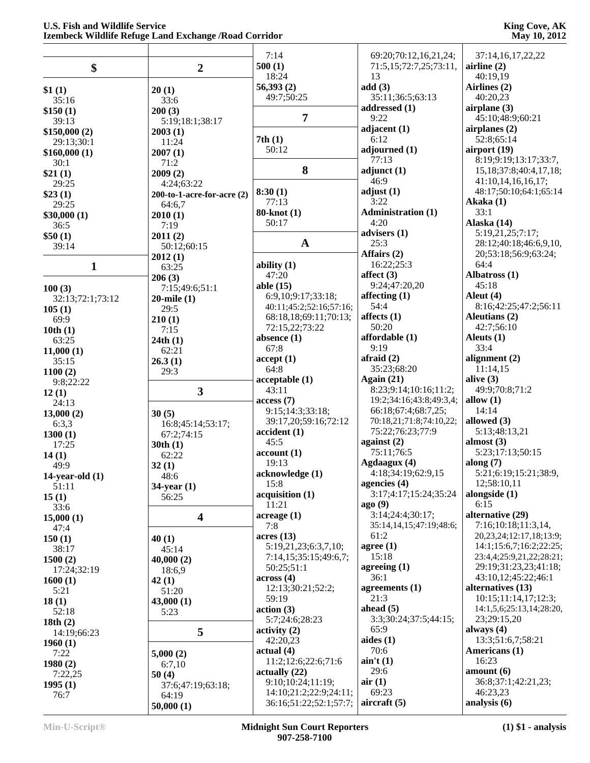## $

**$1 (1)**
35:16

**$150 (1)**
39:13

**$150,000 (2)**
29:13;30:1

**$160,000 (1)**
30:1

**$21 (1)**
29:25

**$23 (1)**
29:25

**$30,000 (1)**
36:5

**$50 (1)**
39:14

## 1

**100 (3)**
32:13;72:1;73:12

**105 (1)**
69:9

**10th (1)**
63:25

**11,000 (1)**
35:15

**1100 (2)**
9:8;22:22

**12 (1)**
24:13

**13,000 (2)**
6:3,3

**1300 (1)**
17:25

**14 (1)**
49:9

**14-year-old (1)**
51:11

**15 (1)**
33:6

**15,000 (1)**
47:4

**150 (1)**
38:17

**1500 (2)**
17:24;32:19

**1600 (1)**
5:21

**18 (1)**
52:18

**18th (2)**
14:19;66:23

**1960 (1)**
7:22

**1980 (2)**
7:22,25

**1995 (1)**
76:7

## 2

**20 (1)**
33:6

**200 (3)**
5:19;18:1;38:17

**2003 (1)**
11:24

**2007 (1)**
71:2

**2009 (2)**
4:24;63:22

**200-to-1-acre-for-acre (2)**
64:6,7

**2010 (1)**
7:19

**2011 (2)**
50:12;60:15

**2012 (1)**
63:25

**206 (3)**
7:15;49:6;51:1

**20-mile (1)**
29:5

**210 (1)**
7:15

**24th (1)**
62:21

**26.3 (1)**
29:3

## 3

**30 (5)**
16:8;45:14;53:17;67:2;74:15

**30th (1)**
62:22

**32 (1)**
48:6

**34-year (1)**
56:25

## 4

**40 (1)**
45:14

**40,000 (2)**
18:6,9

**42 (1)**
51:20

**43,000 (1)**
5:23

## 5

**5,000 (2)**
6:7,10

**50 (4)**
37:6;47:19;63:18;64:19

**50,000 (1)**
7:14

**500 (1)**
18:24

**56,393 (2)**
49:7;50:25

## 7

**7th (1)**
50:12

## 8

**8:30 (1)**
77:13

**80-knot (1)**
50:17

## A

**ability (1)**
47:20

**able (15)**
6:9,10;9:17;33:18;40:11;45:2;52:16;57:16;68:18,18;69:11;70:13;72:15,22;73:22

**absence (1)**
67:8

**accept (1)**
64:8

**acceptable (1)**
43:11

**access (7)**
9:15;14:3;33:18;39:17,20;59:16;72:12

**accident (1)**
45:5

**account (1)**
19:13

**acknowledge (1)**
15:8

**acquisition (1)**
11:21

**acreage (1)**
7:8

**acres (13)**
5:19,21,23;6:3,7,10;7:14,15;35:15;49:6,7;50:25;51:1

**across (4)**
12:13;30:21;52:2;59:19

**action (3)**
5:7;24:6;28:23

**activity (2)**
42:20,23

**actual (4)**
11:2;12:6;22:6;71:6

**actually (22)**
9:10;10:24;11:19;14:10;21:2;22:9;24:11;36:16;51:22;52:1;57:7;69:20;70:12,16,21,24;71:5,15;72:7,25;73:11,13

**add (3)**
35:11;36:5;63:13

**addressed (1)**
9:22

**adjacent (1)**
6:12

**adjourned (1)**
77:13

**adjunct (1)**
46:9

**adjust (1)**
3:22

**Administration (1)**
4:20

**advisers (1)**
25:3

**Affairs (2)**
16:22;25:3

**affect (3)**
9:24;47:20,20

**affecting (1)**
54:4

**affects (1)**
50:20

**affordable (1)**
9:19

**afraid (2)**
35:23;68:20

**Again (21)**
8:23;9:14;10:16;11:2;19:2;34:16;43:8;49:3,4;66:18;67:4;68:7,25;70:18,21;71:8;74:10,22;75:22;76:23;77:9

**against (2)**
75:11;76:5

**Agdaagux (4)**
4:18;34:19;62:9,15

**agencies (4)**
3:17;4:17;15:24;35:24

**ago (9)**
3:14;24:4;30:17;35:14,14,15;47:19;48:6;61:2

**agree (1)**
15:18

**agreeing (1)**
36:1

**agreements (1)**
21:3

**ahead (5)**
3:3;30:24;37:5;44:15;65:9

**aides (1)**
70:6

**ain't (1)**
29:6

**air (1)**
69:23

**aircraft (5)**
37:14,16,17,22,22

**airline (2)**
40:19,19

**Airlines (2)**
40:20,23

**airplane (3)**
45:10;48:9;60:21

**airplanes (2)**
52:8;65:14

**airport (19)**
8:19;9:19;13:17;33:7,15,18;37:8;40:4,17,18;41:10,14,16,16,17;48:17;50:10;64:1;65:14

**Akaka (1)**
33:1

**Alaska (14)**
5:19,21,25;7:17;28:12;40:18;46:6,9,10,20;53:18;56:9;63:24;64:4

**Albatross (1)**
45:18

**Aleut (4)**
8:16;42:25;47:2;56:11

**Aleutians (2)**
42:7;56:10

**Aleuts (1)**
33:4

**alignment (2)**
11:14,15

**alive (3)**
49:9;70:8;71:2

**allow (1)**
14:14

**allowed (3)**
5:13;48:13,21

**almost (3)**
5:23;17:13;50:15

**along (7)**
5:21;6:19;15:21;38:9,12;58:10,11

**alongside (1)**
6:15

**alternative (29)**
7:16;10:18;11:3,14,20,23,24;12:17,18;13:9;14:1;15:6,7;16:2;22:25;23:4,4;25:9,21,22;28:21;29:19;31:23,23;41:18;43:10,12;45:22;46:1

**alternatives (13)**
10:15;11:14,17;12:3;14:1,5,6;25:13,14;28:20,23;29:15,20

**always (4)**
13:3;51:6,7;58:21

**Americans (1)**
16:23

**amount (6)**
36:8;37:1;42:21,23;46:23,23

**analysis (6)**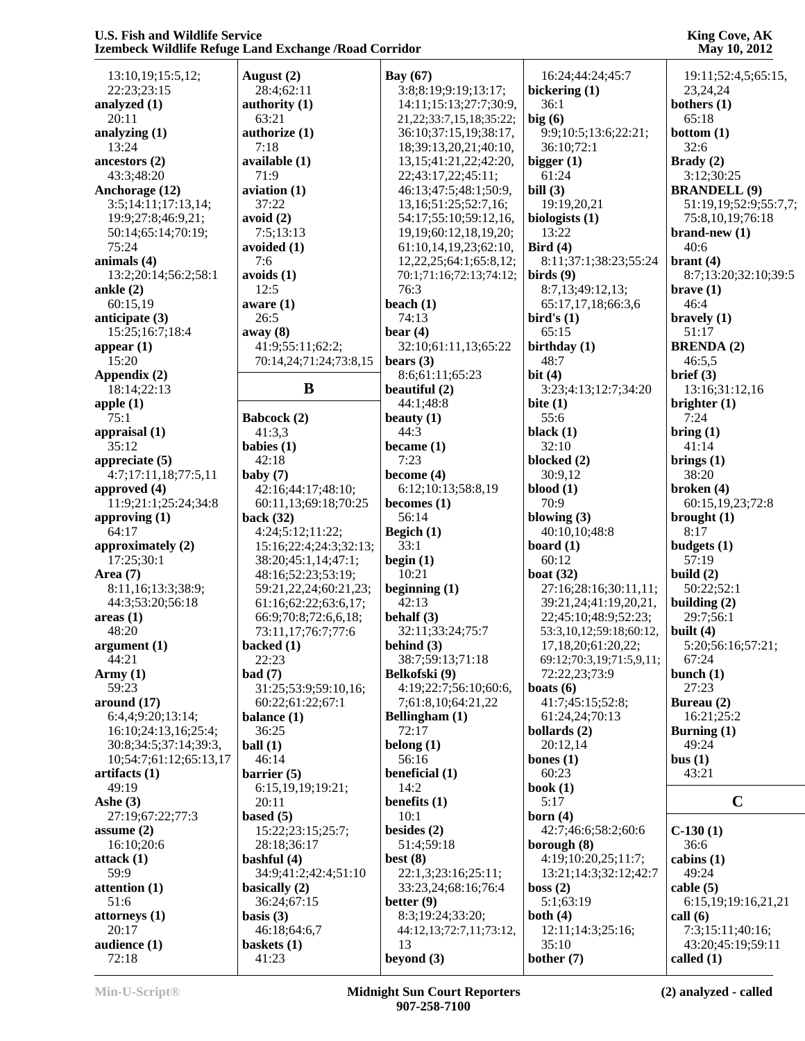13:10,19;15:5,12;
22:23;23:15
**analyzed (1)**
20:11
**analyzing (1)**
13:24
**ancestors (2)**
43:3;48:20
**Anchorage (12)**
3:5;14:11;17:13,14;
19:9;27:8;46:9,21;
50:14;65:14;70:19;
75:24
**animals (4)**
13:2;20:14;56:2;58:1
**ankle (2)**
60:15,19
**anticipate (3)**
15:25;16:7;18:4
**appear (1)**
15:20
**Appendix (2)**
18:14;22:13
**apple (1)**
75:1
**appraisal (1)**
35:12
**appreciate (5)**
4:7;17:11,18;77:5,11
**approved (4)**
11:9;21:1;25:24;34:8
**approving (1)**
64:17
**approximately (2)**
17:25;30:1
**Area (7)**
8:11,16;13:3;38:9;
44:3;53:20;56:18
**areas (1)**
48:20
**argument (1)**
44:21
**Army (1)**
59:23
**around (17)**
6:4,4;9:20;13:14;
16:10;24:13,16;25:4;
30:8;34:5;37:14;39:3,
10;54:7;61:12;65:13,17
**artifacts (1)**
49:19
**Ashe (3)**
27:19;67:22;77:3
**assume (2)**
16:10;20:6
**attack (1)**
59:9
**attention (1)**
51:6
**attorneys (1)**
20:17
**audience (1)**
72:18

**August (2)**
28:4;62:11
**authority (1)**
63:21
**authorize (1)**
7:18
**available (1)**
71:9
**aviation (1)**
37:22
**avoid (2)**
7:5;13:13
**avoided (1)**
7:6
**avoids (1)**
12:5
**aware (1)**
26:5
**away (8)**
41:9;55:11;62:2;
70:14,24;71:24;73:8,15

## B

**Babcock (2)**
41:3,3
**babies (1)**
42:18
**baby (7)**
42:16;44:17;48:10;
60:11,13;69:18;70:25
**back (32)**
4:24;5:12;11:22;
15:16;22:4;24:3;32:13;
38:20;45:1,14;47:1;
48:16;52:23;53:19;
59:21,22,24;60:21,23;
61:16;62:22;63:6,17;
66:9;70:8;72:6,6,18;
73:11,17;76:7;77:6
**backed (1)**
22:23
**bad (7)**
31:25;53:9;59:10,16;
60:22;61:22;67:1
**balance (1)**
36:25
**ball (1)**
46:14
**barrier (5)**
6:15,19,19;19:21;
20:11
**based (5)**
15:22;23:15;25:7;
28:18;36:17
**bashful (4)**
34:9;41:2;42:4;51:10
**basically (2)**
36:24;67:15
**basis (3)**
46:18;64:6,7
**baskets (1)**
41:23

**Bay (67)**
3:8;8:19;9:19;13:17;
14:11;15:13;27:7;30:9,
21,22;33:7,15,18;35:22;
36:10;37:15,19;38:17,
18;39:13,20,21;40:10,
13,15;41:21,22;42:20,
22;43:17,22;45:11;
46:13;47:5;48:1;50:9,
13,16;51:25;52:7,16;
54:17;55:10;59:12,16,
19,19;60:12,18,19,20;
61:10,14,19,23;62:10,
12,22,25;64:1;65:8,12;
70:1;71:16;72:13;74:12;
76:3
**beach (1)**
74:13
**bear (4)**
32:10;61:11,13;65:22
**bears (3)**
8:6;61:11;65:23
**beautiful (2)**
44:1;48:8
**beauty (1)**
44:3
**became (1)**
7:23
**become (4)**
6:12;10:13;58:8,19
**becomes (1)**
56:14
**Begich (1)**
33:1
**begin (1)**
10:21
**beginning (1)**
42:13
**behalf (3)**
32:11;33:24;75:7
**behind (3)**
38:7;59:13;71:18
**Belkofski (9)**
4:19;22:7;56:10;60:6,
7;61:8,10;64:21,22
**Bellingham (1)**
72:17
**belong (1)**
56:16
**beneficial (1)**
14:2
**benefits (1)**
10:1
**besides (2)**
51:4;59:18
**best (8)**
22:1,3;23:16;25:11;
33:23,24;68:16;76:4
**better (9)**
8:3;19:24;33:20;
44:12,13;72:7,11;73:12,
13
**beyond (3)**

16:24;44:24;45:7
**bickering (1)**
36:1
**big (6)**
9:9;10:5;13:6;22:21;
36:10;72:1
**bigger (1)**
61:24
**bill (3)**
19:19,20,21
**biologists (1)**
13:22
**Bird (4)**
8:11;37:1;38:23;55:24
**birds (9)**
8:7,13;49:12,13;
65:17,17,18;66:3,6
**bird's (1)**
65:15
**birthday (1)**
48:7
**bit (4)**
3:23;4:13;12:7;34:20
**bite (1)**
55:6
**black (1)**
32:10
**blocked (2)**
30:9,12
**blood (1)**
70:9
**blowing (3)**
40:10,10;48:8
**board (1)**
60:12
**boat (32)**
27:16;28:16;30:11,11;
39:21,24;41:19,20,21,
22;45:10;48:9;52:23;
53:3,10,12;59:18;60:12,
17,18,20;61:20,22;
69:12;70:3,19;71:5,9,11;
72:22,23;73:9
**boats (6)**
41:7;45:15;52:8;
61:24,24;70:13
**bollards (2)**
20:12,14
**bones (1)**
60:23
**book (1)**
5:17
**born (4)**
42:7;46:6;58:2;60:6
**borough (8)**
4:19;10:20,25;11:7;
13:21;14:3;32:12;42:7
**boss (2)**
5:1;63:19
**both (4)**
12:11;14:3;25:16;
35:10
**bother (7)**

19:11;52:4,5;65:15,
23,24,24
**bothers (1)**
65:18
**bottom (1)**
32:6
**Brady (2)**
3:12;30:25
**BRANDELL (9)**
51:19,19;52:9;55:7,7;
75:8,10,19;76:18
**brand-new (1)**
40:6
**brant (4)**
8:7;13:20;32:10;39:5
**brave (1)**
46:4
**bravely (1)**
51:17
**BRENDA (2)**
46:5,5
**brief (3)**
13:16;31:12,16
**brighter (1)**
7:24
**bring (1)**
41:14
**brings (1)**
38:20
**broken (4)**
60:15,19,23;72:8
**brought (1)**
8:17
**budgets (1)**
57:19
**build (2)**
50:22;52:1
**building (2)**
29:7;56:1
**built (4)**
5:20;56:16;57:21;
67:24
**bunch (1)**
27:23
**Bureau (2)**
16:21;25:2
**Burning (1)**
49:24
**bus (1)**
43:21

## C

**C-130 (1)**
36:6
**cabins (1)**
49:24
**cable (5)**
6:15,19;19:16,21,21
**call (6)**
7:3;15:11;40:16;
43:20;45:19;59:11
**called (1)**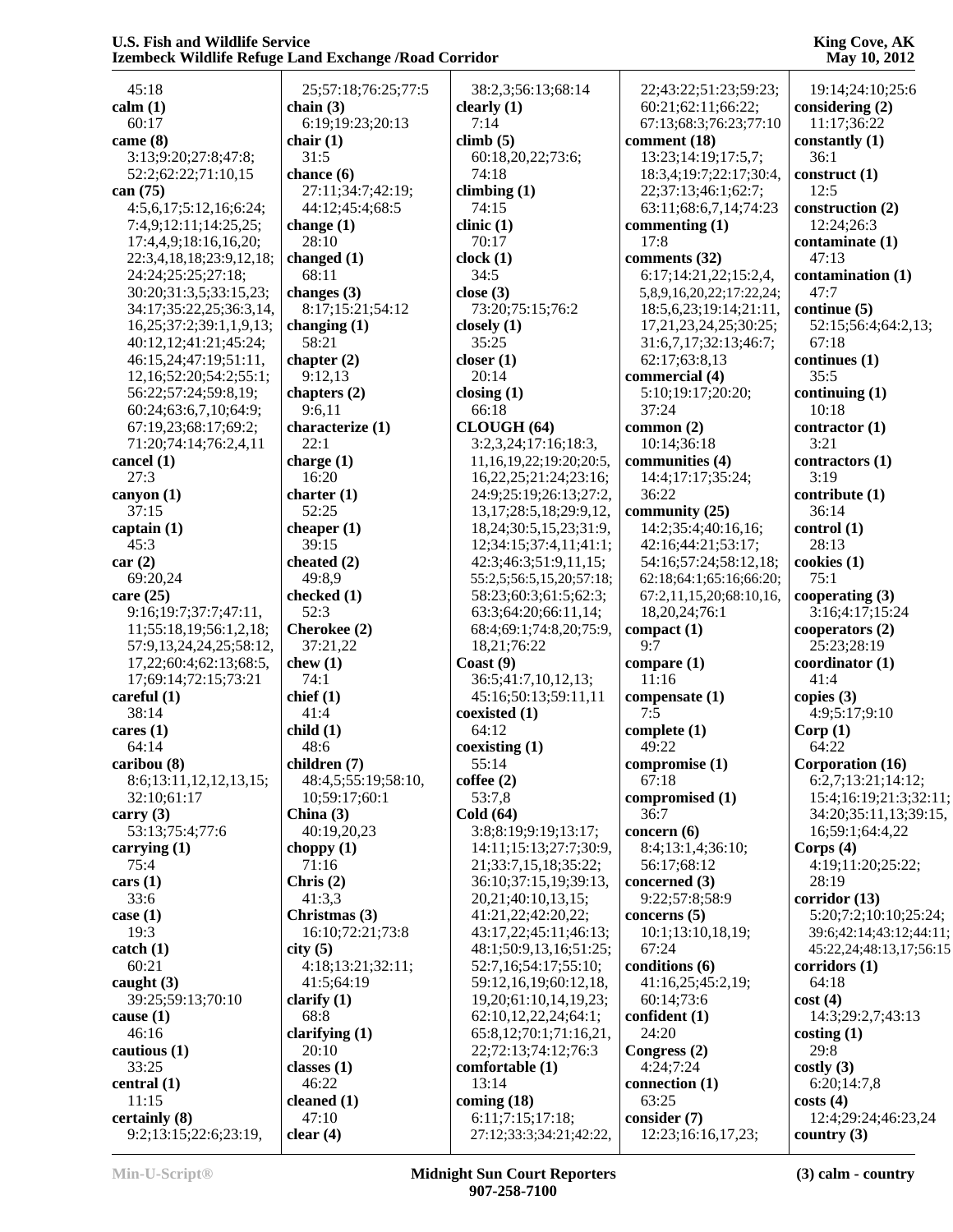45:18
**calm (1)**
60:17
**came (8)**
3:13;9:20;27:8;47:8;
52:2;62:22;71:10,15
**can (75)**
4:5,6,17;5:12,16;6:24;
7:4,9;12:11;14:25,25;
17:4,4,9;18:16,16,20;
22:3,4,18,18;23:9,12,18;
24:24;25:25;27:18;
30:20;31:3,5;33:15,23;
34:17;35:22,25;36:3,14,
16,25;37:2;39:1,1,9,13;
40:12,12;41:21;45:24;
46:15,24;47:19;51:11,
12,16;52:20;54:2;55:1;
56:22;57:24;59:8,19;
60:24;63:6,7,10;64:9;
67:19,23;68:17;69:2;
71:20;74:14;76:2,4,11
**cancel (1)**
27:3
**canyon (1)**
37:15
**captain (1)**
45:3
**car (2)**
69:20,24
**care (25)**
9:16;19:7;37:7;47:11,
11;55:18,19;56:1,2,18;
57:9,13,24,24,25;58:12,
17,22;60:4;62:13;68:5,
17;69:14;72:15;73:21
**careful (1)**
38:14
**cares (1)**
64:14
**caribou (8)**
8:6;13:11,12,12,13,15;
32:10;61:17
**carry (3)**
53:13;75:4;77:6
**carrying (1)**
75:4
**cars (1)**
33:6
**case (1)**
19:3
**catch (1)**
60:21
**caught (3)**
39:25;59:13;70:10
**cause (1)**
46:16
**cautious (1)**
33:25
**central (1)**
11:15
**certainly (8)**
9:2;13:15;22:6;23:19,
25;57:18;76:25;77:5
**chain (3)**
6:19;19:23;20:13
**chair (1)**
31:5
**chance (6)**
27:11;34:7;42:19;
44:12;45:4;68:5
**change (1)**
28:10
**changed (1)**
68:11
**changes (3)**
8:17;15:21;54:12
**changing (1)**
58:21
**chapter (2)**
9:12,13
**chapters (2)**
9:6,11
**characterize (1)**
22:1
**charge (1)**
16:20
**charter (1)**
52:25
**cheaper (1)**
39:15
**cheated (2)**
49:8,9
**checked (1)**
52:3
**Cherokee (2)**
37:21,22
**chew (1)**
74:1
**chief (1)**
41:4
**child (1)**
48:6
**children (7)**
48:4,5;55:19;58:10,
10;59:17;60:1
**China (3)**
40:19,20,23
**choppy (1)**
71:16
**Chris (2)**
41:3,3
**Christmas (3)**
16:10;72:21;73:8
**city (5)**
4:18;13:21;32:11;
41:5;64:19
**clarify (1)**
68:8
**clarifying (1)**
20:10
**classes (1)**
46:22
**cleaned (1)**
47:10
**clear (4)**
38:2,3;56:13;68:14
**clearly (1)**
7:14
**climb (5)**
60:18,20,22;73:6;
74:18
**climbing (1)**
74:15
**clinic (1)**
70:17
**clock (1)**
34:5
**close (3)**
73:20;75:15;76:2
**closely (1)**
35:25
**closer (1)**
20:14
**closing (1)**
66:18
**CLOUGH (64)**
3:2,3,24;17:16;18:3,
11,16,19,22;19:20;20:5,
16,22,25;21:24;23:16;
24:9;25:19;26:13;27:2,
13,17;28:5,18;29:9,12,
18,24;30:5,15,23;31:9,
12;34:15;37:4,11;41:1;
42:3;46:3;51:9,11,15;
55:2,5;56:5,15,20;57:18;
58:23;60:3;61:5;62:3;
63:3;64:20;66:11,14;
68:4;69:1;74:8,20;75:9,
18,21;76:22
**Coast (9)**
36:5;41:7,10,12,13;
45:16;50:13;59:11,11
**coexisted (1)**
64:12
**coexisting (1)**
55:14
**coffee (2)**
53:7,8
**Cold (64)**
3:8;8:19;9:19;13:17;
14:11;15:13;27:7;30:9,
21;33:7,15,18;35:22;
36:10;37:15,19;39:13,
20,21;40:10,13,15;
41:21,22;42:20,22;
43:17,22;45:11;46:13;
48:1;50:9,13,16;51:25;
52:7,16;54:17;55:10;
59:12,16,19;60:12,18,
19,20;61:10,14,19,23;
62:10,12,22,24;64:1;
65:8,12;70:1;71:16,21,
22;72:13;74:12;76:3
**comfortable (1)**
13:14
**coming (18)**
6:11;7:15;17:18;
27:12;33:3;34:21;42:22,
22;43:22;51:23;59:23;
60:21;62:11;66:22;
67:13;68:3;76:23;77:10
**comment (18)**
13:23;14:19;17:5,7;
18:3,4;19:7;22:17;30:4,
22;37:13;46:1;62:7;
63:11;68:6,7,14;74:23
**commenting (1)**
17:8
**comments (32)**
6:17;14:21,22;15:2,4,
5,8,9,16,20,22;17:22,24;
18:5,6,23;19:14;21:11,
17,21,23,24,25;30:25;
31:6,7,17;32:13;46:7;
62:17;63:8,13
**commercial (4)**
5:10;19:17;20:20;
37:24
**common (2)**
10:14;36:18
**communities (4)**
14:4;17:17;35:24;
36:22
**community (25)**
14:2;35:4;40:16,16;
42:16;44:21;53:17;
54:16;57:24;58:12,18;
62:18;64:1;65:16;66:20;
67:2,11,15,20;68:10,16,
18,20,24;76:1
**compact (1)**
9:7
**compare (1)**
11:16
**compensate (1)**
7:5
**complete (1)**
49:22
**compromise (1)**
67:18
**compromised (1)**
36:7
**concern (6)**
8:4;13:1,4;36:10;
56:17;68:12
**concerned (3)**
9:22;57:8;58:9
**concerns (5)**
10:1;13:10,18,19;
67:24
**conditions (6)**
41:16,25;45:2,19;
60:14;73:6
**confident (1)**
24:20
**Congress (2)**
4:24;7:24
**connection (1)**
63:25
**consider (7)**
12:23;16:16,17,23;
19:14;24:10;25:6
**considering (2)**
11:17;36:22
**constantly (1)**
36:1
**construct (1)**
12:5
**construction (2)**
12:24;26:3
**contaminate (1)**
47:13
**contamination (1)**
47:7
**continue (5)**
52:15;56:4;64:2,13;
67:18
**continues (1)**
35:5
**continuing (1)**
10:18
**contractor (1)**
3:21
**contractors (1)**
3:19
**contribute (1)**
36:14
**control (1)**
28:13
**cookies (1)**
75:1
**cooperating (3)**
3:16;4:17;15:24
**cooperators (2)**
25:23;28:19
**coordinator (1)**
41:4
**copies (3)**
4:9;5:17;9:10
**Corp (1)**
64:22
**Corporation (16)**
6:2,7;13:21;14:12;
15:4;16:19;21:3;32:11;
34:20;35:11,13;39:15,
16;59:1;64:4,22
**Corps (4)**
4:19;11:20;25:22;
28:19
**corridor (13)**
5:20;7:2;10:10;25:24;
39:6;42:14;43:12;44:11;
45:22,24;48:13,17;56:15
**corridors (1)**
64:18
**cost (4)**
14:3;29:2,7;43:13
**costing (1)**
29:8
**costly (3)**
6:20;14:7,8
**costs (4)**
12:4;29:24;46:23,24
**country (3)**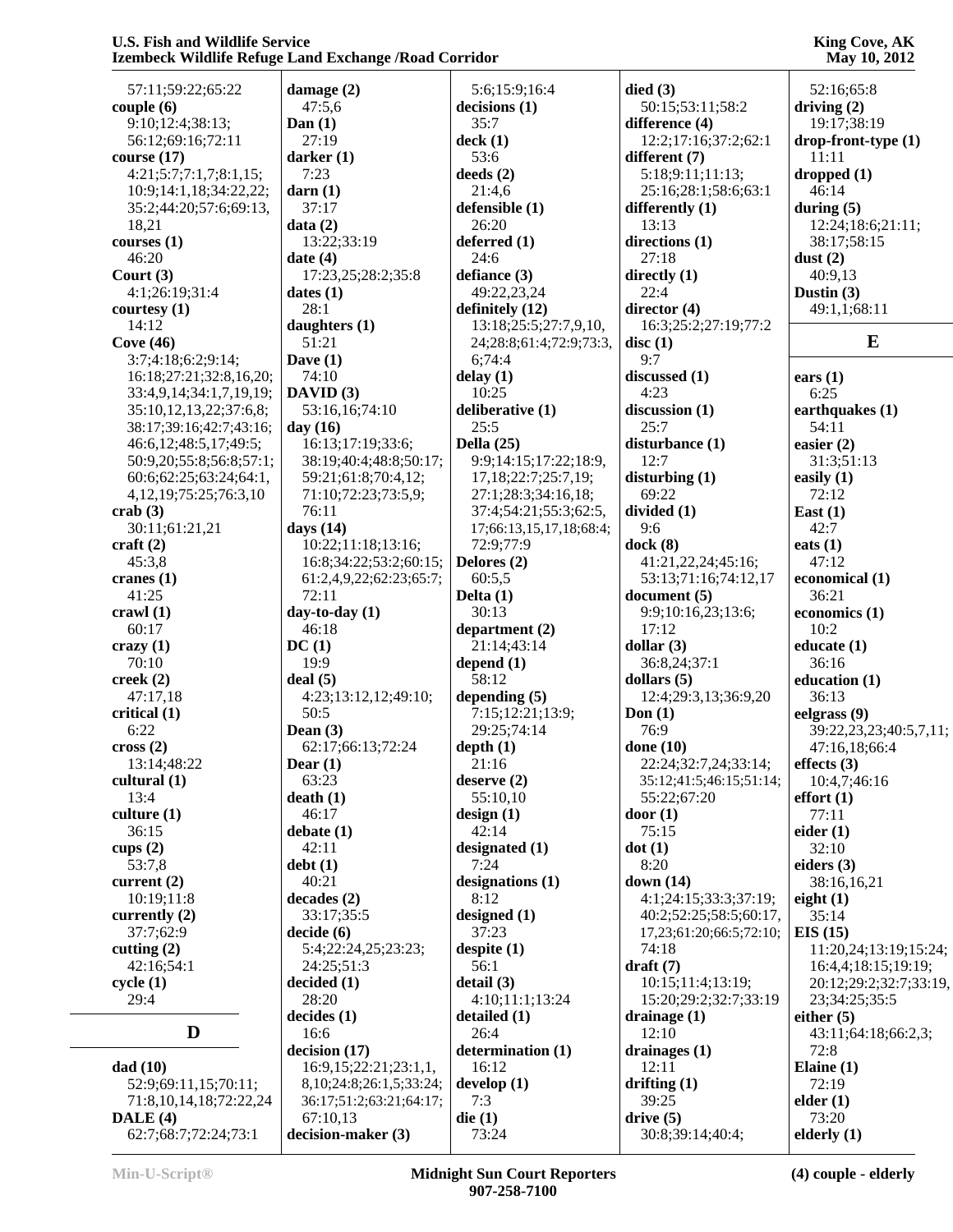57:11;59:22;65:22
**couple (6)**
9:10;12:4;38:13;
56:12;69:16;72:11
**course (17)**
4:21;5:7;7:1,7;8:1,15;
10:9;14:1,18;34:22,22;
35:2;44:20;57:6;69:13,
18,21
**courses (1)**
46:20
**Court (3)**
4:1;26:19;31:4
**courtesy (1)**
14:12
**Cove (46)**
3:7;4:18;6:2;9:14;
16:18;27:21;32:8,16,20;
33:4,9,14;34:1,7,19,19;
35:10,12,13,22;37:6,8;
38:17;39:16;42:7;43:16;
46:6,12;48:5,17;49:5;
50:9,20;55:8;56:8;57:1;
60:6;62:25;63:24;64:1,
4,12,19;75:25;76:3,10
**crab (3)**
30:11;61:21,21
**craft (2)**
45:3,8
**cranes (1)**
41:25
**crawl (1)**
60:17
**crazy (1)**
70:10
**creek (2)**
47:17,18
**critical (1)**
6:22
**cross (2)**
13:14;48:22
**cultural (1)**
13:4
**culture (1)**
36:15
**cups (2)**
53:7,8
**current (2)**
10:19;11:8
**currently (2)**
37:7;62:9
**cutting (2)**
42:16;54:1
**cycle (1)**
29:4

## D

**dad (10)**
52:9;69:11,15;70:11;
71:8,10,14,18;72:22,24
**DALE (4)**
62:7;68:7;72:24;73:1
**damage (2)**
47:5,6
**Dan (1)**
27:19
**darker (1)**
7:23
**darn (1)**
37:17
**data (2)**
13:22;33:19
**date (4)**
17:23,25;28:2;35:8
**dates (1)**
28:1
**daughters (1)**
51:21
**Dave (1)**
74:10
**DAVID (3)**
53:16,16;74:10
**day (16)**
16:13;17:19;33:6;
38:19;40:4;48:8;50:17;
59:21;61:8;70:4,12;
71:10;72:23;73:5,9;
76:11
**days (14)**
10:22;11:18;13:16;
16:8;34:22;53:2;60:15;
61:2,4,9,22;62:23;65:7;
72:11
**day-to-day (1)**
46:18
**DC (1)**
19:9
**deal (5)**
4:23;13:12,12;49:10;
50:5
**Dean (3)**
62:17;66:13;72:24
**Dear (1)**
63:23
**death (1)**
46:17
**debate (1)**
42:11
**debt (1)**
40:21
**decades (2)**
33:17;35:5
**decide (6)**
5:4;22:24,25;23:23;
24:25;51:3
**decided (1)**
28:20
**decides (1)**
16:6
**decision (17)**
16:9,15;22:21;23:1,1,
8,10;24:8;26:1,5;33:24;
36:17;51:2;63:21;64:17;
67:10,13
**decision-maker (3)**
5:6;15:9;16:4
**decisions (1)**
35:7
**deck (1)**
53:6
**deeds (2)**
21:4,6
**defensible (1)**
26:20
**deferred (1)**
24:6
**defiance (3)**
49:22,23,24
**definitely (12)**
13:18;25:5;27:7,9,10,
24;28:8;61:4;72:9;73:3,
6;74:4
**delay (1)**
10:25
**deliberative (1)**
25:5
**Della (25)**
9:9;14:15;17:22;18:9,
17,18;22:7;25:7,19;
27:1;28:3;34:16,18;
37:4;54:21;55:3;62:5,
17;66:13,15,17,18;68:4;
72:9;77:9
**Delores (2)**
60:5,5
**Delta (1)**
30:13
**department (2)**
21:14;43:14
**depend (1)**
58:12
**depending (5)**
7:15;12:21;13:9;
29:25;74:14
**depth (1)**
21:16
**deserve (2)**
55:10,10
**design (1)**
42:14
**designated (1)**
7:24
**designations (1)**
8:12
**designed (1)**
37:23
**despite (1)**
56:1
**detail (3)**
4:10;11:1;13:24
**detailed (1)**
26:4
**determination (1)**
16:12
**develop (1)**
7:3
**die (1)**
73:24
**died (3)**
50:15;53:11;58:2
**difference (4)**
12:2;17:16;37:2;62:1
**different (7)**
5:18;9:11;11:13;
25:16;28:1;58:6;63:1
**differently (1)**
13:13
**directions (1)**
27:18
**directly (1)**
22:4
**director (4)**
16:3;25:2;27:19;77:2
**disc (1)**
9:7
**discussed (1)**
4:23
**discussion (1)**
25:7
**disturbance (1)**
12:7
**disturbing (1)**
69:22
**divided (1)**
9:6
**dock (8)**
41:21,22,24;45:16;
53:13;71:16;74:12,17
**document (5)**
9:9;10:16,23;13:6;
17:12
**dollar (3)**
36:8,24;37:1
**dollars (5)**
12:4;29:3,13;36:9,20
**Don (1)**
76:9
**done (10)**
22:24;32:7,24;33:14;
35:12;41:5;46:15;51:14;
55:22;67:20
**door (1)**
75:15
**dot (1)**
8:20
**down (14)**
4:1;24:15;33:3;37:19;
40:2;52:25;58:5;60:17,
17,23;61:20;66:5;72:10;
74:18
**draft (7)**
10:15;11:4;13:19;
15:20;29:2;32:7;33:19
**drainage (1)**
12:10
**drainages (1)**
12:11
**drifting (1)**
39:25
**drive (5)**
30:8;39:14;40:4;
52:16;65:8
**driving (2)**
19:17;38:19
**drop-front-type (1)**
11:11
**dropped (1)**
46:14
**during (5)**
12:24;18:6;21:11;
38:17;58:15
**dust (2)**
40:9,13
**Dustin (3)**
49:1,1;68:11

## E

**ears (1)**
6:25
**earthquakes (1)**
54:11
**easier (2)**
31:3;51:13
**easily (1)**
72:12
**East (1)**
42:7
**eats (1)**
47:12
**economical (1)**
36:21
**economics (1)**
10:2
**educate (1)**
36:16
**education (1)**
36:13
**eelgrass (9)**
39:22,23,23;40:5,7,11;
47:16,18;66:4
**effects (3)**
10:4,7;46:16
**effort (1)**
77:11
**eider (1)**
32:10
**eiders (3)**
38:16,16,21
**eight (1)**
35:14
**EIS (15)**
11:20,24;13:19;15:24;
16:4,4;18:15;19:19;
20:12;29:2;32:7;33:19,
23;34:25;35:5
**either (5)**
43:11;64:18;66:2,3;
72:8
**Elaine (1)**
72:19
**elder (1)**
73:20
**elderly (1)**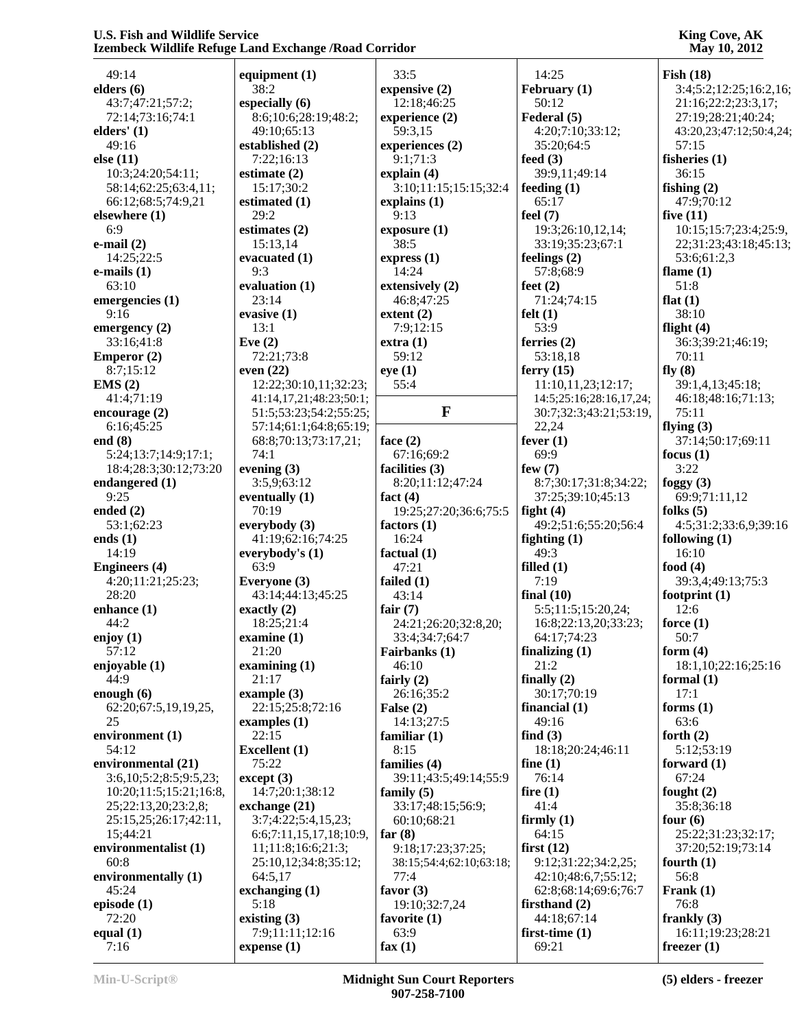49:14
**elders (6)**
43:7;47:21;57:2;
72:14;73:16;74:1
**elders' (1)**
49:16
**else (11)**
10:3;24:20;54:11;
58:14;62:25;63:4,11;
66:12;68:5;74:9,21
**elsewhere (1)**
6:9
**e-mail (2)**
14:25;22:5
**e-mails (1)**
63:10
**emergencies (1)**
9:16
**emergency (2)**
33:16;41:8
**Emperor (2)**
8:7;15:12
**EMS (2)**
41:4;71:19
**encourage (2)**
6:16;45:25
**end (8)**
5:24;13:7;14:9;17:1;
18:4;28:3;30:12;73:20
**endangered (1)**
9:25
**ended (2)**
53:1;62:23
**ends (1)**
14:19
**Engineers (4)**
4:20;11:21;25:23;
28:20
**enhance (1)**
44:2
**enjoy (1)**
57:12
**enjoyable (1)**
44:9
**enough (6)**
62:20;67:5,19,19,25,
25
**environment (1)**
54:12
**environmental (21)**
3:6,10;5:2;8:5;9:5,23;
10:20;11:5;15:21;16:8,
25;22:13,20;23:2,8;
25:15,25;26:17;42:11,
15;44:21
**environmentalist (1)**
60:8
**environmentally (1)**
45:24
**episode (1)**
72:20
**equal (1)**
7:16
**equipment (1)**
38:2
**especially (6)**
8:6;10:6;28:19;48:2;
49:10;65:13
**established (2)**
7:22;16:13
**estimate (2)**
15:17;30:2
**estimated (1)**
29:2
**estimates (2)**
15:13,14
**evacuated (1)**
9:3
**evaluation (1)**
23:14
**evasive (1)**
13:1
**Eve (2)**
72:21;73:8
**even (22)**
12:22;30:10,11;32:23;
41:14,17,21;48:23;50:1;
51:5;53:23;54:2;55:25;
57:14;61:1;64:8;65:19;
68:8;70:13;73:17,21;
74:1
**evening (3)**
3:5,9;63:12
**eventually (1)**
70:19
**everybody (3)**
41:19;62:16;74:25
**everybody's (1)**
63:9
**Everyone (3)**
43:14;44:13;45:25
**exactly (2)**
18:25;21:4
**examine (1)**
21:20
**examining (1)**
21:17
**example (3)**
22:15;25:8;72:16
**examples (1)**
22:15
**Excellent (1)**
75:22
**except (3)**
14:7;20:1;38:12
**exchange (21)**
3:7;4:22;5:4,15,23;
6:6;7:11,15,17,18;10:9,
11;11:8;16:6;21:3;
25:10,12;34:8;35:12;
64:5,17
**exchanging (1)**
5:18
**existing (3)**
7:9;11:11;12:16
**expense (1)**
33:5
**expensive (2)**
12:18;46:25
**experience (2)**
59:3,15
**experiences (2)**
9:1;71:3
**explain (4)**
3:10;11:15;15:15;32:4
**explains (1)**
9:13
**exposure (1)**
38:5
**express (1)**
14:24
**extensively (2)**
46:8;47:25
**extent (2)**
7:9;12:15
**extra (1)**
59:12
**eye (1)**
55:4

## F

**face (2)**
67:16;69:2
**facilities (3)**
8:20;11:12;47:24
**fact (4)**
19:25;27:20;36:6;75:5
**factors (1)**
16:24
**factual (1)**
47:21
**failed (1)**
43:14
**fair (7)**
24:21;26:20;32:8,20;
33:4;34:7;64:7
**Fairbanks (1)**
46:10
**fairly (2)**
26:16;35:2
**False (2)**
14:13;27:5
**familiar (1)**
8:15
**families (4)**
39:11;43:5;49:14;55:9
**family (5)**
33:17;48:15;56:9;
60:10;68:21
**far (8)**
9:18;17:23;37:25;
38:15;54:4;62:10;63:18;
77:4
**favor (3)**
19:10;32:7,24
**favorite (1)**
63:9
**fax (1)**
14:25
**February (1)**
50:12
**Federal (5)**
4:20;7:10;33:12;
35:20;64:5
**feed (3)**
39:9,11;49:14
**feeding (1)**
65:17
**feel (7)**
19:3;26:10,12,14;
33:19;35:23;67:1
**feelings (2)**
57:8;68:9
**feet (2)**
71:24;74:15
**felt (1)**
53:9
**ferries (2)**
53:18,18
**ferry (15)**
11:10,11,23;12:17;
14:5;25:16;28:16,17,24;
30:7;32:3;43:21;53:19,
22,24
**fever (1)**
69:9
**few (7)**
8:7;30:17;31:8;34:22;
37:25;39:10;45:13
**fight (4)**
49:2;51:6;55:20;56:4
**fighting (1)**
49:3
**filled (1)**
7:19
**final (10)**
5:5;11:5;15:20,24;
16:8;22:13,20;33:23;
64:17;74:23
**finalizing (1)**
21:2
**finally (2)**
30:17;70:19
**financial (1)**
49:16
**find (3)**
18:18;20:24;46:11
**fine (1)**
76:14
**fire (1)**
41:4
**firmly (1)**
64:15
**first (12)**
9:12;31:22;34:2,25;
42:10;48:6,7;55:12;
62:8;68:14;69:6;76:7
**firsthand (2)**
44:18;67:14
**first-time (1)**
69:21
**Fish (18)**
3:4;5:2;12:25;16:2,16;
21:16;22:2;23:3,17;
27:19;28:21;40:24;
43:20,23;47:12;50:4,24;
57:15
**fisheries (1)**
36:15
**fishing (2)**
47:9;70:12
**five (11)**
10:15;15:7;23:4;25:9,
22;31:23;43:18;45:13;
53:6;61:2,3
**flame (1)**
51:8
**flat (1)**
38:10
**flight (4)**
36:3;39:21;46:19;
70:11
**fly (8)**
39:1,4,13;45:18;
46:18;48:16;71:13;
75:11
**flying (3)**
37:14;50:17;69:11
**focus (1)**
3:22
**foggy (3)**
69:9;71:11,12
**folks (5)**
4:5;31:2;33:6,9;39:16
**following (1)**
16:10
**food (4)**
39:3,4;49:13;75:3
**footprint (1)**
12:6
**force (1)**
50:7
**form (4)**
18:1,10;22:16;25:16
**formal (1)**
17:1
**forms (1)**
63:6
**forth (2)**
5:12;53:19
**forward (1)**
67:24
**fought (2)**
35:8;36:18
**four (6)**
25:22;31:23;32:17;
37:20;52:19;73:14
**fourth (1)**
56:8
**Frank (1)**
76:8
**frankly (3)**
16:11;19:23;28:21
**freezer (1)**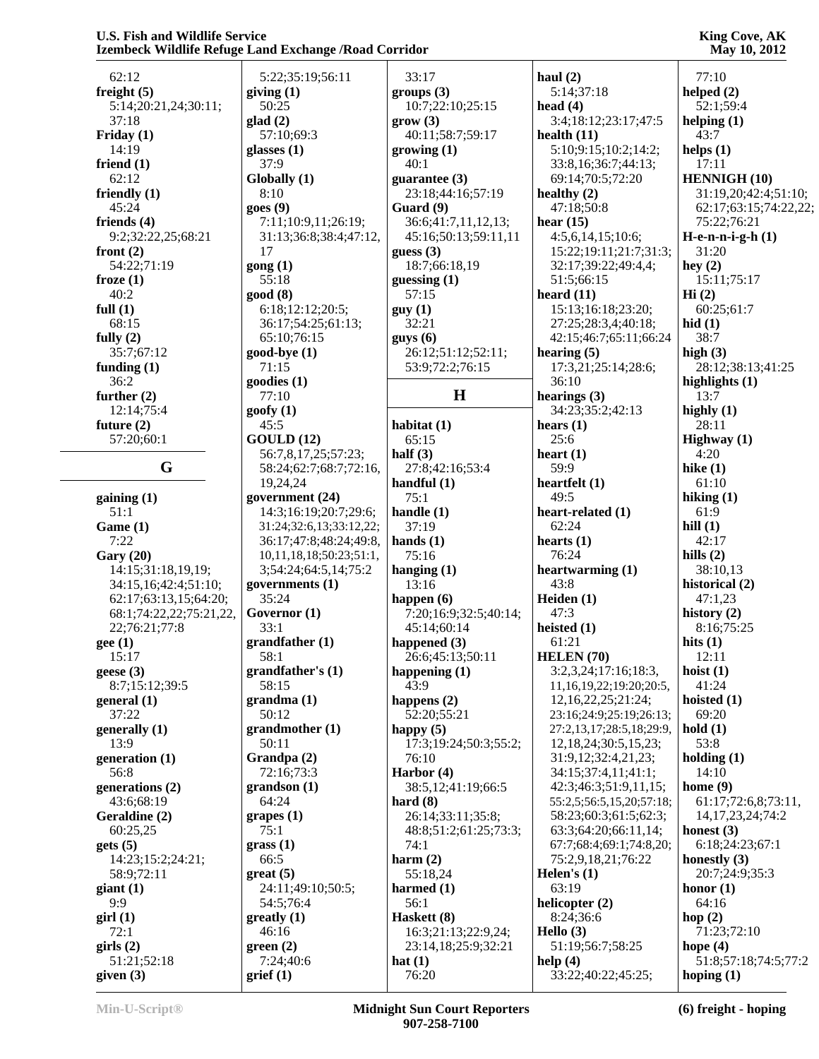62:12
**freight (5)**
5:14;20:21,24;30:11;
37:18
**Friday (1)**
14:19
**friend (1)**
62:12
**friendly (1)**
45:24
**friends (4)**
9:2;32:22,25;68:21
**front (2)**
54:22;71:19
**froze (1)**
40:2
**full (1)**
68:15
**fully (2)**
35:7;67:12
**funding (1)**
36:2
**further (2)**
12:14;75:4
**future (2)**
57:20;60:1

## G

**gaining (1)**
51:1
**Game (1)**
7:22
**Gary (20)**
14:15;31:18,19,19;
34:15,16;42:4;51:10;
62:17;63:13,15;64:20;
68:1;74:22,22;75:21,22,
22;76:21;77:8
**gee (1)**
15:17
**geese (3)**
8:7;15:12;39:5
**general (1)**
37:22
**generally (1)**
13:9
**generation (1)**
56:8
**generations (2)**
43:6;68:19
**Geraldine (2)**
60:25,25
**gets (5)**
14:23;15:2;24:21;
58:9;72:11
**giant (1)**
9:9
**girl (1)**
72:1
**girls (2)**
51:21;52:18
**given (3)**
5:22;35:19;56:11
**giving (1)**
50:25
**glad (2)**
57:10;69:3
**glasses (1)**
37:9
**Globally (1)**
8:10
**goes (9)**
7:11;10:9,11;26:19;
31:13;36:8;38:4;47:12,
17
**gong (1)**
55:18
**good (8)**
6:18;12:12;20:5;
36:17;54:25;61:13;
65:10;76:15
**good-bye (1)**
71:15
**goodies (1)**
77:10
**goofy (1)**
45:5
**GOULD (12)**
56:7,8,17,25;57:23;
58:24;62:7;68:7;72:16,
19,24,24
**government (24)**
14:3;16:19;20:7;29:6;
31:24;32:6,13;33:12,22;
36:17;47:8;48:24;49:8,
10,11,18,18;50:23;51:1,
3;54:24;64:5,14;75:2
**governments (1)**
35:24
**Governor (1)**
33:1
**grandfather (1)**
58:1
**grandfather's (1)**
58:15
**grandma (1)**
50:12
**grandmother (1)**
50:11
**Grandpa (2)**
72:16;73:3
**grandson (1)**
64:24
**grapes (1)**
75:1
**grass (1)**
66:5
**great (5)**
24:11;49:10;50:5;
54:5;76:4
**greatly (1)**
46:16
**green (2)**
7:24;40:6
**grief (1)**
33:17
**groups (3)**
10:7;22:10;25:15
**grow (3)**
40:11;58:7;59:17
**growing (1)**
40:1
**guarantee (3)**
23:18;44:16;57:19
**Guard (9)**
36:6;41:7,11,12,13;
45:16;50:13;59:11,11
**guess (3)**
18:7;66:18,19
**guessing (1)**
57:15
**guy (1)**
32:21
**guys (6)**
26:12;51:12;52:11;
53:9;72:2;76:15

## H

**habitat (1)**
65:15
**half (3)**
27:8;42:16;53:4
**handful (1)**
75:1
**handle (1)**
37:19
**hands (1)**
75:16
**hanging (1)**
13:16
**happen (6)**
7:20;16:9;32:5;40:14;
45:14;60:14
**happened (3)**
26:6;45:13;50:11
**happening (1)**
43:9
**happens (2)**
52:20;55:21
**happy (5)**
17:3;19:24;50:3;55:2;
76:10
**Harbor (4)**
38:5,12;41:19;66:5
**hard (8)**
26:14;33:11;35:8;
48:8;51:2;61:25;73:3;
74:1
**harm (2)**
55:18,24
**harmed (1)**
56:1
**Haskett (8)**
16:3;21:13;22:9,24;
23:14,18;25:9;32:21
**hat (1)**
76:20
**haul (2)**
5:14;37:18
**head (4)**
3:4;18:12;23:17;47:5
**health (11)**
5:10;9:15;10:2;14:2;
33:8,16;36:7;44:13;
69:14;70:5;72:20
**healthy (2)**
47:18;50:8
**hear (15)**
4:5,6,14,15;10:6;
15:22;19:11;21:7;31:3;
32:17;39:22;49:4,4;
51:5;66:15
**heard (11)**
15:13;16:18;23:20;
27:25;28:3,4;40:18;
42:15;46:7;65:11;66:24
**hearing (5)**
17:3,21;25:14;28:6;
36:10
**hearings (3)**
34:23;35:2;42:13
**hears (1)**
25:6
**heart (1)**
59:9
**heartfelt (1)**
49:5
**heart-related (1)**
62:24
**hearts (1)**
76:24
**heartwarming (1)**
43:8
**Heiden (1)**
47:3
**heisted (1)**
61:21
**HELEN (70)**
3:2,3,24;17:16;18:3,
11,16,19,22;19:20;20:5,
12,16,22,25;21:24;
23:16;24:9;25:19;26:13;
27:2,13,17;28:5,18;29:9,
12,18,24;30:5,15,23;
31:9,12;32:4,21,23;
34:15;37:4,11;41:1;
42:3;46:3;51:9,11,15;
55:2,5;56:5,15,20;57:18;
58:23;60:3;61:5;62:3;
63:3;64:20;66:11,14;
67:7;68:4;69:1;74:8,20;
75:2,9,18,21;76:22
**Helen's (1)**
63:19
**helicopter (2)**
8:24;36:6
**Hello (3)**
51:19;56:7;58:25
**help (4)**
33:22;40:22;45:25;
77:10
**helped (2)**
52:1;59:4
**helping (1)**
43:7
**helps (1)**
17:11
**HENNIGH (10)**
31:19,20;42:4;51:10;
62:17;63:15;74:22,22;
75:22;76:21
**H-e-n-n-i-g-h (1)**
31:20
**hey (2)**
15:11;75:17
**Hi (2)**
60:25;61:7
**hid (1)**
38:7
**high (3)**
28:12;38:13;41:25
**highlights (1)**
13:7
**highly (1)**
28:11
**Highway (1)**
4:20
**hike (1)**
61:10
**hiking (1)**
61:9
**hill (1)**
42:17
**hills (2)**
38:10,13
**historical (2)**
47:1,23
**history (2)**
8:16;75:25
**hits (1)**
12:11
**hoist (1)**
41:24
**hoisted (1)**
69:20
**hold (1)**
53:8
**holding (1)**
14:10
**home (9)**
61:17;72:6,8;73:11,
14,17,23,24;74:2
**honest (3)**
6:18;24:23;67:1
**honestly (3)**
20:7;24:9;35:3
**honor (1)**
64:16
**hop (2)**
71:23;72:10
**hope (4)**
51:8;57:18;74:5;77:2
**hoping (1)**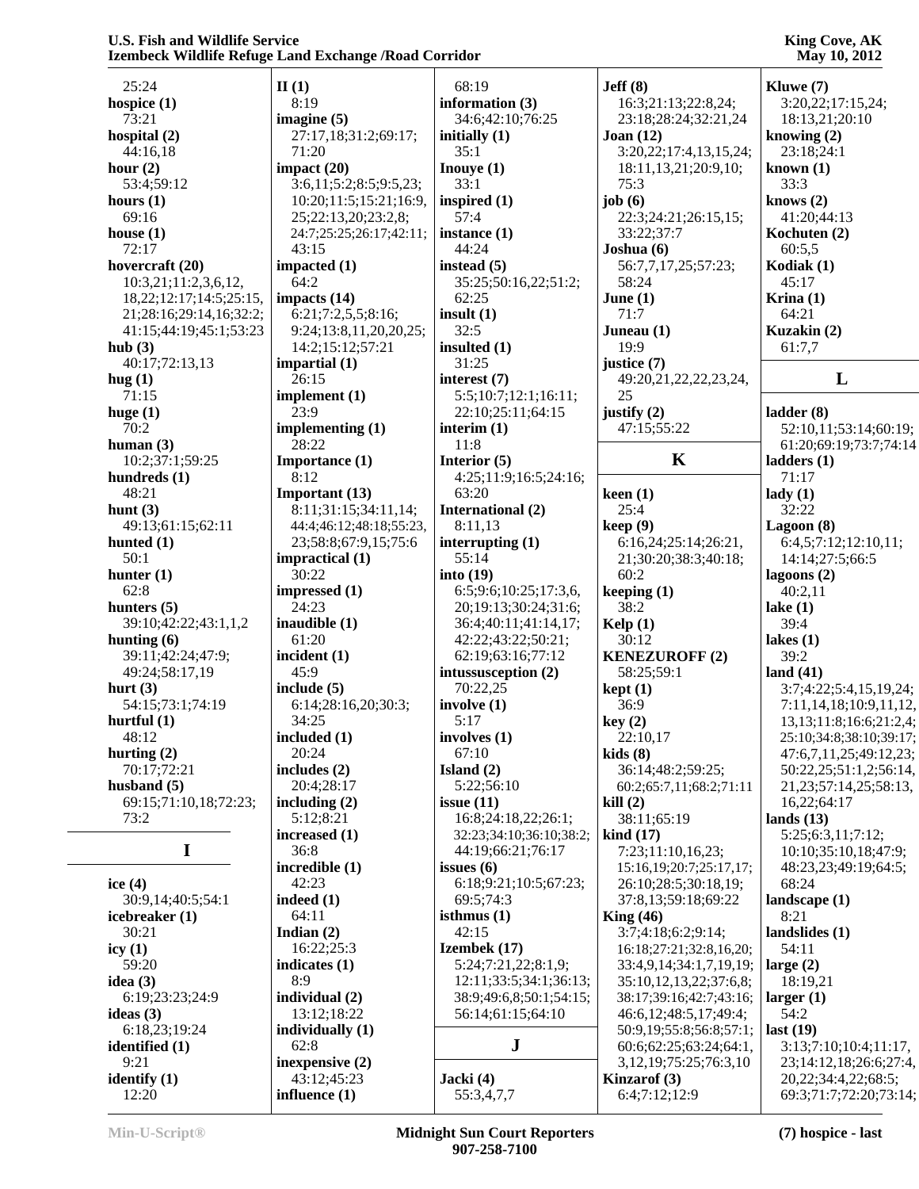25:24
**hospice (1)**
73:21
**hospital (2)**
44:16,18
**hour (2)**
53:4;59:12
**hours (1)**
69:16
**house (1)**
72:17
**hovercraft (20)**
10:3,21;11:2,3,6,12,18,22;12:17;14:5;25:15,21;28:16;29:14,16;32:2;41:15;44:19;45:1;53:23
**hub (3)**
40:17;72:13,13
**hug (1)**
71:15
**huge (1)**
70:2
**human (3)**
10:2;37:1;59:25
**hundreds (1)**
48:21
**hunt (3)**
49:13;61:15;62:11
**hunted (1)**
50:1
**hunter (1)**
62:8
**hunters (5)**
39:10;42:22;43:1,1,2
**hunting (6)**
39:11;42:24;47:9;49:24;58:17,19
**hurt (3)**
54:15;73:1;74:19
**hurtful (1)**
48:12
**hurting (2)**
70:17;72:21
**husband (5)**
69:15;71:10,18;72:23;73:2

## I

**ice (4)**
30:9,14;40:5;54:1
**icebreaker (1)**
30:21
**icy (1)**
59:20
**idea (3)**
6:19;23:23;24:9
**ideas (3)**
6:18,23;19:24
**identified (1)**
9:21
**identify (1)**
12:20
**II (1)**
8:19
**imagine (5)**
27:17,18;31:2;69:17;71:20
**impact (20)**
3:6,11;5:2;8:5;9:5,23;10:20;11:5;15:21;16:9,25;22:13,20;23:2,8;24:7;25:25;26:17;42:11;43:15
**impacted (1)**
64:2
**impacts (14)**
6:21;7:2,5,5;8:16;9:24;13:8,11,20,20,25;14:2;15:12;57:21
**impartial (1)**
26:15
**implement (1)**
23:9
**implementing (1)**
28:22
**Importance (1)**
8:12
**Important (13)**
8:11;31:15;34:11,14;44:4;46:12;48:18;55:23,23;58:8;67:9,15;75:6
**impractical (1)**
30:22
**impressed (1)**
24:23
**inaudible (1)**
61:20
**incident (1)**
45:9
**include (5)**
6:14;28:16,20;30:3;34:25
**included (1)**
20:24
**includes (2)**
20:4;28:17
**including (2)**
5:12;8:21
**increased (1)**
36:8
**incredible (1)**
42:23
**indeed (1)**
64:11
**Indian (2)**
16:22;25:3
**indicates (1)**
8:9
**individual (2)**
13:12;18:22
**individually (1)**
62:8
**inexpensive (2)**
43:12;45:23
**influence (1)**
68:19
**information (3)**
34:6;42:10;76:25
**initially (1)**
35:1
**Inouye (1)**
33:1
**inspired (1)**
57:4
**instance (1)**
44:24
**instead (5)**
35:25;50:16,22;51:2;62:25
**insult (1)**
32:5
**insulted (1)**
31:25
**interest (7)**
5:5;10:7;12:1;16:11;22:10;25:11;64:15
**interim (1)**
11:8
**Interior (5)**
4:25;11:9;16:5;24:16;63:20
**International (2)**
8:11,13
**interrupting (1)**
55:14
**into (19)**
6:5;9:6;10:25;17:3,6,20;19:13;30:24;31:6;36:4;40:11;41:14,17;42:22;43:22;50:21;62:19;63:16;77:12
**intussusception (2)**
70:22,25
**involve (1)**
5:17
**involves (1)**
67:10
**Island (2)**
5:22;56:10
**issue (11)**
16:8;24:18,22;26:1;32:23;34:10;36:10;38:2;44:19;66:21;76:17
**issues (6)**
6:18;9:21;10:5;67:23;69:5;74:3
**isthmus (1)**
42:15
**Izembek (17)**
5:24;7:21,22;8:1,9;12:11;33:5;34:1;36:13;38:9;49:6,8;50:1;54:15;56:14;61:15;64:10

## J

**Jacki (4)**
55:3,4,7,7
**Jeff (8)**
16:3;21:13;22:8,24;23:18;28:24;32:21,24
**Joan (12)**
3:20,22;17:4,13,15,24;18:11,13,21;20:9,10;75:3
**job (6)**
22:3;24:21;26:15,15;33:22;37:7
**Joshua (6)**
56:7,7,17,25;57:23;58:24
**June (1)**
71:7
**Juneau (1)**
19:9
**justice (7)**
49:20,21,22,22,23,24,25
**justify (2)**
47:15;55:22

## K

**keen (1)**
25:4
**keep (9)**
6:16,24;25:14;26:21,21;30:20;38:3;40:18;60:2
**keeping (1)**
38:2
**Kelp (1)**
30:12
**KENEZUROFF (2)**
58:25;59:1
**kept (1)**
36:9
**key (2)**
22:10,17
**kids (8)**
36:14;48:2;59:25;60:2;65:7,11;68:2;71:11
**kill (2)**
38:11;65:19
**kind (17)**
7:23;11:10,16,23;15:16,19;20:7;25:17,17;26:10;28:5;30:18,19;37:8,13;59:18;69:22
**King (46)**
3:7;4:18;6:2;9:14;16:18;27:21;32:8,16,20;33:4,9,14;34:1,7,19,19;35:10,12,13,22;37:6,8;38:17;39:16;42:7;43:16;46:6,12;48:5,17;49:4;50:9,19;55:8;56:8;57:1;60:6;62:25;63:24;64:1,3,12,19;75:25;76:3,10
**Kinzarof (3)**
6:4;7:12;12:9
**Kluwe (7)**
3:20,22;17:15,24;18:13,21;20:10
**knowing (2)**
23:18;24:1
**known (1)**
33:3
**knows (2)**
41:20;44:13
**Kochuten (2)**
60:5,5
**Kodiak (1)**
45:17
**Krina (1)**
64:21
**Kuzakin (2)**
61:7,7

## L

**ladder (8)**
52:10,11;53:14;60:19;61:20;69:19;73:7;74:14
**ladders (1)**
71:17
**lady (1)**
32:22
**Lagoon (8)**
6:4,5;7:12;12:10,11;14:14;27:5;66:5
**lagoons (2)**
40:2,11
**lake (1)**
39:4
**lakes (1)**
39:2
**land (41)**
3:7;4:22;5:4,15,19,24;7:11,14,18;10:9,11,12,13,13;11:8;16:6;21:2,4;25:10;34:8;38:10;39:17;47:6,7,11,25;49:12,23;50:22,25;51:1,2;56:14,21,23;57:14,25;58:13,16,22;64:17
**lands (13)**
5:25;6:3,11;7:12;10:10;35:10,18;47:9;48:23,23;49:19;64:5;68:24
**landscape (1)**
8:21
**landslides (1)**
54:11
**large (2)**
18:19,21
**larger (1)**
54:2
**last (19)**
3:13;7:10;10:4;11:17,23;14:12,18;26:6;27:4,20,22;34:4,22;68:5;69:3;71:7;72:20;73:14;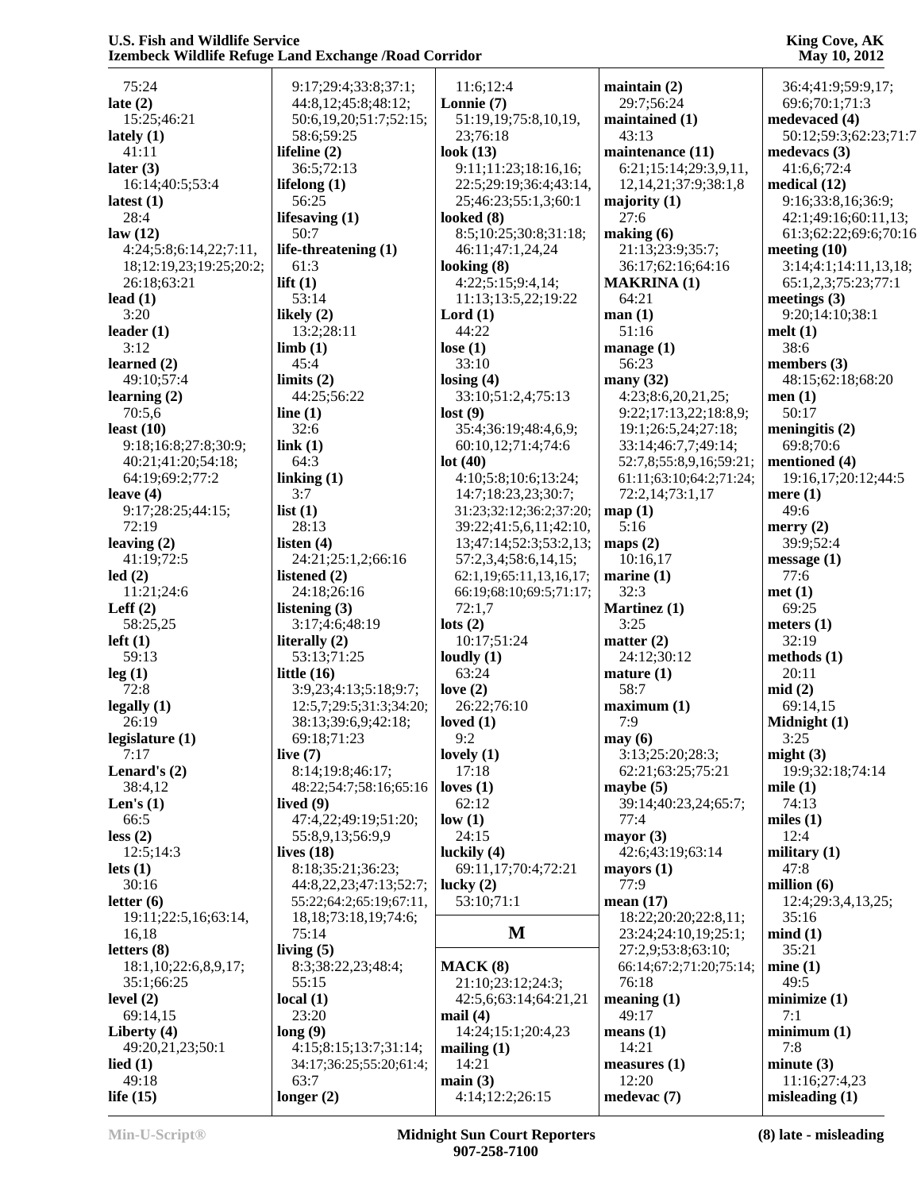75:24
**late (2)**
15:25;46:21
**lately (1)**
41:11
**later (3)**
16:14;40:5;53:4
**latest (1)**
28:4
**law (12)**
4:24;5:8;6:14,22;7:11,18;12:19,23;19:25;20:2;26:18;63:21
**lead (1)**
3:20
**leader (1)**
3:12
**learned (2)**
49:10;57:4
**learning (2)**
70:5,6
**least (10)**
9:18;16:8;27:8;30:9;40:21;41:20;54:18;64:19;69:2;77:2
**leave (4)**
9:17;28:25;44:15;72:19
**leaving (2)**
41:19;72:5
**led (2)**
11:21;24:6
**Leff (2)**
58:25,25
**left (1)**
59:13
**leg (1)**
72:8
**legally (1)**
26:19
**legislature (1)**
7:17
**Lenard's (2)**
38:4,12
**Len's (1)**
66:5
**less (2)**
12:5;14:3
**lets (1)**
30:16
**letter (6)**
19:11;22:5,16;63:14,16,18
**letters (8)**
18:1,10;22:6,8,9,17;35:1;66:25
**level (2)**
69:14,15
**Liberty (4)**
49:20,21,23;50:1
**lied (1)**
49:18
**life (15)**
9:17;29:4;33:8;37:1;44:8,12;45:8;48:12;50:6,19,20;51:7;52:15;58:6;59:25
**lifeline (2)**
36:5;72:13
**lifelong (1)**
56:25
**lifesaving (1)**
50:7
**life-threatening (1)**
61:3
**lift (1)**
53:14
**likely (2)**
13:2;28:11
**limb (1)**
45:4
**limits (2)**
44:25;56:22
**line (1)**
32:6
**link (1)**
64:3
**linking (1)**
3:7
**list (1)**
28:13
**listen (4)**
24:21;25:1,2;66:16
**listened (2)**
24:18;26:16
**listening (3)**
3:17;4:6;48:19
**literally (2)**
53:13;71:25
**little (16)**
3:9,23;4:13;5:18;9:7;12:5,7;29:5;31:3;34:20;38:13;39:6,9;42:18;69:18;71:23
**live (7)**
8:14;19:8;46:17;48:22;54:7;58:16;65:16
**lived (9)**
47:4,22;49:19;51:20;55:8,9,13;56:9,9
**lives (18)**
8:18;35:21;36:23;44:8,22,23;47:13;52:7;55:22;64:2;65:19;67:11,18,18;73:18,19;74:6;75:14
**living (5)**
8:3;38:22,23;48:4;55:15
**local (1)**
23:20
**long (9)**
4:15;8:15;13:7;31:14;34:17;36:25;55:20;61:4;63:7
**longer (2)**
11:6;12:4
**Lonnie (7)**
51:19,19;75:8,10,19,23;76:18
**look (13)**
9:11;11:23;18:16,16;22:5;29:19;36:4;43:14,25;46:23;55:1,3;60:1
**looked (8)**
8:5;10:25;30:8;31:18;46:11;47:1,24,24
**looking (8)**
4:22;5:15;9:4,14;11:13;13:5,22;19:22
**Lord (1)**
44:22
**lose (1)**
33:10
**losing (4)**
33:10;51:2,4;75:13
**lost (9)**
35:4;36:19;48:4,6,9;60:10,12;71:4;74:6
**lot (40)**
4:10;5:8;10:6;13:24;14:7;18:23,23;30:7;31:23;32:12;36:2;37:20;39:22;41:5,6,11;42:10,13;47:14;52:3;53:2,13;57:2,3,4;58:6,14,15;62:1,19;65:11,13,16,17;66:19;68:10;69:5;71:17;72:1,7
**lots (2)**
10:17;51:24
**loudly (1)**
63:24
**love (2)**
26:22;76:10
**loved (1)**
9:2
**lovely (1)**
17:18
**loves (1)**
62:12
**low (1)**
24:15
**luckily (4)**
69:11,17;70:4;72:21
**lucky (2)**
53:10;71:1

## M

**MACK (8)**
21:10;23:12;24:3;42:5,6;63:14;64:21,21
**mail (4)**
14:24;15:1;20:4,23
**mailing (1)**
14:21
**main (3)**
4:14;12:2;26:15
**maintain (2)**
29:7;56:24
**maintained (1)**
43:13
**maintenance (11)**
6:21;15:14;29:3,9,11,12,14,21;37:9;38:1,8
**majority (1)**
27:6
**making (6)**
21:13;23:9;35:7;36:17;62:16;64:16
**MAKRINA (1)**
64:21
**man (1)**
51:16
**manage (1)**
56:23
**many (32)**
4:23;8:6,20,21,25;9:22;17:13,22;18:8,9;19:1;26:5,24;27:18;33:14;46:7,7;49:14;52:7,8;55:8,9,16;59:21;61:11;63:10;64:2;71:24;72:2,14;73:1,17
**map (1)**
5:16
**maps (2)**
10:16,17
**marine (1)**
32:3
**Martinez (1)**
3:25
**matter (2)**
24:12;30:12
**mature (1)**
58:7
**maximum (1)**
7:9
**may (6)**
3:13;25:20;28:3;62:21;63:25;75:21
**maybe (5)**
39:14;40:23,24;65:7;77:4
**mayor (3)**
42:6;43:19;63:14
**mayors (1)**
77:9
**mean (17)**
18:22;20:20;22:8,11;23:24;24:10,19;25:1;27:2,9;53:8;63:10;66:14;67:2;71:20;75:14;76:18
**meaning (1)**
49:17
**means (1)**
14:21
**measures (1)**
12:20
**medevac (7)**
36:4;41:9;59:9,17;69:6;70:1;71:3
**medevaced (4)**
50:12;59:3;62:23;71:7
**medevacs (3)**
41:6,6;72:4
**medical (12)**
9:16;33:8,16;36:9;42:1;49:16;60:11,13;61:3;62:22;69:6;70:16
**meeting (10)**
3:14;4:1;14:11,13,18;65:1,2,3;75:23;77:1
**meetings (3)**
9:20;14:10;38:1
**melt (1)**
38:6
**members (3)**
48:15;62:18;68:20
**men (1)**
50:17
**meningitis (2)**
69:8;70:6
**mentioned (4)**
19:16,17;20:12;44:5
**mere (1)**
49:6
**merry (2)**
39:9;52:4
**message (1)**
77:6
**met (1)**
69:25
**meters (1)**
32:19
**methods (1)**
20:11
**mid (2)**
69:14,15
**Midnight (1)**
3:25
**might (3)**
19:9;32:18;74:14
**mile (1)**
74:13
**miles (1)**
12:4
**military (1)**
47:8
**million (6)**
12:4;29:3,4,13,25;35:16
**mind (1)**
35:21
**mine (1)**
49:5
**minimize (1)**
7:1
**minimum (1)**
7:8
**minute (3)**
11:16;27:4,23
**misleading (1)**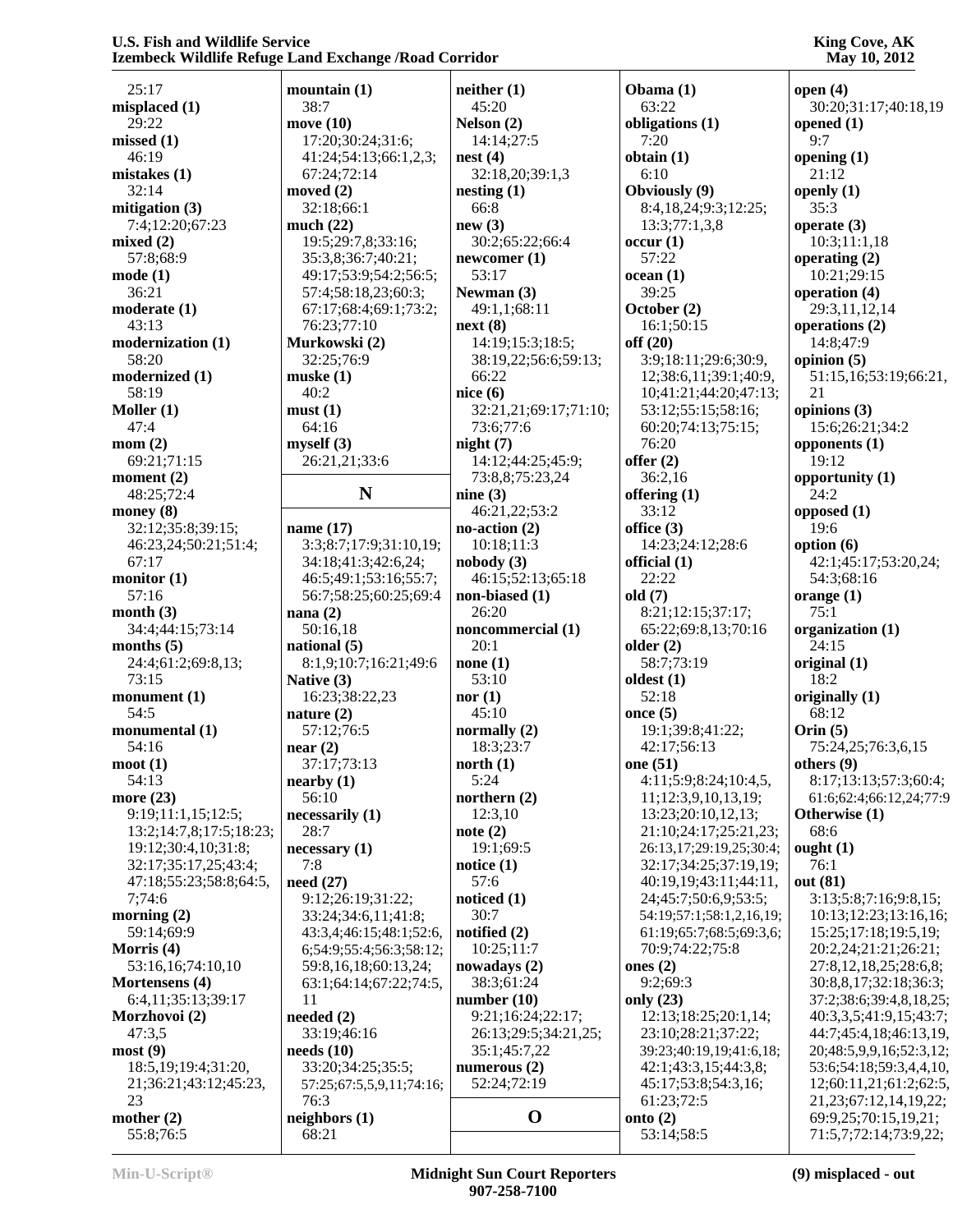25:17
**misplaced (1)**
29:22
**missed (1)**
46:19
**mistakes (1)**
32:14
**mitigation (3)**
7:4;12:20;67:23
**mixed (2)**
57:8;68:9
**mode (1)**
36:21
**moderate (1)**
43:13
**modernization (1)**
58:20
**modernized (1)**
58:19
**Moller (1)**
47:4
**mom (2)**
69:21;71:15
**moment (2)**
48:25;72:4
**money (8)**
32:12;35:8;39:15;
46:23,24;50:21;51:4;
67:17
**monitor (1)**
57:16
**month (3)**
34:4;44:15;73:14
**months (5)**
24:4;61:2;69:8,13;
73:15
**monument (1)**
54:5
**monumental (1)**
54:16
**moot (1)**
54:13
**more (23)**
9:19;11:1,15;12:5;
13:2;14:7,8;17:5;18:23;
19:12;30:4,10;31:8;
32:17;35:17,25;43:4;
47:18;55:23;58:8;64:5,
7;74:6
**morning (2)**
59:14;69:9
**Morris (4)**
53:16,16;74:10,10
**Mortensens (4)**
6:4,11;35:13;39:17
**Morzhovoi (2)**
47:3,5
**most (9)**
18:5,19;19:4;31:20,
21;36:21;43:12;45:23,
23
**mother (2)**
55:8;76:5

**mountain (1)**
38:7
**move (10)**
17:20;30:24;31:6;
41:24;54:13;66:1,2,3;
67:24;72:14
**moved (2)**
32:18;66:1
**much (22)**
19:5;29:7,8;33:16;
35:3,8;36:7;40:21;
49:17;53:9;54:2;56:5;
57:4;58:18,23;60:3;
67:17;68:4;69:1;73:2;
76:23;77:10
**Murkowski (2)**
32:25;76:9
**muske (1)**
40:2
**must (1)**
64:16
**myself (3)**
26:21,21;33:6

## N

**name (17)**
3:3;8:7;17:9;31:10,19;
34:18;41:3;42:6,24;
46:5;49:1;53:16;55:7;
56:7;58:25;60:25;69:4
**nana (2)**
50:16,18
**national (5)**
8:1,9;10:7;16:21;49:6
**Native (3)**
16:23;38:22,23
**nature (2)**
57:12;76:5
**near (2)**
37:17;73:13
**nearby (1)**
56:10
**necessarily (1)**
28:7
**necessary (1)**
7:8
**need (27)**
9:12;26:19;31:22;
33:24;34:6,11;41:8;
43:3,4;46:15;48:1;52:6,
6;54:9;55:4;56:3;58:12;
59:8,16,18;60:13,24;
63:1;64:14;67:22;74:5,
11
**needed (2)**
33:19;46:16
**needs (10)**
33:20;34:25;35:5;
57:25;67:5,5,9,11;74:16;
76:3
**neighbors (1)**
68:21

**neither (1)**
45:20
**Nelson (2)**
14:14;27:5
**nest (4)**
32:18,20;39:1,3
**nesting (1)**
66:8
**new (3)**
30:2;65:22;66:4
**newcomer (1)**
53:17
**Newman (3)**
49:1,1;68:11
**next (8)**
14:19;15:3;18:5;
38:19,22;56:6;59:13;
66:22
**nice (6)**
32:21,21;69:17;71:10;
73:6;77:6
**night (7)**
14:12;44:25;45:9;
73:8,8;75:23,24
**nine (3)**
46:21,22;53:2
**no-action (2)**
10:18;11:3
**nobody (3)**
46:15;52:13;65:18
**non-biased (1)**
26:20
**noncommercial (1)**
20:1
**none (1)**
53:10
**nor (1)**
45:10
**normally (2)**
18:3;23:7
**north (1)**
5:24
**northern (2)**
12:3,10
**note (2)**
19:1;69:5
**notice (1)**
57:6
**noticed (1)**
30:7
**notified (2)**
10:25;11:7
**nowadays (2)**
38:3;61:24
**number (10)**
9:21;16:24;22:17;
26:13;29:5;34:21,25;
35:1;45:7,22
**numerous (2)**
52:24;72:19

## O

**Obama (1)**
63:22
**obligations (1)**
7:20
**obtain (1)**
6:10
**Obviously (9)**
8:4,18,24;9:3;12:25;
13:3;77:1,3,8
**occur (1)**
57:22
**ocean (1)**
39:25
**October (2)**
16:1;50:15
**off (20)**
3:9;18:11;29:6;30:9,
12;38:6,11;39:1;40:9,
10;41:21;44:20;47:13;
53:12;55:15;58:16;
60:20;74:13;75:15;
76:20
**offer (2)**
36:2,16
**offering (1)**
33:12
**office (3)**
14:23;24:12;28:6
**official (1)**
22:22
**old (7)**
8:21;12:15;37:17;
65:22;69:8,13;70:16
**older (2)**
58:7;73:19
**oldest (1)**
52:18
**once (5)**
19:1;39:8;41:22;
42:17;56:13
**one (51)**
4:11;5:9;8:24;10:4,5,
11;12:3,9,10,13,19;
13:23;20:10,12,13;
21:10;24:17;25:21,23;
26:13,17;29:19,25;30:4;
32:17;34:25;37:19,19;
40:19,19;43:11;44:11,
24;45:7;50:6,9;53:5;
54:19;57:1;58:1,2,16,19;
61:19;65:7;68:5;69:3,6;
70:9;74:22;75:8
**ones (2)**
9:2;69:3
**only (23)**
12:13;18:25;20:1,14;
23:10;28:21;37:22;
39:23;40:19,19;41:6,18;
42:1;43:3,15;44:3,8;
45:17;53:8;54:3,16;
61:23;72:5
**onto (2)**
53:14;58:5

**open (4)**
30:20;31:17;40:18,19
**opened (1)**
9:7
**opening (1)**
21:12
**openly (1)**
35:3
**operate (3)**
10:3;11:1,18
**operating (2)**
10:21;29:15
**operation (4)**
29:3,11,12,14
**operations (2)**
14:8;47:9
**opinion (5)**
51:15,16;53:19;66:21,
21
**opinions (3)**
15:6;26:21;34:2
**opponents (1)**
19:12
**opportunity (1)**
24:2
**opposed (1)**
19:6
**option (6)**
42:1;45:17;53:20,24;
54:3;68:16
**orange (1)**
75:1
**organization (1)**
24:15
**original (1)**
18:2
**originally (1)**
68:12
**Orin (5)**
75:24,25;76:3,6,15
**others (9)**
8:17;13:13;57:3;60:4;
61:6;62:4;66:12,24;77:9
**Otherwise (1)**
68:6
**ought (1)**
76:1
**out (81)**
3:13;5:8;7:16;9:8,15;
10:13;12:23;13:16,16;
15:25;17:18;19:5,19;
20:2,24;21:21;26:21;
27:8,12,18,25;28:6,8;
30:8,8,17;32:18;36:3;
37:2;38:6;39:4,8,18,25;
40:3,3,5;41:9,15;43:7;
44:7;45:4,18;46:13,19,
20;48:5,9,9,16;52:3,12;
53:6;54:18;59:3,4,4,10,
12;60:11,21;61:2;62:5,
21,23;67:12,14,19,22;
69:9,25;70:15,19,21;
71:5,7;72:14;73:9,22;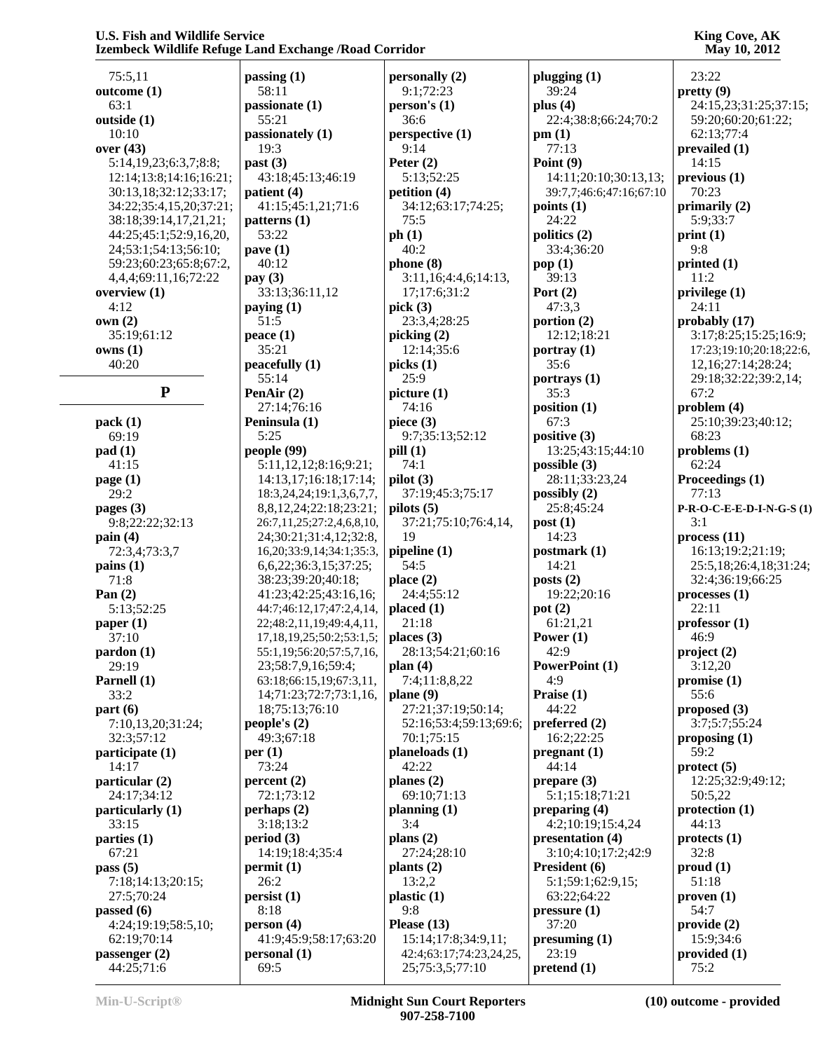75:5,11
**outcome (1)**
63:1
**outside (1)**
10:10
**over (43)**
5:14,19,23;6:3,7,8:8;
12:14;13:8;14:16;16:21;
30:13,18;32:12;33:17;
34:22;35:4,15,20;37:21;
38:18;39:14,17,21,21;
44:25;45:1;52:9,16,20,
24;53:1;54:13;56:10;
59:23;60:23;65:8;67:2,
4,4,4;69:11,16;72:22
**overview (1)**
4:12
**own (2)**
35:19;61:12
**owns (1)**
40:20

## P

**pack (1)**
69:19
**pad (1)**
41:15
**page (1)**
29:2
**pages (3)**
9:8;22:22;32:13
**pain (4)**
72:3,4;73:3,7
**pains (1)**
71:8
**Pan (2)**
5:13;52:25
**paper (1)**
37:10
**pardon (1)**
29:19
**Parnell (1)**
33:2
**part (6)**
7:10,13,20;31:24;
32:3;57:12
**participate (1)**
14:17
**particular (2)**
24:17;34:12
**particularly (1)**
33:15
**parties (1)**
67:21
**pass (5)**
7:18;14:13;20:15;
27:5;70:24
**passed (6)**
4:24;19:19;58:5,10;
62:19;70:14
**passenger (2)**
44:25;71:6
**passing (1)**
58:11
**passionate (1)**
55:21
**passionately (1)**
19:3
**past (3)**
43:18;45:13;46:19
**patient (4)**
41:15;45:1,21;71:6
**patterns (1)**
53:22
**pave (1)**
40:12
**pay (3)**
33:13;36:11,12
**paying (1)**
51:5
**peace (1)**
35:21
**peacefully (1)**
55:14
**PenAir (2)**
27:14;76:16
**Peninsula (1)**
5:25
**people (99)**
5:11,12,12;8:16;9:21;
14:13,17;16:18;17:14;
18:3,24,24;19:1,3,6,7,7,
8,8,12,24;22:18;23:21;
26:7,11,25;27:2,4,6,8,10,
24;30:21;31:4,12;32:8,
16,20;33:9,14;34:1;35:3,
6,6,22;36:3,15;37:25;
38:23;39:20;40:18;
41:23;42:25;43:16,16;
44:7;46:12,17;47:2,4,14,
22;48:2,11,19;49:4,4,11,
17,18,19,25;50:2;53:1,5;
55:1,19;56:20;57:5,7,16,
23;58:7,9,16;59:4;
63:18;66:15,19;67:3,11,
14;71:23;72:7;73:1,16,
18;75:13;76:10
**people's (2)**
49:3;67:18
**per (1)**
73:24
**percent (2)**
72:1;73:12
**perhaps (2)**
3:18;13:2
**period (3)**
14:19;18:4;35:4
**permit (1)**
26:2
**persist (1)**
8:18
**person (4)**
41:9;45:9;58:17;63:20
**personal (1)**
69:5
**personally (2)**
9:1;72:23
**person's (1)**
36:6
**perspective (1)**
9:14
**Peter (2)**
5:13;52:25
**petition (4)**
34:12;63:17;74:25;
75:5
**ph (1)**
40:2
**phone (8)**
3:11,16;4:4,6;14:13,
17;17:6;31:2
**pick (3)**
23:3,4;28:25
**picking (2)**
12:14;35:6
**picks (1)**
25:9
**picture (1)**
74:16
**piece (3)**
9:7;35:13;52:12
**pill (1)**
74:1
**pilot (3)**
37:19;45:3;75:17
**pilots (5)**
37:21;75:10;76:4,14,
19
**pipeline (1)**
54:5
**place (2)**
24:4;55:12
**placed (1)**
21:18
**places (3)**
28:13;54:21;60:16
**plan (4)**
7:4;11:8,8,22
**plane (9)**
27:21;37:19;50:14;
52:16;53:4;59:13;69:6;
70:1;75:15
**planeloads (1)**
42:22
**planes (2)**
69:10;71:13
**planning (1)**
3:4
**plans (2)**
27:24;28:10
**plants (2)**
13:2,2
**plastic (1)**
9:8
**Please (13)**
15:14;17:8;34:9,11;
42:4;63:17;74:23,24,25,
25;75:3,5;77:10
**plugging (1)**
39:24
**plus (4)**
22:4;38:8;66:24;70:2
**pm (1)**
77:13
**Point (9)**
14:11;20:10;30:13,13;
39:7,7;46:6;47:16;67:10
**points (1)**
24:22
**politics (2)**
33:4;36:20
**pop (1)**
39:13
**Port (2)**
47:3,3
**portion (2)**
12:12;18:21
**portray (1)**
35:6
**portrays (1)**
35:3
**position (1)**
67:3
**positive (3)**
13:25;43:15;44:10
**possible (3)**
28:11;33:23,24
**possibly (2)**
25:8;45:24
**post (1)**
14:23
**postmark (1)**
14:21
**posts (2)**
19:22;20:16
**pot (2)**
61:21,21
**Power (1)**
42:9
**PowerPoint (1)**
4:9
**Praise (1)**
44:22
**preferred (2)**
16:2;22:25
**pregnant (1)**
44:14
**prepare (3)**
5:1;15:18;71:21
**preparing (4)**
4:2;10:19;15:4,24
**presentation (4)**
3:10;4:10;17:2;42:9
**President (6)**
5:1;59:1;62:9,15;
63:22;64:22
**pressure (1)**
37:20
**presuming (1)**
23:19
**pretend (1)**
23:22
**pretty (9)**
24:15,23;31:25;37:15;
59:20;60:20;61:22;
62:13;77:4
**prevailed (1)**
14:15
**previous (1)**
70:23
**primarily (2)**
5:9;33:7
**print (1)**
9:8
**printed (1)**
11:2
**privilege (1)**
24:11
**probably (17)**
3:17;8:25;15:25;16:9;
17:23;19:10;20:18;22:6,
12,16;27:14;28:24;
29:18;32:22;39:2,14;
67:2
**problem (4)**
25:10;39:23;40:12;
68:23
**problems (1)**
62:24
**Proceedings (1)**
77:13
**P-R-O-C-E-E-D-I-N-G-S (1)**
3:1
**process (11)**
16:13;19:2;21:19;
25:5,18;26:4,18;31:24;
32:4;36:19;66:25
**processes (1)**
22:11
**professor (1)**
46:9
**project (2)**
3:12,20
**promise (1)**
55:6
**proposed (3)**
3:7;5:7;55:24
**proposing (1)**
59:2
**protect (5)**
12:25;32:9;49:12;
50:5,22
**protection (1)**
44:13
**protects (1)**
32:8
**proud (1)**
51:18
**proven (1)**
54:7
**provide (2)**
15:9;34:6
**provided (1)**
75:2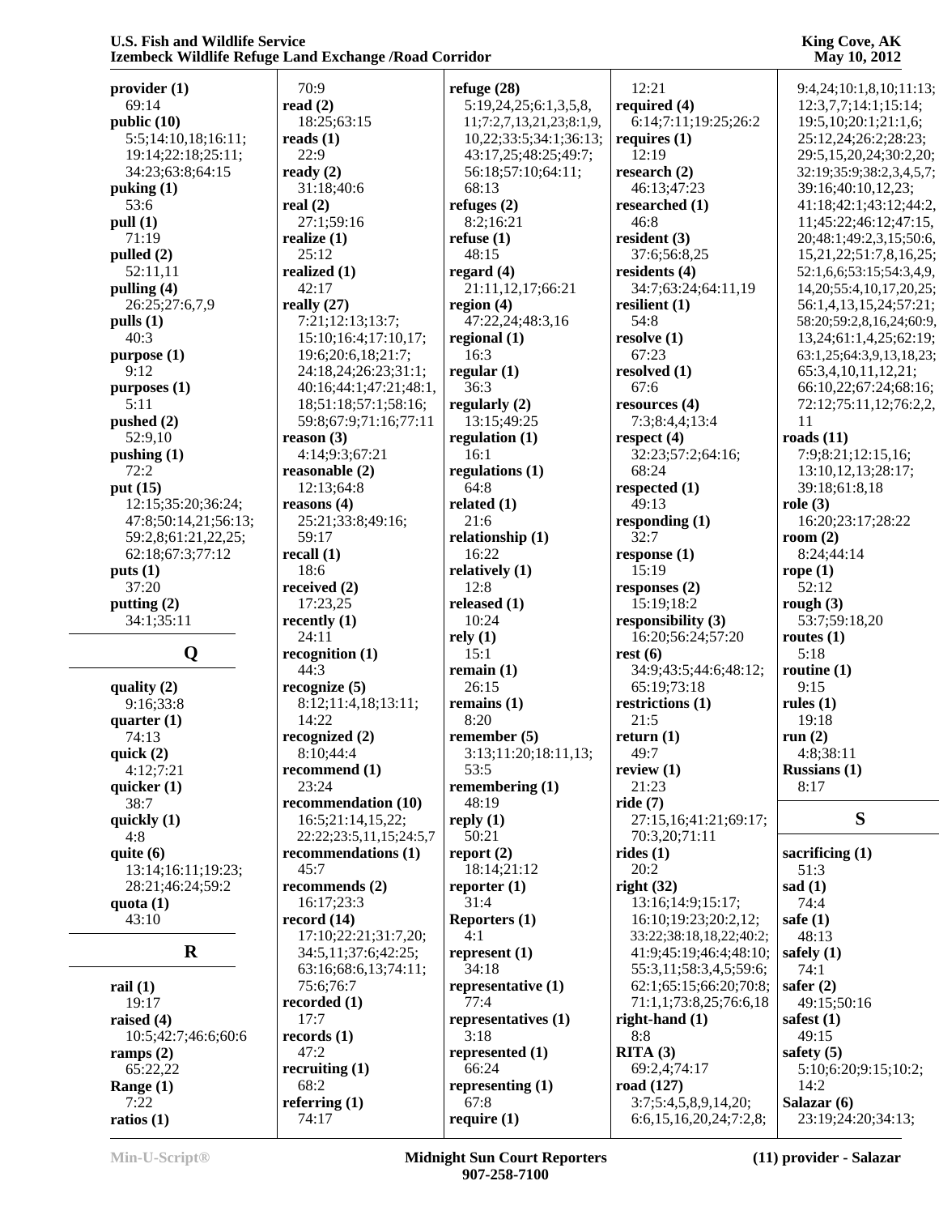**provider (1)**
69:14
**public (10)**
5:5;14:10,18;16:11;
19:14;22:18;25:11;
34:23;63:8;64:15
**puking (1)**
53:6
**pull (1)**
71:19
**pulled (2)**
52:11,11
**pulling (4)**
26:25;27:6,7,9
**pulls (1)**
40:3
**purpose (1)**
9:12
**purposes (1)**
5:11
**pushed (2)**
52:9,10
**pushing (1)**
72:2
**put (15)**
12:15;35:20;36:24;
47:8;50:14,21;56:13;
59:2,8;61:21,22,25;
62:18;67:3;77:12
**puts (1)**
37:20
**putting (2)**
34:1;35:11

## Q

**quality (2)**
9:16;33:8
**quarter (1)**
74:13
**quick (2)**
4:12;7:21
**quicker (1)**
38:7
**quickly (1)**
4:8
**quite (6)**
13:14;16:11;19:23;
28:21;46:24;59:2
**quota (1)**
43:10

## R

**rail (1)**
19:17
**raised (4)**
10:5;42:7;46:6;60:6
**ramps (2)**
65:22,22
**Range (1)**
7:22
**ratios (1)**
70:9
**read (2)**
18:25;63:15
**reads (1)**
22:9
**ready (2)**
31:18;40:6
**real (2)**
27:1;59:16
**realize (1)**
25:12
**realized (1)**
42:17
**really (27)**
7:21;12:13;13:7;
15:10;16:4;17:10,17;
19:6;20:6,18;21:7;
24:18,24;26:23;31:1;
40:16;44:1;47:21;48:1,
18;51:18;57:1;58:16;
59:8;67:9;71:16;77:11
**reason (3)**
4:14;9:3;67:21
**reasonable (2)**
12:13;64:8
**reasons (4)**
25:21;33:8;49:16;
59:17
**recall (1)**
18:6
**received (2)**
17:23,25
**recently (1)**
24:11
**recognition (1)**
44:3
**recognize (5)**
8:12;11:4,18;13:11;
14:22
**recognized (2)**
8:10;44:4
**recommend (1)**
23:24
**recommendation (10)**
16:5;21:14,15,22;
22:22;23:5,11,15;24:5,7
**recommendations (1)**
45:7
**recommends (2)**
16:17;23:3
**record (14)**
17:10;22:21;31:7,20;
34:5,11;37:6;42:25;
63:16;68:6,13;74:11;
75:6;76:7
**recorded (1)**
17:7
**records (1)**
47:2
**recruiting (1)**
68:2
**referring (1)**
74:17
**refuge (28)**
5:19,24,25;6:1,3,5,8,
11;7:2,7,13,21,23;8:1,9,
10,22;33:5;34:1;36:13;
43:17,25;48:25;49:7;
56:18;57:10;64:11;
68:13
**refuges (2)**
8:2;16:21
**refuse (1)**
48:15
**regard (4)**
21:11,12,17;66:21
**region (4)**
47:22,24;48:3,16
**regional (1)**
16:3
**regular (1)**
36:3
**regularly (2)**
13:15;49:25
**regulation (1)**
16:1
**regulations (1)**
64:8
**related (1)**
21:6
**relationship (1)**
16:22
**relatively (1)**
12:8
**released (1)**
10:24
**rely (1)**
15:1
**remain (1)**
26:15
**remains (1)**
8:20
**remember (5)**
3:13;11:20;18:11,13;
53:5
**remembering (1)**
48:19
**reply (1)**
50:21
**report (2)**
18:14;21:12
**reporter (1)**
31:4
**Reporters (1)**
4:1
**represent (1)**
34:18
**representative (1)**
77:4
**representatives (1)**
3:18
**represented (1)**
66:24
**representing (1)**
67:8
**require (1)**
12:21
**required (4)**
6:14;7:11;19:25;26:2
**requires (1)**
12:19
**research (2)**
46:13;47:23
**researched (1)**
46:8
**resident (3)**
37:6;56:8,25
**residents (4)**
34:7;63:24;64:11,19
**resilient (1)**
54:8
**resolve (1)**
67:23
**resolved (1)**
67:6
**resources (4)**
7:3;8:4,4;13:4
**respect (4)**
32:23;57:2;64:16;
68:24
**respected (1)**
49:13
**responding (1)**
32:7
**response (1)**
15:19
**responses (2)**
15:19;18:2
**responsibility (3)**
16:20;56:24;57:20
**rest (6)**
34:9;43:5;44:6;48:12;
65:19;73:18
**restrictions (1)**
21:5
**return (1)**
49:7
**review (1)**
21:23
**ride (7)**
27:15,16;41:21;69:17;
70:3,20;71:11
**rides (1)**
20:2
**right (32)**
13:16;14:9;15:17;
16:10;19:23;20:2,12;
33:22;38:18,18,22;40:2;
41:9;45:19;46:4;48:10;
55:3,11;58:3,4,5;59:6;
62:1;65:15;66:20;70:8;
71:1,1;73:8,25;76:6,18
**right-hand (1)**
8:8
**RITA (3)**
69:2,4;74:17
**road (127)**
3:7;5:4,5,8,9,14,20;
6:6,15,16,20,24;7:2,8;
9:4,24;10:1,8,10;11:13;
12:3,7,7;14:1;15:14;
19:5,10;20:1;21:1,6;
25:12,24;26:2;28:23;
29:5,15,20,24;30:2,20;
32:19;35:9;38:2,3,4,5,7;
39:16;40:10,12,23;
41:18;42:1;43:12;44:2,
11;45:22;46:12;47:15,
20;48:1;49:2,3,15;50:6,
15,21,22;51:7,8,16,25;
52:1,6,6;53:15;54:3,4,9,
14,20;55:4,10,17,20,25;
56:1,4,13,15,24;57:21;
58:20;59:2,8,16,24;60:9,
13,24;61:1,4,25;62:19;
63:1,25;64:3,9,13,18,23;
65:3,4,10,11,12,21;
66:10,22;67:24;68:16;
72:12;75:11,12;76:2,2,
11
**roads (11)**
7:9;8:21;12:15,16;
13:10,12,13;28:17;
39:18;61:8,18
**role (3)**
16:20;23:17;28:22
**room (2)**
8:24;44:14
**rope (1)**
52:12
**rough (3)**
53:7;59:18,20
**routes (1)**
5:18
**routine (1)**
9:15
**rules (1)**
19:18
**run (2)**
4:8;38:11
**Russians (1)**
8:17

## S

**sacrificing (1)**
51:3
**sad (1)**
74:4
**safe (1)**
48:13
**safely (1)**
74:1
**safer (2)**
49:15;50:16
**safest (1)**
49:15
**safety (5)**
5:10;6:20;9:15;10:2;
14:2
**Salazar (6)**
23:19;24:20;34:13;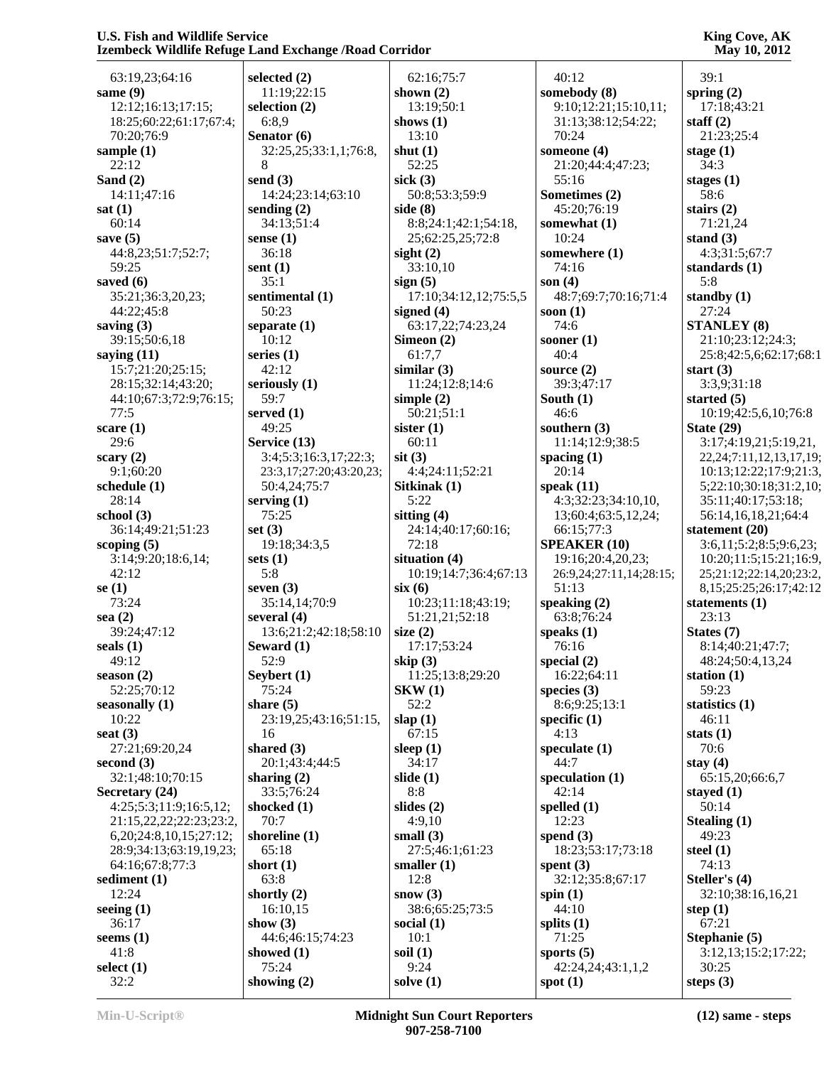63:19,23;64:16
**same (9)**
12:12;16:13;17:15;
18:25;60:22;61:17;67:4;
70:20;76:9
**sample (1)**
22:12
**Sand (2)**
14:11;47:16
**sat (1)**
60:14
**save (5)**
44:8,23;51:7;52:7;
59:25
**saved (6)**
35:21;36:3,20,23;
44:22;45:8
**saving (3)**
39:15;50:6,18
**saying (11)**
15:7;21:20;25:15;
28:15;32:14;43:20;
44:10;67:3;72:9;76:15;
77:5
**scare (1)**
29:6
**scary (2)**
9:1;60:20
**schedule (1)**
28:14
**school (3)**
36:14;49:21;51:23
**scoping (5)**
3:14;9:20;18:6,14;
42:12
**se (1)**
73:24
**sea (2)**
39:24;47:12
**seals (1)**
49:12
**season (2)**
52:25;70:12
**seasonally (1)**
10:22
**seat (3)**
27:21;69:20,24
**second (3)**
32:1;48:10;70:15
**Secretary (24)**
4:25;5:3;11:9;16:5,12;
21:15,22,22;22:23;23:2,
6,20;24:8,10,15;27:12;
28:9;34:13;63:19,19,23;
64:16;67:8;77:3
**sediment (1)**
12:24
**seeing (1)**
36:17
**seems (1)**
41:8
**select (1)**
32:2
**selected (2)**
11:19;22:15
**selection (2)**
6:8,9
**Senator (6)**
32:25,25;33:1,1;76:8,
8
**send (3)**
14:24;23:14;63:10
**sending (2)**
34:13;51:4
**sense (1)**
36:18
**sent (1)**
35:1
**sentimental (1)**
50:23
**separate (1)**
10:12
**series (1)**
42:12
**seriously (1)**
59:7
**served (1)**
49:25
**Service (13)**
3:4;5:3;16:3,17;22:3;
23:3,17;27:20;43:20,23;
50:4,24;75:7
**serving (1)**
75:25
**set (3)**
19:18;34:3,5
**sets (1)**
5:8
**seven (3)**
35:14,14;70:9
**several (4)**
13:6;21:2;42:18;58:10
**Seward (1)**
52:9
**Seybert (1)**
75:24
**share (5)**
23:19,25;43:16;51:15,
16
**shared (3)**
20:1;43:4;44:5
**sharing (2)**
33:5;76:24
**shocked (1)**
70:7
**shoreline (1)**
65:18
**short (1)**
63:8
**shortly (2)**
16:10,15
**show (3)**
44:6;46:15;74:23
**showed (1)**
75:24
**showing (2)**
62:16;75:7
**shown (2)**
13:19;50:1
**shows (1)**
13:10
**shut (1)**
52:25
**sick (3)**
50:8;53:3;59:9
**side (8)**
8:8;24:1;42:1;54:18,
25;62:25,25;72:8
**sight (2)**
33:10,10
**sign (5)**
17:10;34:12,12;75:5,5
**signed (4)**
63:17,22;74:23,24
**Simeon (2)**
61:7,7
**similar (3)**
11:24;12:8;14:6
**simple (2)**
50:21;51:1
**sister (1)**
60:11
**sit (3)**
4:4;24:11;52:21
**Sitkinak (1)**
5:22
**sitting (4)**
24:14;40:17;60:16;
72:18
**situation (4)**
10:19;14:7;36:4;67:13
**six (6)**
10:23;11:18;43:19;
51:21,21;52:18
**size (2)**
17:17;53:24
**skip (3)**
11:25;13:8;29:20
**SKW (1)**
52:2
**slap (1)**
67:15
**sleep (1)**
34:17
**slide (1)**
8:8
**slides (2)**
4:9,10
**small (3)**
27:5;46:1;61:23
**smaller (1)**
12:8
**snow (3)**
38:6;65:25;73:5
**social (1)**
10:1
**soil (1)**
9:24
**solve (1)**
40:12
**somebody (8)**
9:10;12:21;15:10,11;
31:13;38:12;54:22;
70:24
**someone (4)**
21:20;44:4;47:23;
55:16
**Sometimes (2)**
45:20;76:19
**somewhat (1)**
10:24
**somewhere (1)**
74:16
**son (4)**
48:7;69:7;70:16;71:4
**soon (1)**
74:6
**sooner (1)**
40:4
**source (2)**
39:3;47:17
**South (1)**
46:6
**southern (3)**
11:14;12:9;38:5
**spacing (1)**
20:14
**speak (11)**
4:3;32:23;34:10,10,
13;60:4;63:5,12,24;
66:15;77:3
**SPEAKER (10)**
19:16;20:4,20,23;
26:9,24;27:11,14;28:15;
51:13
**speaking (2)**
63:8;76:24
**speaks (1)**
76:16
**special (2)**
16:22;64:11
**species (3)**
8:6;9:25;13:1
**specific (1)**
4:13
**speculate (1)**
44:7
**speculation (1)**
42:14
**spelled (1)**
12:23
**spend (3)**
18:23;53:17;73:18
**spent (3)**
32:12;35:8;67:17
**spin (1)**
44:10
**splits (1)**
71:25
**sports (5)**
42:24,24;43:1,1,2
**spot (1)**
39:1
**spring (2)**
17:18;43:21
**staff (2)**
21:23;25:4
**stage (1)**
34:3
**stages (1)**
58:6
**stairs (2)**
71:21,24
**stand (3)**
4:3;31:5;67:7
**standards (1)**
5:8
**standby (1)**
27:24
**STANLEY (8)**
21:10;23:12;24:3;
25:8;42:5,6;62:17;68:1
**start (3)**
3:3,9;31:18
**started (5)**
10:19;42:5,6,10;76:8
**State (29)**
3:17;4:19,21;5:19,21,
22,24;7:11,12,13,17,19;
10:13;12:22;17:9;21:3,
5;22:10;30:18;31:2,10;
35:11;40:17;53:18;
56:14,16,18,21;64:4
**statement (20)**
3:6,11;5:2;8:5;9:6,23;
10:20;11:5;15:21;16:9,
25;21:12;22:14,20;23:2,
8,15;25:25;26:17;42:12
**statements (1)**
23:13
**States (7)**
8:14;40:21;47:7;
48:24;50:4,13,24
**station (1)**
59:23
**statistics (1)**
46:11
**stats (1)**
70:6
**stay (4)**
65:15,20;66:6,7
**stayed (1)**
50:14
**Stealing (1)**
49:23
**steel (1)**
74:13
**Steller's (4)**
32:10;38:16,16,21
**step (1)**
67:21
**Stephanie (5)**
3:12,13;15:2;17:22;
30:25
**steps (3)**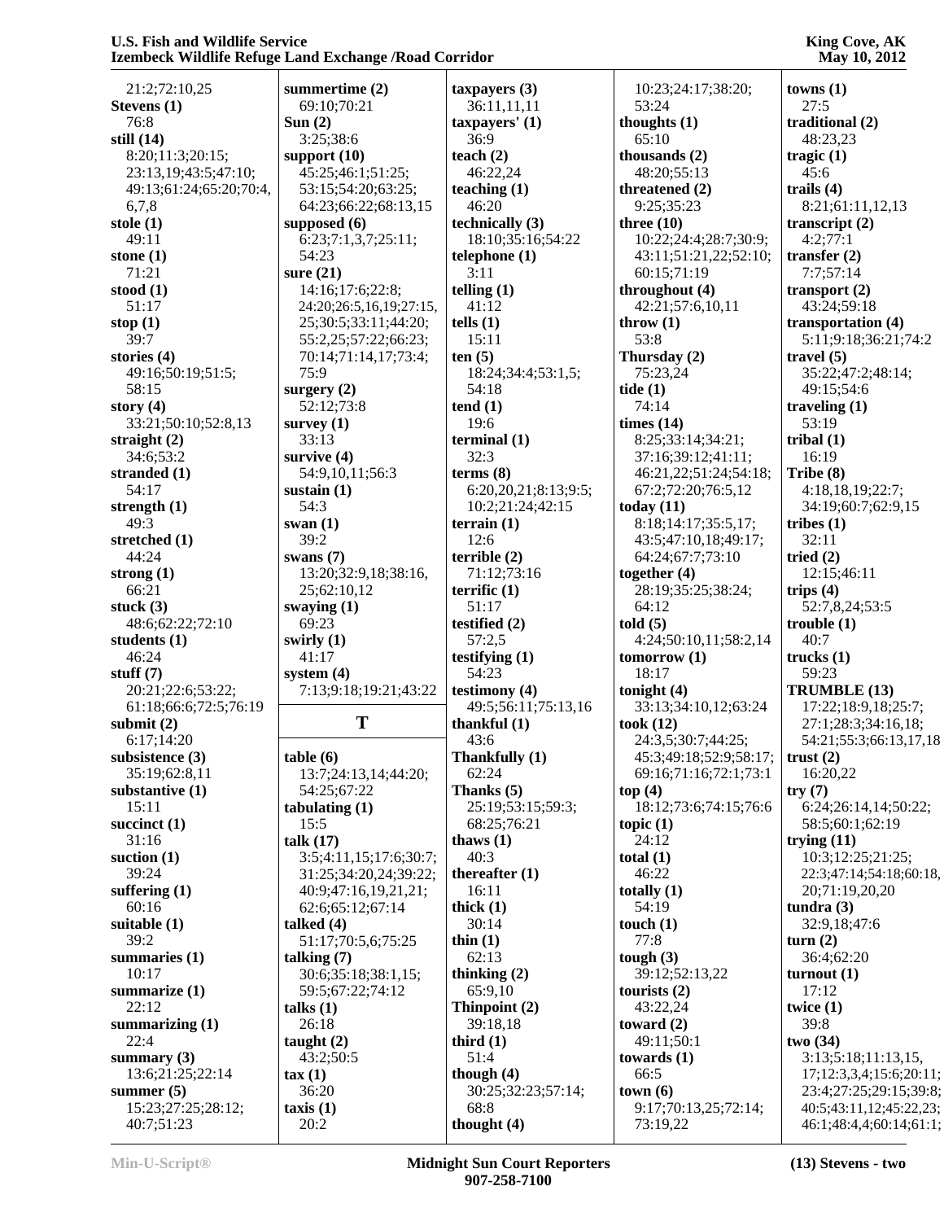21:2;72:10,25
**Stevens (1)**
76:8
**still (14)**
8:20;11:3;20:15;
23:13,19;43:5;47:10;
49:13;61:24;65:20;70:4,
6,7,8
**stole (1)**
49:11
**stone (1)**
71:21
**stood (1)**
51:17
**stop (1)**
39:7
**stories (4)**
49:16;50:19;51:5;
58:15
**story (4)**
33:21;50:10;52:8,13
**straight (2)**
34:6;53:2
**stranded (1)**
54:17
**strength (1)**
49:3
**stretched (1)**
44:24
**strong (1)**
66:21
**stuck (3)**
48:6;62:22;72:10
**students (1)**
46:24
**stuff (7)**
20:21;22:6;53:22;
61:18;66:6;72:5;76:19
**submit (2)**
6:17;14:20
**subsistence (3)**
35:19;62:8,11
**substantive (1)**
15:11
**succinct (1)**
31:16
**suction (1)**
39:24
**suffering (1)**
60:16
**suitable (1)**
39:2
**summaries (1)**
10:17
**summarize (1)**
22:12
**summarizing (1)**
22:4
**summary (3)**
13:6;21:25;22:14
**summer (5)**
15:23;27:25;28:12;
40:7;51:23
**summertime (2)**
69:10;70:21
**Sun (2)**
3:25;38:6
**support (10)**
45:25;46:1;51:25;
53:15;54:20;63:25;
64:23;66:22;68:13,15
**supposed (6)**
6:23;7:1,3,7;25:11;
54:23
**sure (21)**
14:16;17:6;22:8;
24:20;26:5,16,19;27:15,
25;30:5;33:11;44:20;
55:2,25;57:22;66:23;
70:14;71:14,17;73:4;
75:9
**surgery (2)**
52:12;73:8
**survey (1)**
33:13
**survive (4)**
54:9,10,11;56:3
**sustain (1)**
54:3
**swan (1)**
39:2
**swans (7)**
13:20;32:9,18;38:16,
25;62:10,12
**swaying (1)**
69:23
**swirly (1)**
41:17
**system (4)**
7:13;9:18;19:21;43:22

**T**

**table (6)**
13:7;24:13,14;44:20;
54:25;67:22
**tabulating (1)**
15:5
**talk (17)**
3:5;4:11,15;17:6;30:7;
31:25;34:20,24;39:22;
40:9;47:16,19,21,21;
62:6;65:12;67:14
**talked (4)**
51:17;70:5,6;75:25
**talking (7)**
30:6;35:18;38:1,15;
59:5;67:22;74:12
**talks (1)**
26:18
**taught (2)**
43:2;50:5
**tax (1)**
36:20
**taxis (1)**
20:2
**taxpayers (3)**
36:11,11,11
**taxpayers' (1)**
36:9
**teach (2)**
46:22,24
**teaching (1)**
46:20
**technically (3)**
18:10;35:16;54:22
**telephone (1)**
3:11
**telling (1)**
41:12
**tells (1)**
15:11
**ten (5)**
18:24;34:4;53:1,5;
54:18
**tend (1)**
19:6
**terminal (1)**
32:3
**terms (8)**
6:20,20,21;8:13;9:5;
10:2;21:24;42:15
**terrain (1)**
12:6
**terrible (2)**
71:12;73:16
**terrific (1)**
51:17
**testified (2)**
57:2,5
**testifying (1)**
54:23
**testimony (4)**
49:5;56:11;75:13,16
**thankful (1)**
43:6
**Thankfully (1)**
62:24
**Thanks (5)**
25:19;53:15;59:3;
68:25;76:21
**thaws (1)**
40:3
**thereafter (1)**
16:11
**thick (1)**
30:14
**thin (1)**
62:13
**thinking (2)**
65:9,10
**Thinpoint (2)**
39:18,18
**third (1)**
51:4
**though (4)**
30:25;32:23;57:14;
68:8
**thought (4)**
10:23;24:17;38:20;
53:24
**thoughts (1)**
65:10
**thousands (2)**
48:20;55:13
**threatened (2)**
9:25;35:23
**three (10)**
10:22;24:4;28:7;30:9;
43:11;51:21,22;52:10;
60:15;71:19
**throughout (4)**
42:21;57:6,10,11
**throw (1)**
53:8
**Thursday (2)**
75:23,24
**tide (1)**
74:14
**times (14)**
8:25;33:14;34:21;
37:16;39:12;41:11;
46:21,22;51:24;54:18;
67:2;72:20;76:5,12
**today (11)**
8:18;14:17;35:5,17;
43:5;47:10,18;49:17;
64:24;67:7;73:10
**together (4)**
28:19;35:25;38:24;
64:12
**told (5)**
4:24;50:10,11;58:2,14
**tomorrow (1)**
18:17
**tonight (4)**
33:13;34:10,12;63:24
**took (12)**
24:3,5;30:7;44:25;
45:3;49:18;52:9;58:17;
69:16;71:16;72:1;73:1
**top (4)**
18:12;73:6;74:15;76:6
**topic (1)**
24:12
**total (1)**
46:22
**totally (1)**
54:19
**touch (1)**
77:8
**tough (3)**
39:12;52:13,22
**tourists (2)**
43:22,24
**toward (2)**
49:11;50:1
**towards (1)**
66:5
**town (6)**
9:17;70:13,25;72:14;
73:19,22
**towns (1)**
27:5
**traditional (2)**
48:23,23
**tragic (1)**
45:6
**trails (4)**
8:21;61:11,12,13
**transcript (2)**
4:2;77:1
**transfer (2)**
7:7;57:14
**transport (2)**
43:24;59:18
**transportation (4)**
5:11;9:18;36:21;74:2
**travel (5)**
35:22;47:2;48:14;
49:15;54:6
**traveling (1)**
53:19
**tribal (1)**
16:19
**Tribe (8)**
4:18,18,19;22:7;
34:19;60:7;62:9,15
**tribes (1)**
32:11
**tried (2)**
12:15;46:11
**trips (4)**
52:7,8,24;53:5
**trouble (1)**
40:7
**trucks (1)**
59:23
**TRUMBLE (13)**
17:22;18:9,18;25:7;
27:1;28:3;34:16,18;
54:21;55:3;66:13,17,18
**trust (2)**
16:20,22
**try (7)**
6:24;26:14,14;50:22;
58:5;60:1;62:19
**trying (11)**
10:3;12:25;21:25;
22:3;47:14;54:18;60:18,
20;71:19,20,20
**tundra (3)**
32:9,18;47:6
**turn (2)**
36:4;62:20
**turnout (1)**
17:12
**twice (1)**
39:8
**two (34)**
3:13;5:18;11:13,15,
17;12:3,3,4;15:6;20:11;
23:4;27:25;29:15;39:8;
40:5;43:11,12;45:22,23;
46:1;48:4,4;60:14;61:1;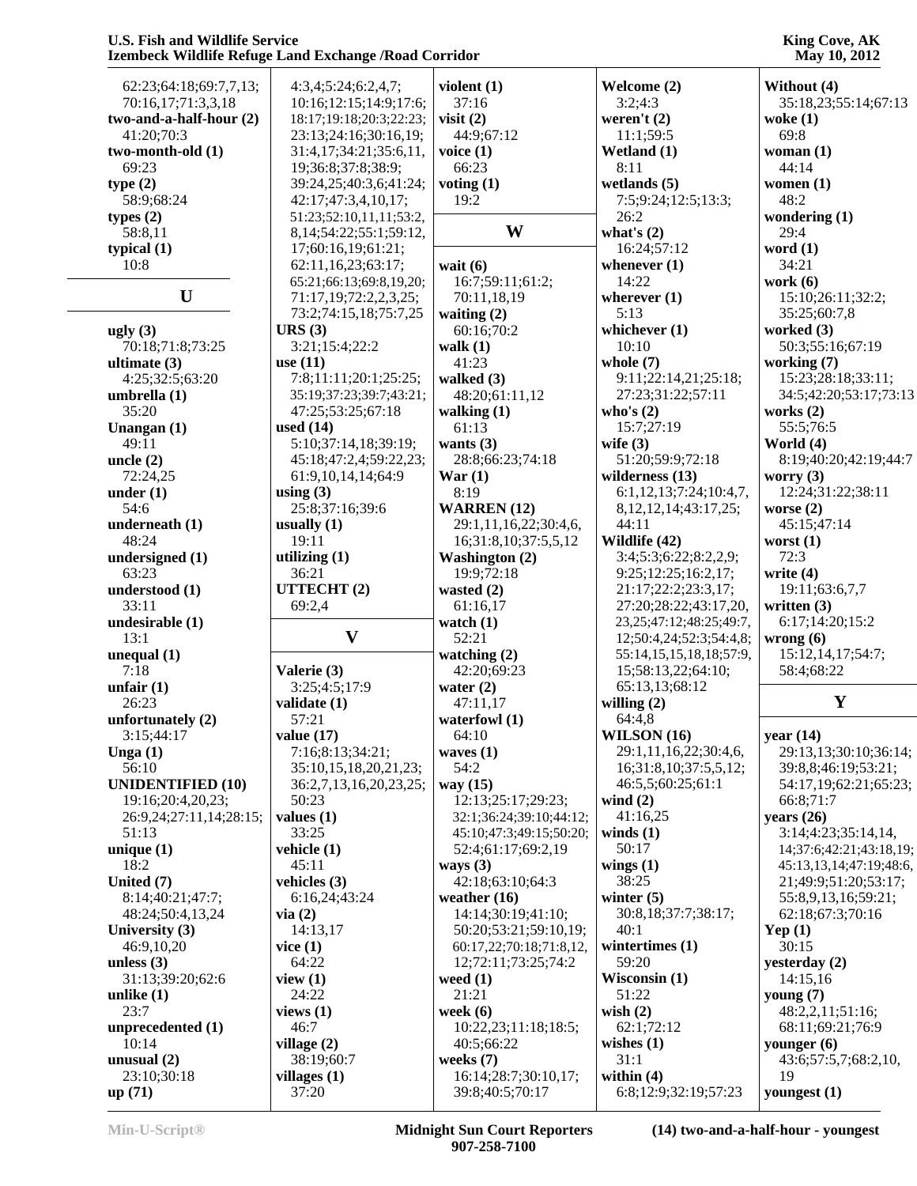62:23;64:18;69:7,7,13;
70:16,17;71:3,3,18

**two-and-a-half-hour (2)**
41:20;70:3

**two-month-old (1)**
69:23

**type (2)**
58:9;68:24

**types (2)**
58:8,11

**typical (1)**
10:8

## U

**ugly (3)**
70:18;71:8;73:25

**ultimate (3)**
4:25;32:5;63:20

**umbrella (1)**
35:20

**Unangan (1)**
49:11

**uncle (2)**
72:24,25

**under (1)**
54:6

**underneath (1)**
48:24

**undersigned (1)**
63:23

**understood (1)**
33:11

**undesirable (1)**
13:1

**unequal (1)**
7:18

**unfair (1)**
26:23

**unfortunately (2)**
3:15;44:17

**Unga (1)**
56:10

**UNIDENTIFIED (10)**
19:16;20:4,20,23;
26:9,24;27:11,14;28:15;
51:13

**unique (1)**
18:2

**United (7)**
8:14;40:21;47:7;
48:24;50:4,13,24

**University (3)**
46:9,10,20

**unless (3)**
31:13;39:20;62:6

**unlike (1)**
23:7

**unprecedented (1)**
10:14

**unusual (2)**
23:10;30:18

**up (71)**
4:3,4;5:24;6:2,4,7;
10:16;12:15;14:9;17:6;
18:17;19:18;20:3;22:23;
23:13;24:16;30:16,19;
31:4,17;34:21;35:6,11,
19;36:8;37:8;38:9;
39:24,25;40:3,6;41:24;
42:17;47:3,4,10,17;
51:23;52:10,11;53:2,
8,14;54:22;55:1;59:12,
17;60:16,19;61:21;
62:11,16,23;63:17;
65:21;66:13;69:8,19,20;
71:17,19;72:2,2,3,25;
73:2;74:15,18;75:7,25

**URS (3)**
3:21;15:4;22:2

**use (11)**
7:8;11:11;20:1;25:25;
35:19;37:23;39:7;43:21;
47:25;53:25;67:18

**used (14)**
5:10;37:14,18;39:19;
45:18;47:2,4;59:22,23;
61:9,10,14,14;64:9

**using (3)**
25:8;37:16;39:6

**usually (1)**
19:11

**utilizing (1)**
36:21

**UTTECHT (2)**
69:2,4

## V

**Valerie (3)**
3:25;4:5;17:9

**validate (1)**
57:21

**value (17)**
7:16;8:13;34:21;
35:10,15,18,20,21,23;
36:2,7,13,16,20,23,25;
50:23

**values (1)**
33:25

**vehicle (1)**
45:11

**vehicles (3)**
6:16,24;43:24

**via (2)**
14:13,17

**vice (1)**
64:22

**view (1)**
24:22

**views (1)**
46:7

**village (2)**
38:19;60:7

**villages (1)**
37:20

**violent (1)**
37:16

**visit (2)**
44:9;67:12

**voice (1)**
66:23

**voting (1)**
19:2

## W

**wait (6)**
16:7;59:11;61:2;
70:11,18,19

**waiting (2)**
60:16;70:2

**walk (1)**
41:23

**walked (3)**
48:20;61:11,12

**walking (1)**
61:13

**wants (3)**
28:8;66:23;74:18

**War (1)**
8:19

**WARREN (12)**
29:1,11,16,22;30:4,6,
16;31:8,10;37:5,5,12

**Washington (2)**
19:9;72:18

**wasted (2)**
61:16,17

**watch (1)**
52:21

**watching (2)**
42:20;69:23

**water (2)**
47:11,17

**waterfowl (1)**
64:10

**waves (1)**
54:2

**way (15)**
12:13;25:17;29:23;
32:1;36:24;39:10;44:12;
45:10;47:3;49:15;50:20;
52:4;61:17;69:2,19

**ways (3)**
42:18;63:10;64:3

**weather (16)**
14:14;30:19;41:10;
50:20;53:21;59:10,19;
60:17,22;70:18;71:8,12,
12;72:11;73:25;74:2

**weed (1)**
21:21

**week (6)**
10:22,23;11:18;18:5;
40:5;66:22

**weeks (7)**
16:14;28:7;30:10,17;
39:8;40:5;70:17

**Welcome (2)**
3:2;4:3

**weren't (2)**
11:1;59:5

**Wetland (1)**
8:11

**wetlands (5)**
7:5;9:24;12:5;13:3;
26:2

**what's (2)**
16:24;57:12

**whenever (1)**
14:22

**wherever (1)**
5:13

**whichever (1)**
10:10

**whole (7)**
9:11;22:14,21;25:18;
27:23;31:22;57:11

**who's (2)**
15:7;27:19

**wife (3)**
51:20;59:9;72:18

**wilderness (13)**
6:1,12,13;7:24;10:4,7,
8,12,12,14;43:17,25;
44:11

**Wildlife (42)**
3:4;5:3;6:22;8:2,2,9;
9:25;12:25;16:2,17;
21:17;22:2;23:3,17;
27:20;28:22;43:17,20,
23,25;47:12;48:25;49:7,
12;50:4,24;52:3;54:4,8;
55:14,15,15,18,18;57:9,
15;58:13,22;64:10;
65:13,13;68:12

**willing (2)**
64:4,8

**WILSON (16)**
29:1,11,16,22;30:4,6,
16;31:8,10;37:5,5,12;
46:5,5;60:25;61:1

**wind (2)**
41:16,25

**winds (1)**
50:17

**wings (1)**
38:25

**winter (5)**
30:8,18;37:7;38:17;
40:1

**wintertimes (1)**
59:20

**Wisconsin (1)**
51:22

**wish (2)**
62:1;72:12

**wishes (1)**
31:1

**within (4)**
6:8;12:9;32:19;57:23

**Without (4)**
35:18,23;55:14;67:13

**woke (1)**
69:8

**woman (1)**
44:14

**women (1)**
48:2

**wondering (1)**
29:4

**word (1)**
34:21

**work (6)**
15:10;26:11;32:2;
35:25;60:7,8

**worked (3)**
50:3;55:16;67:19

**working (7)**
15:23;28:18;33:11;
34:5;42:20;53:17;73:13

**works (2)**
55:5;76:5

**World (4)**
8:19;40:20;42:19;44:7

**worry (3)**
12:24;31:22;38:11

**worse (2)**
45:15;47:14

**worst (1)**
72:3

**write (4)**
19:11;63:6,7,7

**written (3)**
6:17;14:20;15:2

**wrong (6)**
15:12,14,17;54:7;
58:4;68:22

## Y

**year (14)**
29:13,13;30:10;36:14;
39:8,8;46:19;53:21;
54:17,19;62:21;65:23;
66:8;71:7

**years (26)**
3:14;4:23;35:14,14,
14;37:6;42:21;43:18,19;
45:13,13,14;47:19;48:6,
21;49:9;51:20;53:17;
55:8,9,13,16;59:21;
62:18;67:3;70:16

**Yep (1)**
30:15

**yesterday (2)**
14:15,16

**young (7)**
48:2,2,11;51:16;
68:11;69:21;76:9

**younger (6)**
43:6;57:5,7;68:2,10,
19

**youngest (1)**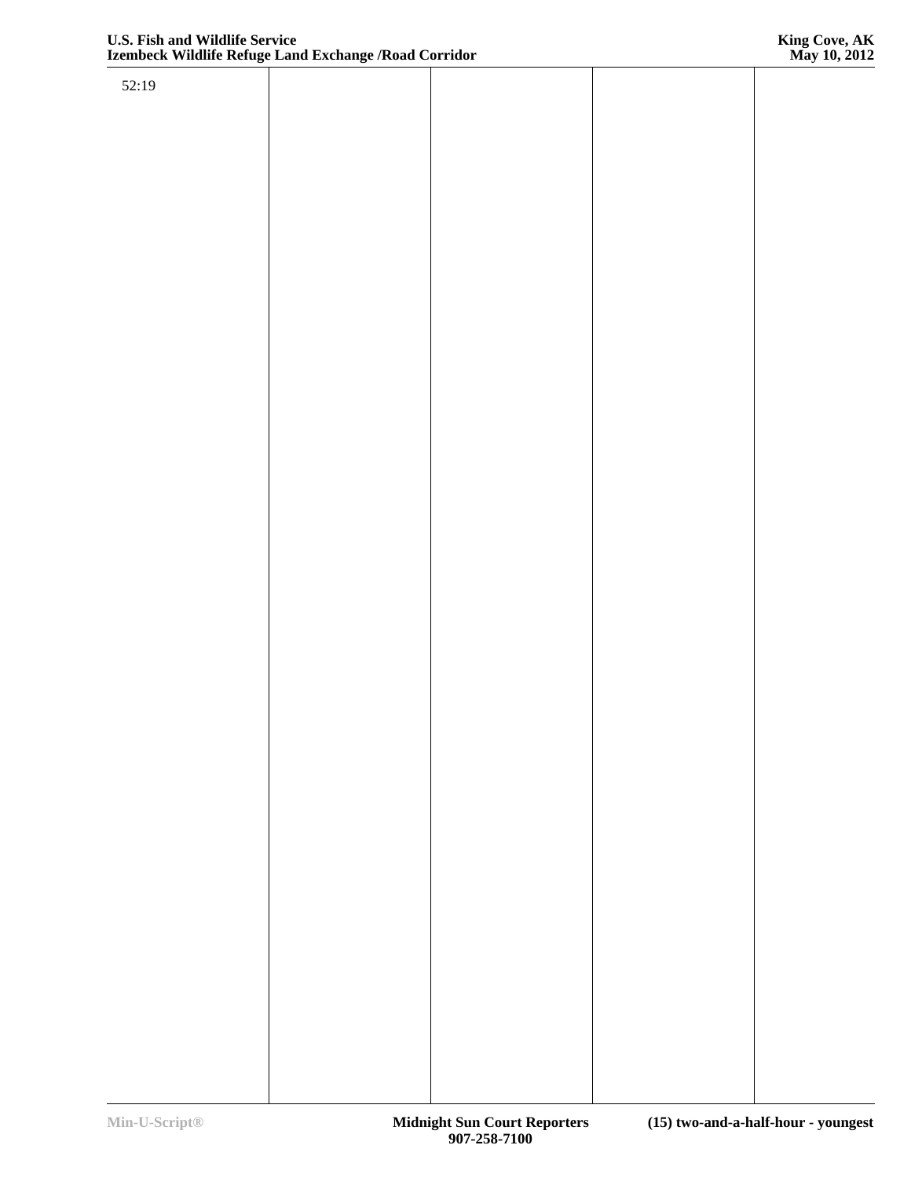52:19